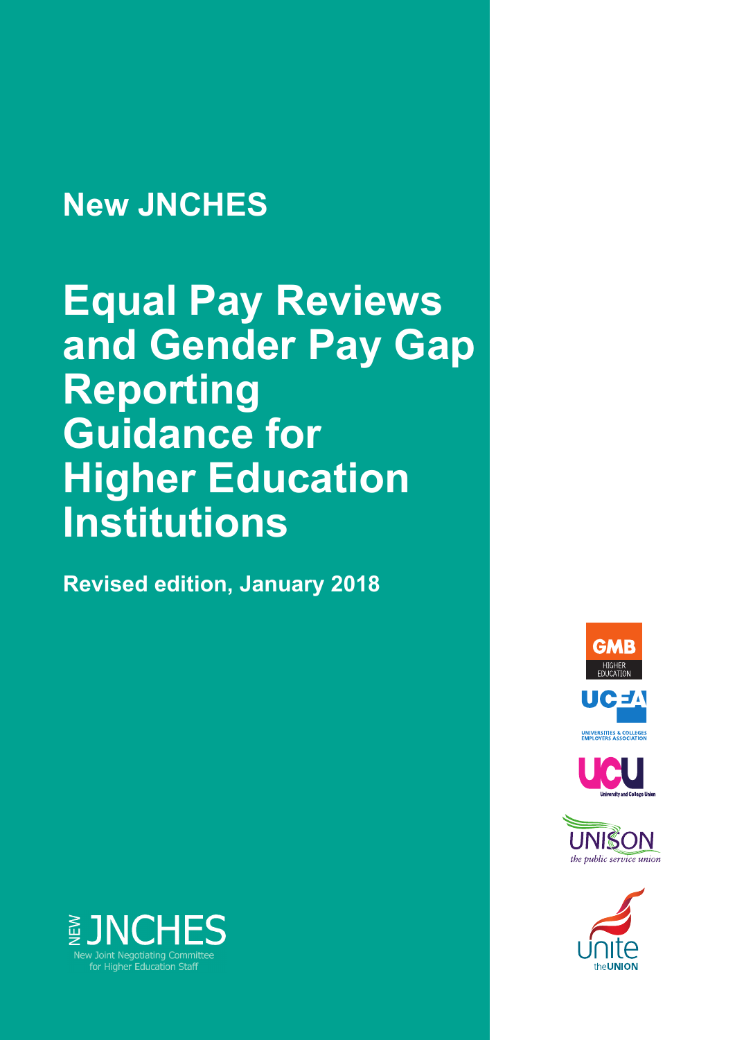New JNCHES

# Equal Pay Reviews and Gender Pay Gap Reporting Guidance for Higher Education Institutions

**Revised edition, January 2018**

GMB HIGHER EDUCATION

UCEA UNIVERSITIES & COLLEGES EMPLOYERS ASSOCIATION

UCU University and College Union

UNISON the public service union

Unite the UNION

NEW JNCHES New Joint Negotiating Committee for Higher Education Staff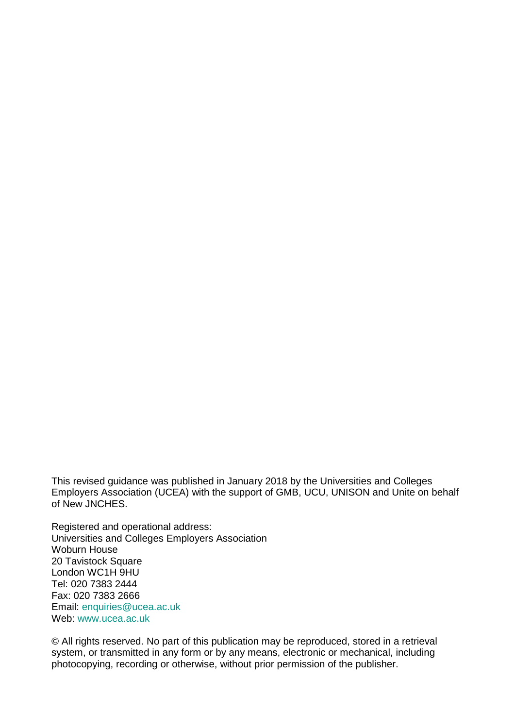This revised guidance was published in January 2018 by the Universities and Colleges Employers Association (UCEA) with the support of GMB, UCU, UNISON and Unite on behalf of New JNCHES.

Registered and operational address:
Universities and Colleges Employers Association
Woburn House
20 Tavistock Square
London WC1H 9HU
Tel: 020 7383 2444
Fax: 020 7383 2666
Email: enquiries@ucea.ac.uk
Web: www.ucea.ac.uk

© All rights reserved. No part of this publication may be reproduced, stored in a retrieval system, or transmitted in any form or by any means, electronic or mechanical, including photocopying, recording or otherwise, without prior permission of the publisher.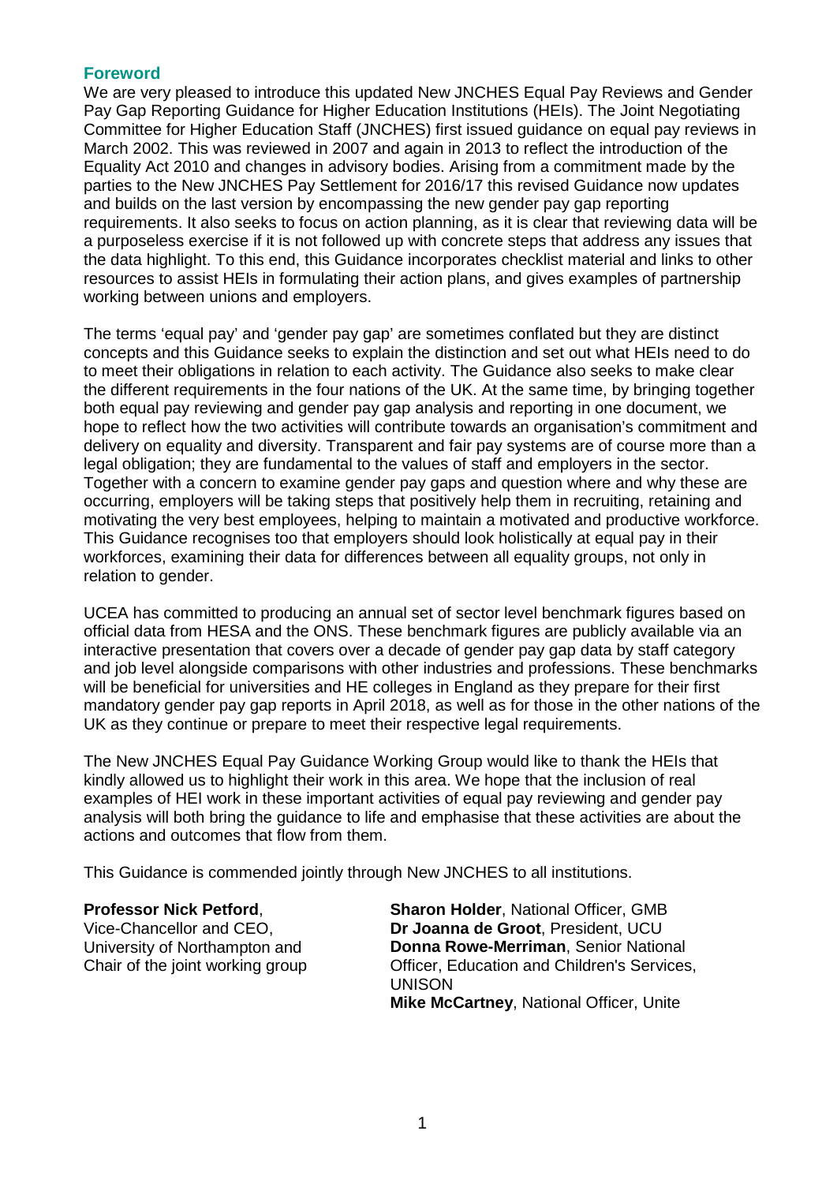## Foreword

We are very pleased to introduce this updated New JNCHES Equal Pay Reviews and Gender Pay Gap Reporting Guidance for Higher Education Institutions (HEIs). The Joint Negotiating Committee for Higher Education Staff (JNCHES) first issued guidance on equal pay reviews in March 2002. This was reviewed in 2007 and again in 2013 to reflect the introduction of the Equality Act 2010 and changes in advisory bodies. Arising from a commitment made by the parties to the New JNCHES Pay Settlement for 2016/17 this revised Guidance now updates and builds on the last version by encompassing the new gender pay gap reporting requirements. It also seeks to focus on action planning, as it is clear that reviewing data will be a purposeless exercise if it is not followed up with concrete steps that address any issues that the data highlight. To this end, this Guidance incorporates checklist material and links to other resources to assist HEIs in formulating their action plans, and gives examples of partnership working between unions and employers.

The terms 'equal pay' and 'gender pay gap' are sometimes conflated but they are distinct concepts and this Guidance seeks to explain the distinction and set out what HEIs need to do to meet their obligations in relation to each activity. The Guidance also seeks to make clear the different requirements in the four nations of the UK. At the same time, by bringing together both equal pay reviewing and gender pay gap analysis and reporting in one document, we hope to reflect how the two activities will contribute towards an organisation's commitment and delivery on equality and diversity. Transparent and fair pay systems are of course more than a legal obligation; they are fundamental to the values of staff and employers in the sector. Together with a concern to examine gender pay gaps and question where and why these are occurring, employers will be taking steps that positively help them in recruiting, retaining and motivating the very best employees, helping to maintain a motivated and productive workforce. This Guidance recognises too that employers should look holistically at equal pay in their workforces, examining their data for differences between all equality groups, not only in relation to gender.

UCEA has committed to producing an annual set of sector level benchmark figures based on official data from HESA and the ONS. These benchmark figures are publicly available via an interactive presentation that covers over a decade of gender pay gap data by staff category and job level alongside comparisons with other industries and professions. These benchmarks will be beneficial for universities and HE colleges in England as they prepare for their first mandatory gender pay gap reports in April 2018, as well as for those in the other nations of the UK as they continue or prepare to meet their respective legal requirements.

The New JNCHES Equal Pay Guidance Working Group would like to thank the HEIs that kindly allowed us to highlight their work in this area. We hope that the inclusion of real examples of HEI work in these important activities of equal pay reviewing and gender pay analysis will both bring the guidance to life and emphasise that these activities are about the actions and outcomes that flow from them.

This Guidance is commended jointly through New JNCHES to all institutions.

**Professor Nick Petford**,
Vice-Chancellor and CEO,
University of Northampton and
Chair of the joint working group

**Sharon Holder**, National Officer, GMB
**Dr Joanna de Groot**, President, UCU
**Donna Rowe-Merriman**, Senior National Officer, Education and Children's Services, UNISON
**Mike McCartney**, National Officer, Unite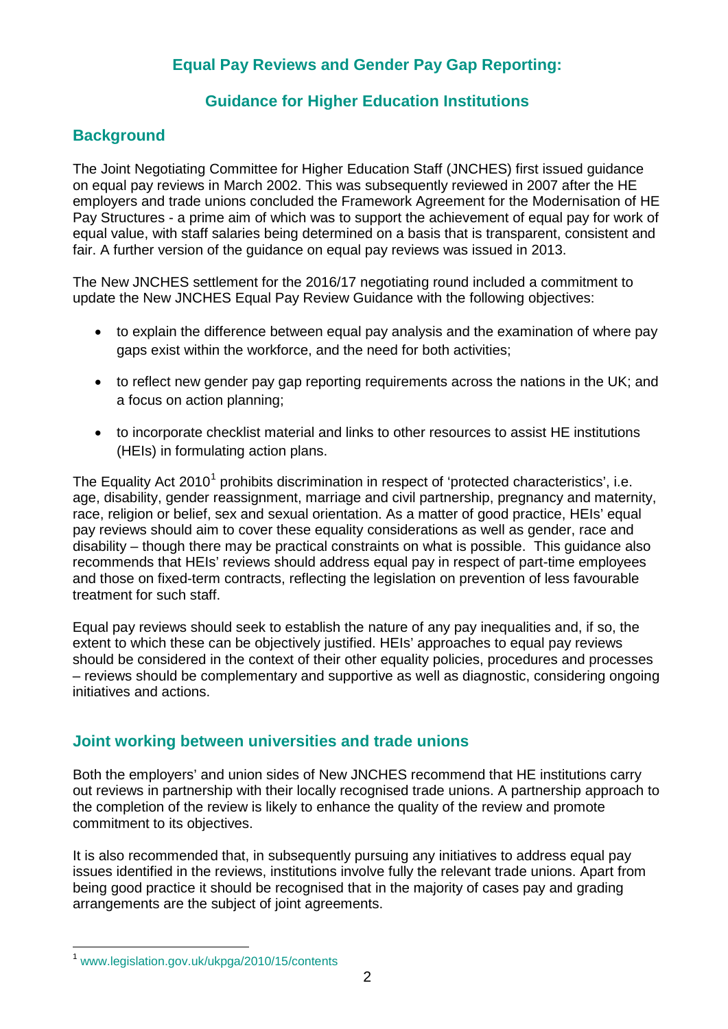# Equal Pay Reviews and Gender Pay Gap Reporting:

# Guidance for Higher Education Institutions

## Background

The Joint Negotiating Committee for Higher Education Staff (JNCHES) first issued guidance on equal pay reviews in March 2002. This was subsequently reviewed in 2007 after the HE employers and trade unions concluded the Framework Agreement for the Modernisation of HE Pay Structures - a prime aim of which was to support the achievement of equal pay for work of equal value, with staff salaries being determined on a basis that is transparent, consistent and fair. A further version of the guidance on equal pay reviews was issued in 2013.

The New JNCHES settlement for the 2016/17 negotiating round included a commitment to update the New JNCHES Equal Pay Review Guidance with the following objectives:

- to explain the difference between equal pay analysis and the examination of where pay gaps exist within the workforce, and the need for both activities;
- to reflect new gender pay gap reporting requirements across the nations in the UK; and a focus on action planning;
- to incorporate checklist material and links to other resources to assist HE institutions (HEIs) in formulating action plans.

The Equality Act 2010[1] prohibits discrimination in respect of 'protected characteristics', i.e. age, disability, gender reassignment, marriage and civil partnership, pregnancy and maternity, race, religion or belief, sex and sexual orientation. As a matter of good practice, HEIs' equal pay reviews should aim to cover these equality considerations as well as gender, race and disability – though there may be practical constraints on what is possible. This guidance also recommends that HEIs' reviews should address equal pay in respect of part-time employees and those on fixed-term contracts, reflecting the legislation on prevention of less favourable treatment for such staff.

Equal pay reviews should seek to establish the nature of any pay inequalities and, if so, the extent to which these can be objectively justified. HEIs' approaches to equal pay reviews should be considered in the context of their other equality policies, procedures and processes – reviews should be complementary and supportive as well as diagnostic, considering ongoing initiatives and actions.

## Joint working between universities and trade unions

Both the employers' and union sides of New JNCHES recommend that HE institutions carry out reviews in partnership with their locally recognised trade unions. A partnership approach to the completion of the review is likely to enhance the quality of the review and promote commitment to its objectives.

It is also recommended that, in subsequently pursuing any initiatives to address equal pay issues identified in the reviews, institutions involve fully the relevant trade unions. Apart from being good practice it should be recognised that in the majority of cases pay and grading arrangements are the subject of joint agreements.

---

[1] www.legislation.gov.uk/ukpga/2010/15/contents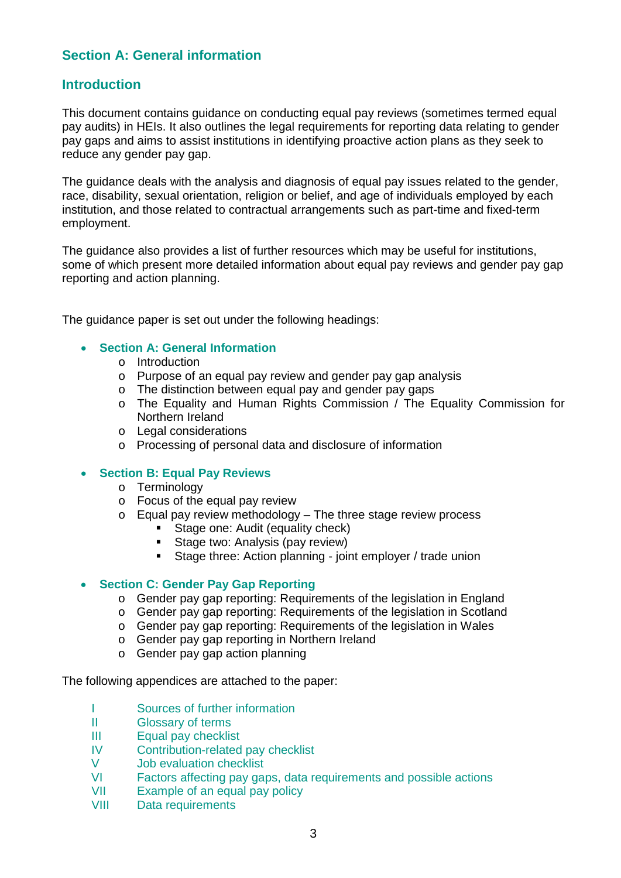## Section A: General information

## Introduction

This document contains guidance on conducting equal pay reviews (sometimes termed equal pay audits) in HEIs. It also outlines the legal requirements for reporting data relating to gender pay gaps and aims to assist institutions in identifying proactive action plans as they seek to reduce any gender pay gap.

The guidance deals with the analysis and diagnosis of equal pay issues related to the gender, race, disability, sexual orientation, religion or belief, and age of individuals employed by each institution, and those related to contractual arrangements such as part-time and fixed-term employment.

The guidance also provides a list of further resources which may be useful for institutions, some of which present more detailed information about equal pay reviews and gender pay gap reporting and action planning.

The guidance paper is set out under the following headings:

- **Section A: General Information**
  - Introduction
  - Purpose of an equal pay review and gender pay gap analysis
  - The distinction between equal pay and gender pay gaps
  - The Equality and Human Rights Commission / The Equality Commission for Northern Ireland
  - Legal considerations
  - Processing of personal data and disclosure of information
- **Section B: Equal Pay Reviews**
  - Terminology
  - Focus of the equal pay review
  - Equal pay review methodology – The three stage review process
    - Stage one: Audit (equality check)
    - Stage two: Analysis (pay review)
    - Stage three: Action planning - joint employer / trade union
- **Section C: Gender Pay Gap Reporting**
  - Gender pay gap reporting: Requirements of the legislation in England
  - Gender pay gap reporting: Requirements of the legislation in Scotland
  - Gender pay gap reporting: Requirements of the legislation in Wales
  - Gender pay gap reporting in Northern Ireland
  - Gender pay gap action planning

The following appendices are attached to the paper:

- I Sources of further information
- II Glossary of terms
- III Equal pay checklist
- IV Contribution-related pay checklist
- V Job evaluation checklist
- VI Factors affecting pay gaps, data requirements and possible actions
- VII Example of an equal pay policy
- VIII Data requirements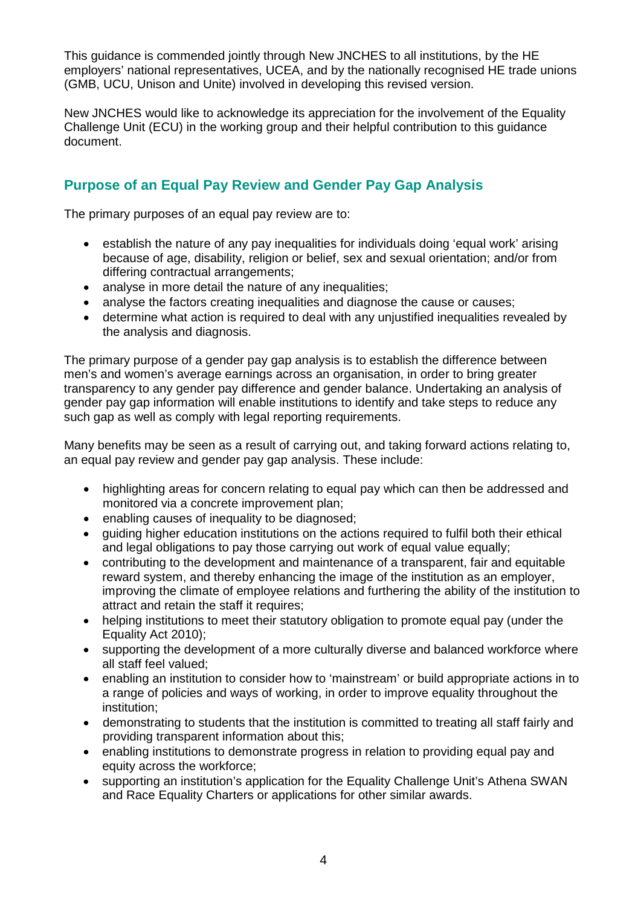This guidance is commended jointly through New JNCHES to all institutions, by the HE employers' national representatives, UCEA, and by the nationally recognised HE trade unions (GMB, UCU, Unison and Unite) involved in developing this revised version.

New JNCHES would like to acknowledge its appreciation for the involvement of the Equality Challenge Unit (ECU) in the working group and their helpful contribution to this guidance document.

## Purpose of an Equal Pay Review and Gender Pay Gap Analysis

The primary purposes of an equal pay review are to:

- establish the nature of any pay inequalities for individuals doing 'equal work' arising because of age, disability, religion or belief, sex and sexual orientation; and/or from differing contractual arrangements;
- analyse in more detail the nature of any inequalities;
- analyse the factors creating inequalities and diagnose the cause or causes;
- determine what action is required to deal with any unjustified inequalities revealed by the analysis and diagnosis.

The primary purpose of a gender pay gap analysis is to establish the difference between men's and women's average earnings across an organisation, in order to bring greater transparency to any gender pay difference and gender balance. Undertaking an analysis of gender pay gap information will enable institutions to identify and take steps to reduce any such gap as well as comply with legal reporting requirements.

Many benefits may be seen as a result of carrying out, and taking forward actions relating to, an equal pay review and gender pay gap analysis. These include:

- highlighting areas for concern relating to equal pay which can then be addressed and monitored via a concrete improvement plan;
- enabling causes of inequality to be diagnosed;
- guiding higher education institutions on the actions required to fulfil both their ethical and legal obligations to pay those carrying out work of equal value equally;
- contributing to the development and maintenance of a transparent, fair and equitable reward system, and thereby enhancing the image of the institution as an employer, improving the climate of employee relations and furthering the ability of the institution to attract and retain the staff it requires;
- helping institutions to meet their statutory obligation to promote equal pay (under the Equality Act 2010);
- supporting the development of a more culturally diverse and balanced workforce where all staff feel valued;
- enabling an institution to consider how to 'mainstream' or build appropriate actions in to a range of policies and ways of working, in order to improve equality throughout the institution;
- demonstrating to students that the institution is committed to treating all staff fairly and providing transparent information about this;
- enabling institutions to demonstrate progress in relation to providing equal pay and equity across the workforce;
- supporting an institution's application for the Equality Challenge Unit's Athena SWAN and Race Equality Charters or applications for other similar awards.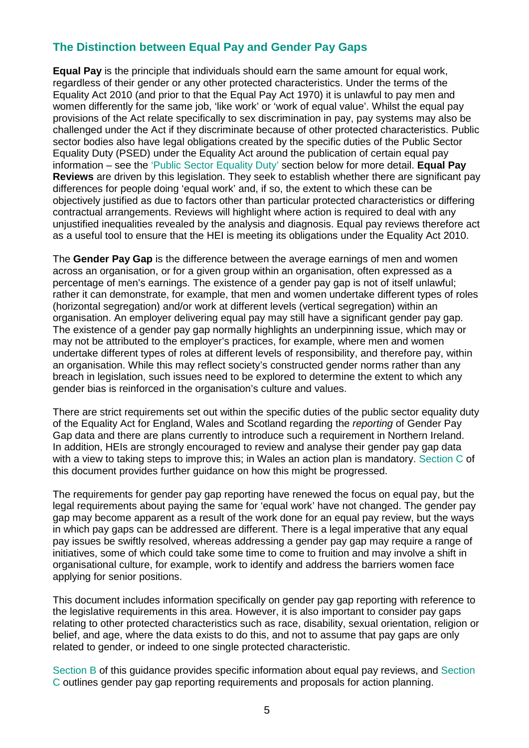## The Distinction between Equal Pay and Gender Pay Gaps

**Equal Pay** is the principle that individuals should earn the same amount for equal work, regardless of their gender or any other protected characteristics. Under the terms of the Equality Act 2010 (and prior to that the Equal Pay Act 1970) it is unlawful to pay men and women differently for the same job, 'like work' or 'work of equal value'. Whilst the equal pay provisions of the Act relate specifically to sex discrimination in pay, pay systems may also be challenged under the Act if they discriminate because of other protected characteristics. Public sector bodies also have legal obligations created by the specific duties of the Public Sector Equality Duty (PSED) under the Equality Act around the publication of certain equal pay information – see the 'Public Sector Equality Duty' section below for more detail. **Equal Pay Reviews** are driven by this legislation. They seek to establish whether there are significant pay differences for people doing 'equal work' and, if so, the extent to which these can be objectively justified as due to factors other than particular protected characteristics or differing contractual arrangements. Reviews will highlight where action is required to deal with any unjustified inequalities revealed by the analysis and diagnosis. Equal pay reviews therefore act as a useful tool to ensure that the HEI is meeting its obligations under the Equality Act 2010.

The **Gender Pay Gap** is the difference between the average earnings of men and women across an organisation, or for a given group within an organisation, often expressed as a percentage of men's earnings. The existence of a gender pay gap is not of itself unlawful; rather it can demonstrate, for example, that men and women undertake different types of roles (horizontal segregation) and/or work at different levels (vertical segregation) within an organisation. An employer delivering equal pay may still have a significant gender pay gap. The existence of a gender pay gap normally highlights an underpinning issue, which may or may not be attributed to the employer's practices, for example, where men and women undertake different types of roles at different levels of responsibility, and therefore pay, within an organisation. While this may reflect society's constructed gender norms rather than any breach in legislation, such issues need to be explored to determine the extent to which any gender bias is reinforced in the organisation's culture and values.

There are strict requirements set out within the specific duties of the public sector equality duty of the Equality Act for England, Wales and Scotland regarding the *reporting* of Gender Pay Gap data and there are plans currently to introduce such a requirement in Northern Ireland. In addition, HEIs are strongly encouraged to review and analyse their gender pay gap data with a view to taking steps to improve this; in Wales an action plan is mandatory. Section C of this document provides further guidance on how this might be progressed.

The requirements for gender pay gap reporting have renewed the focus on equal pay, but the legal requirements about paying the same for 'equal work' have not changed. The gender pay gap may become apparent as a result of the work done for an equal pay review, but the ways in which pay gaps can be addressed are different. There is a legal imperative that any equal pay issues be swiftly resolved, whereas addressing a gender pay gap may require a range of initiatives, some of which could take some time to come to fruition and may involve a shift in organisational culture, for example, work to identify and address the barriers women face applying for senior positions.

This document includes information specifically on gender pay gap reporting with reference to the legislative requirements in this area. However, it is also important to consider pay gaps relating to other protected characteristics such as race, disability, sexual orientation, religion or belief, and age, where the data exists to do this, and not to assume that pay gaps are only related to gender, or indeed to one single protected characteristic.

Section B of this guidance provides specific information about equal pay reviews, and Section C outlines gender pay gap reporting requirements and proposals for action planning.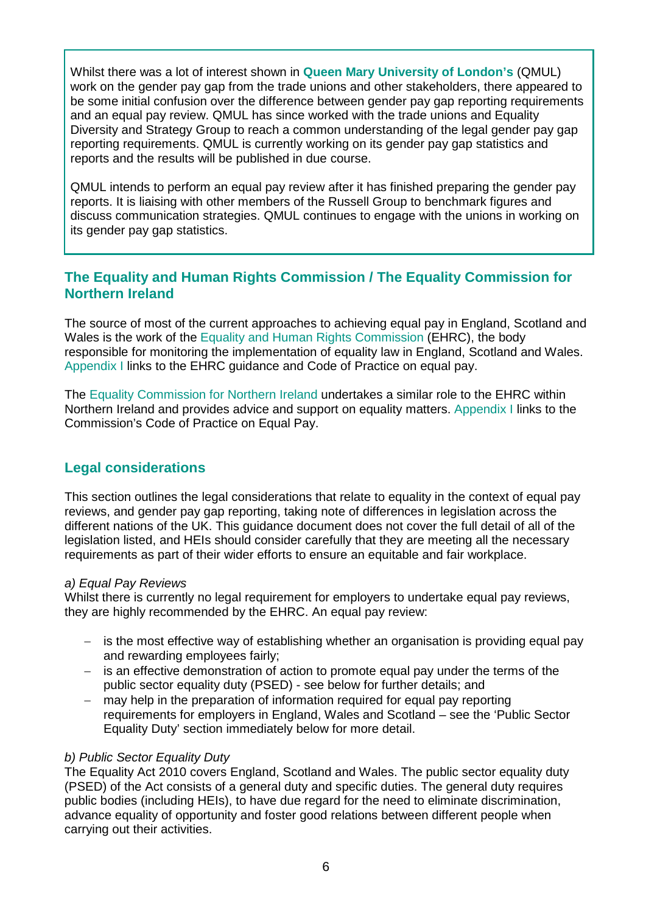Whilst there was a lot of interest shown in **Queen Mary University of London's** (QMUL) work on the gender pay gap from the trade unions and other stakeholders, there appeared to be some initial confusion over the difference between gender pay gap reporting requirements and an equal pay review. QMUL has since worked with the trade unions and Equality Diversity and Strategy Group to reach a common understanding of the legal gender pay gap reporting requirements. QMUL is currently working on its gender pay gap statistics and reports and the results will be published in due course.

QMUL intends to perform an equal pay review after it has finished preparing the gender pay reports. It is liaising with other members of the Russell Group to benchmark figures and discuss communication strategies. QMUL continues to engage with the unions in working on its gender pay gap statistics.

## The Equality and Human Rights Commission / The Equality Commission for Northern Ireland

The source of most of the current approaches to achieving equal pay in England, Scotland and Wales is the work of the Equality and Human Rights Commission (EHRC), the body responsible for monitoring the implementation of equality law in England, Scotland and Wales. Appendix I links to the EHRC guidance and Code of Practice on equal pay.

The Equality Commission for Northern Ireland undertakes a similar role to the EHRC within Northern Ireland and provides advice and support on equality matters. Appendix I links to the Commission's Code of Practice on Equal Pay.

## Legal considerations

This section outlines the legal considerations that relate to equality in the context of equal pay reviews, and gender pay gap reporting, taking note of differences in legislation across the different nations of the UK. This guidance document does not cover the full detail of all of the legislation listed, and HEIs should consider carefully that they are meeting all the necessary requirements as part of their wider efforts to ensure an equitable and fair workplace.

*a) Equal Pay Reviews*
Whilst there is currently no legal requirement for employers to undertake equal pay reviews, they are highly recommended by the EHRC. An equal pay review:

- is the most effective way of establishing whether an organisation is providing equal pay and rewarding employees fairly;
- is an effective demonstration of action to promote equal pay under the terms of the public sector equality duty (PSED) - see below for further details; and
- may help in the preparation of information required for equal pay reporting requirements for employers in England, Wales and Scotland – see the 'Public Sector Equality Duty' section immediately below for more detail.

*b) Public Sector Equality Duty*
The Equality Act 2010 covers England, Scotland and Wales. The public sector equality duty (PSED) of the Act consists of a general duty and specific duties. The general duty requires public bodies (including HEIs), to have due regard for the need to eliminate discrimination, advance equality of opportunity and foster good relations between different people when carrying out their activities.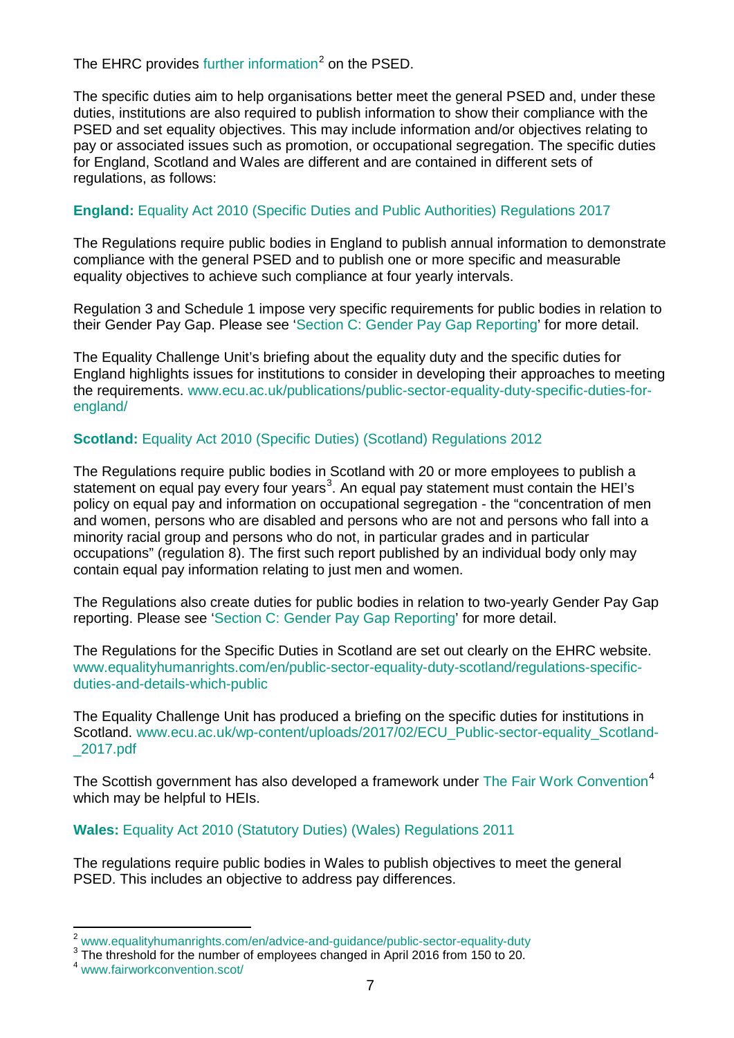The EHRC provides further information[2] on the PSED.

The specific duties aim to help organisations better meet the general PSED and, under these duties, institutions are also required to publish information to show their compliance with the PSED and set equality objectives. This may include information and/or objectives relating to pay or associated issues such as promotion, or occupational segregation. The specific duties for England, Scotland and Wales are different and are contained in different sets of regulations, as follows:

**England:** Equality Act 2010 (Specific Duties and Public Authorities) Regulations 2017

The Regulations require public bodies in England to publish annual information to demonstrate compliance with the general PSED and to publish one or more specific and measurable equality objectives to achieve such compliance at four yearly intervals.

Regulation 3 and Schedule 1 impose very specific requirements for public bodies in relation to their Gender Pay Gap. Please see 'Section C: Gender Pay Gap Reporting' for more detail.

The Equality Challenge Unit's briefing about the equality duty and the specific duties for England highlights issues for institutions to consider in developing their approaches to meeting the requirements. www.ecu.ac.uk/publications/public-sector-equality-duty-specific-duties-for-england/

**Scotland:** Equality Act 2010 (Specific Duties) (Scotland) Regulations 2012

The Regulations require public bodies in Scotland with 20 or more employees to publish a statement on equal pay every four years[3]. An equal pay statement must contain the HEI's policy on equal pay and information on occupational segregation - the "concentration of men and women, persons who are disabled and persons who are not and persons who fall into a minority racial group and persons who do not, in particular grades and in particular occupations" (regulation 8). The first such report published by an individual body only may contain equal pay information relating to just men and women.

The Regulations also create duties for public bodies in relation to two-yearly Gender Pay Gap reporting. Please see 'Section C: Gender Pay Gap Reporting' for more detail.

The Regulations for the Specific Duties in Scotland are set out clearly on the EHRC website. www.equalityhumanrights.com/en/public-sector-equality-duty-scotland/regulations-specific-duties-and-details-which-public

The Equality Challenge Unit has produced a briefing on the specific duties for institutions in Scotland. www.ecu.ac.uk/wp-content/uploads/2017/02/ECU_Public-sector-equality_Scotland-_2017.pdf

The Scottish government has also developed a framework under The Fair Work Convention[4] which may be helpful to HEIs.

**Wales:** Equality Act 2010 (Statutory Duties) (Wales) Regulations 2011

The regulations require public bodies in Wales to publish objectives to meet the general PSED. This includes an objective to address pay differences.

---

[2] www.equalityhumanrights.com/en/advice-and-guidance/public-sector-equality-duty

[3] The threshold for the number of employees changed in April 2016 from 150 to 20.

[4] www.fairworkconvention.scot/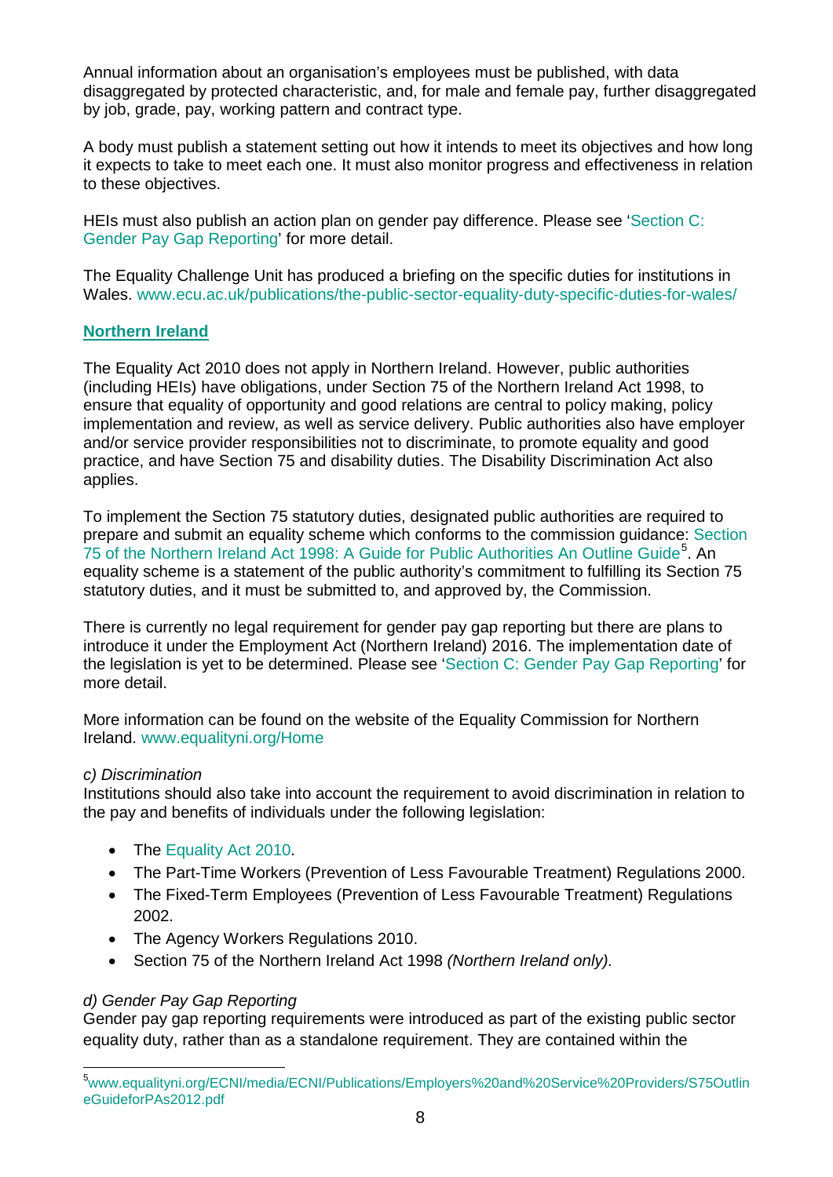Annual information about an organisation's employees must be published, with data disaggregated by protected characteristic, and, for male and female pay, further disaggregated by job, grade, pay, working pattern and contract type.

A body must publish a statement setting out how it intends to meet its objectives and how long it expects to take to meet each one. It must also monitor progress and effectiveness in relation to these objectives.

HEIs must also publish an action plan on gender pay difference. Please see 'Section C: Gender Pay Gap Reporting' for more detail.

The Equality Challenge Unit has produced a briefing on the specific duties for institutions in Wales. www.ecu.ac.uk/publications/the-public-sector-equality-duty-specific-duties-for-wales/

**Northern Ireland**

The Equality Act 2010 does not apply in Northern Ireland. However, public authorities (including HEIs) have obligations, under Section 75 of the Northern Ireland Act 1998, to ensure that equality of opportunity and good relations are central to policy making, policy implementation and review, as well as service delivery. Public authorities also have employer and/or service provider responsibilities not to discriminate, to promote equality and good practice, and have Section 75 and disability duties. The Disability Discrimination Act also applies.

To implement the Section 75 statutory duties, designated public authorities are required to prepare and submit an equality scheme which conforms to the commission guidance: Section 75 of the Northern Ireland Act 1998: A Guide for Public Authorities An Outline Guide[5]. An equality scheme is a statement of the public authority's commitment to fulfilling its Section 75 statutory duties, and it must be submitted to, and approved by, the Commission.

There is currently no legal requirement for gender pay gap reporting but there are plans to introduce it under the Employment Act (Northern Ireland) 2016. The implementation date of the legislation is yet to be determined. Please see 'Section C: Gender Pay Gap Reporting' for more detail.

More information can be found on the website of the Equality Commission for Northern Ireland. www.equalityni.org/Home

*c) Discrimination*

Institutions should also take into account the requirement to avoid discrimination in relation to the pay and benefits of individuals under the following legislation:

- The Equality Act 2010.
- The Part-Time Workers (Prevention of Less Favourable Treatment) Regulations 2000.
- The Fixed-Term Employees (Prevention of Less Favourable Treatment) Regulations 2002.
- The Agency Workers Regulations 2010.
- Section 75 of the Northern Ireland Act 1998 *(Northern Ireland only).*

*d) Gender Pay Gap Reporting*

Gender pay gap reporting requirements were introduced as part of the existing public sector equality duty, rather than as a standalone requirement. They are contained within the

[5] www.equalityni.org/ECNI/media/ECNI/Publications/Employers%20and%20Service%20Providers/S75OutlineGuideforPAs2012.pdf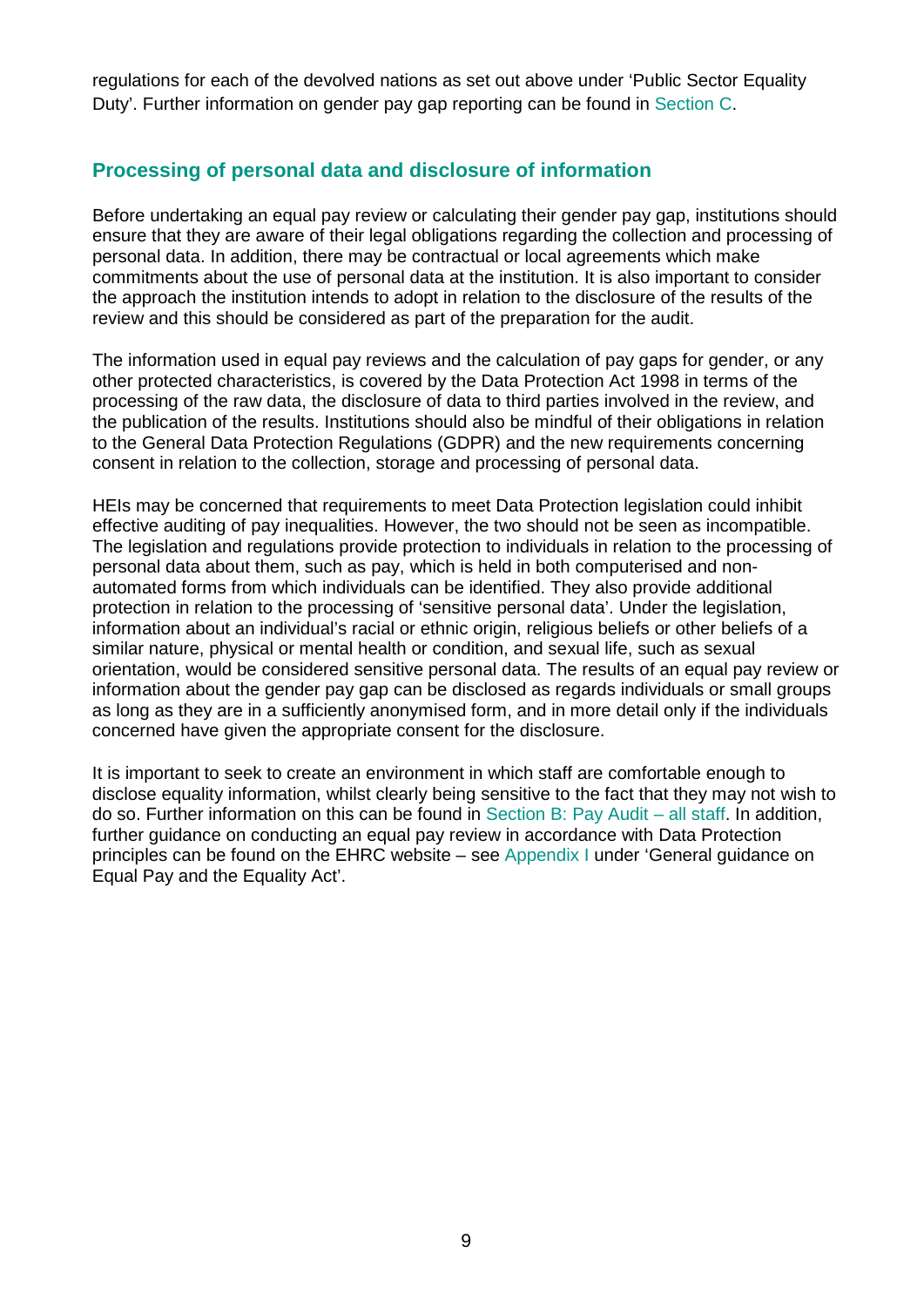regulations for each of the devolved nations as set out above under 'Public Sector Equality Duty'. Further information on gender pay gap reporting can be found in Section C.

## Processing of personal data and disclosure of information

Before undertaking an equal pay review or calculating their gender pay gap, institutions should ensure that they are aware of their legal obligations regarding the collection and processing of personal data. In addition, there may be contractual or local agreements which make commitments about the use of personal data at the institution. It is also important to consider the approach the institution intends to adopt in relation to the disclosure of the results of the review and this should be considered as part of the preparation for the audit.

The information used in equal pay reviews and the calculation of pay gaps for gender, or any other protected characteristics, is covered by the Data Protection Act 1998 in terms of the processing of the raw data, the disclosure of data to third parties involved in the review, and the publication of the results. Institutions should also be mindful of their obligations in relation to the General Data Protection Regulations (GDPR) and the new requirements concerning consent in relation to the collection, storage and processing of personal data.

HEIs may be concerned that requirements to meet Data Protection legislation could inhibit effective auditing of pay inequalities. However, the two should not be seen as incompatible. The legislation and regulations provide protection to individuals in relation to the processing of personal data about them, such as pay, which is held in both computerised and non-automated forms from which individuals can be identified. They also provide additional protection in relation to the processing of 'sensitive personal data'. Under the legislation, information about an individual's racial or ethnic origin, religious beliefs or other beliefs of a similar nature, physical or mental health or condition, and sexual life, such as sexual orientation, would be considered sensitive personal data. The results of an equal pay review or information about the gender pay gap can be disclosed as regards individuals or small groups as long as they are in a sufficiently anonymised form, and in more detail only if the individuals concerned have given the appropriate consent for the disclosure.

It is important to seek to create an environment in which staff are comfortable enough to disclose equality information, whilst clearly being sensitive to the fact that they may not wish to do so. Further information on this can be found in Section B: Pay Audit – all staff. In addition, further guidance on conducting an equal pay review in accordance with Data Protection principles can be found on the EHRC website – see Appendix I under 'General guidance on Equal Pay and the Equality Act'.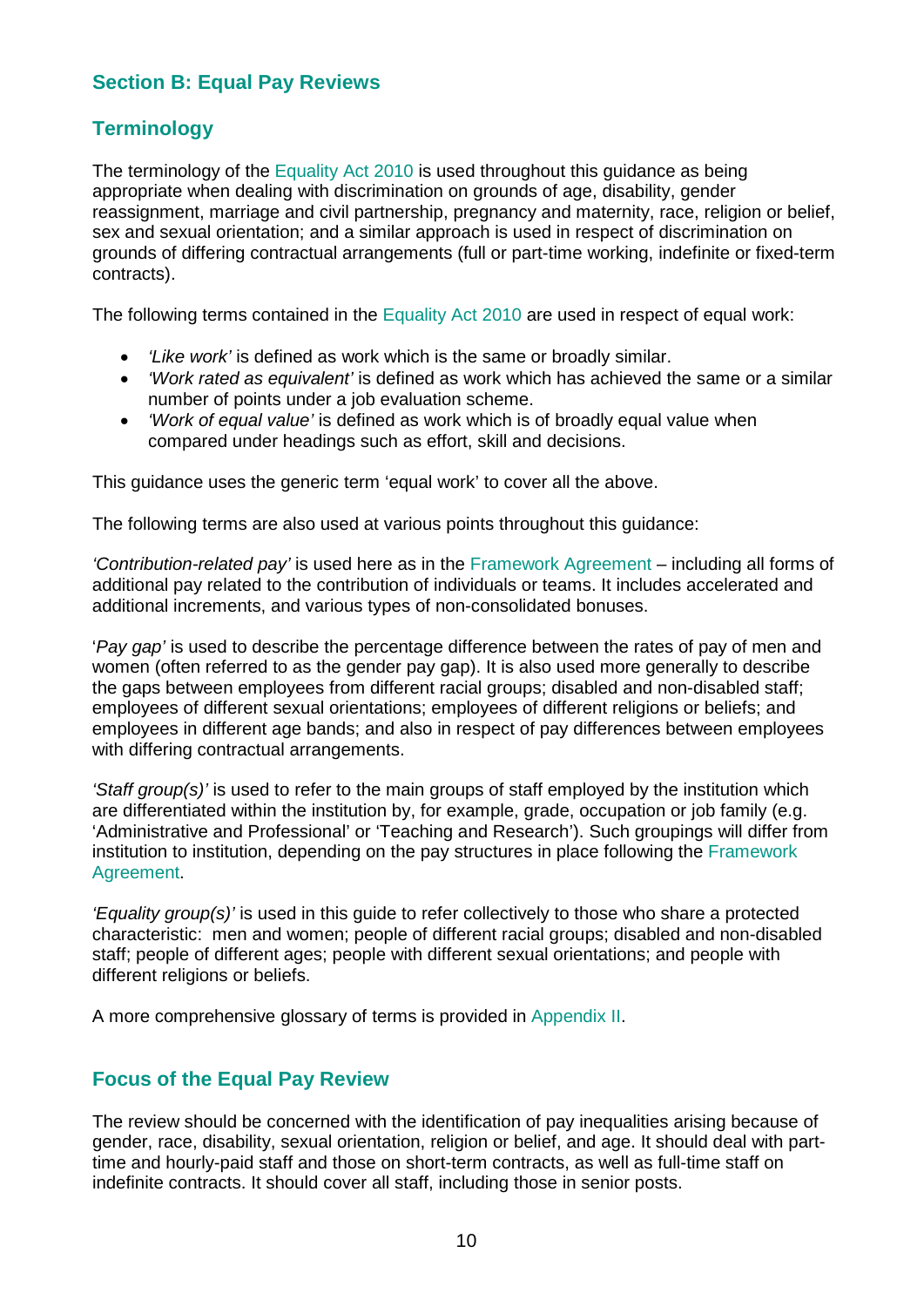## Section B: Equal Pay Reviews

### Terminology

The terminology of the Equality Act 2010 is used throughout this guidance as being appropriate when dealing with discrimination on grounds of age, disability, gender reassignment, marriage and civil partnership, pregnancy and maternity, race, religion or belief, sex and sexual orientation; and a similar approach is used in respect of discrimination on grounds of differing contractual arrangements (full or part-time working, indefinite or fixed-term contracts).

The following terms contained in the Equality Act 2010 are used in respect of equal work:

- *'Like work'* is defined as work which is the same or broadly similar.
- *'Work rated as equivalent'* is defined as work which has achieved the same or a similar number of points under a job evaluation scheme.
- *'Work of equal value'* is defined as work which is of broadly equal value when compared under headings such as effort, skill and decisions.

This guidance uses the generic term 'equal work' to cover all the above.

The following terms are also used at various points throughout this guidance:

*'Contribution-related pay'* is used here as in the Framework Agreement – including all forms of additional pay related to the contribution of individuals or teams. It includes accelerated and additional increments, and various types of non-consolidated bonuses.

'*Pay gap'* is used to describe the percentage difference between the rates of pay of men and women (often referred to as the gender pay gap). It is also used more generally to describe the gaps between employees from different racial groups; disabled and non-disabled staff; employees of different sexual orientations; employees of different religions or beliefs; and employees in different age bands; and also in respect of pay differences between employees with differing contractual arrangements.

*'Staff group(s)'* is used to refer to the main groups of staff employed by the institution which are differentiated within the institution by, for example, grade, occupation or job family (e.g. 'Administrative and Professional' or 'Teaching and Research'). Such groupings will differ from institution to institution, depending on the pay structures in place following the Framework Agreement.

*'Equality group(s)'* is used in this guide to refer collectively to those who share a protected characteristic: men and women; people of different racial groups; disabled and non-disabled staff; people of different ages; people with different sexual orientations; and people with different religions or beliefs.

A more comprehensive glossary of terms is provided in Appendix II.

### Focus of the Equal Pay Review

The review should be concerned with the identification of pay inequalities arising because of gender, race, disability, sexual orientation, religion or belief, and age. It should deal with part-time and hourly-paid staff and those on short-term contracts, as well as full-time staff on indefinite contracts. It should cover all staff, including those in senior posts.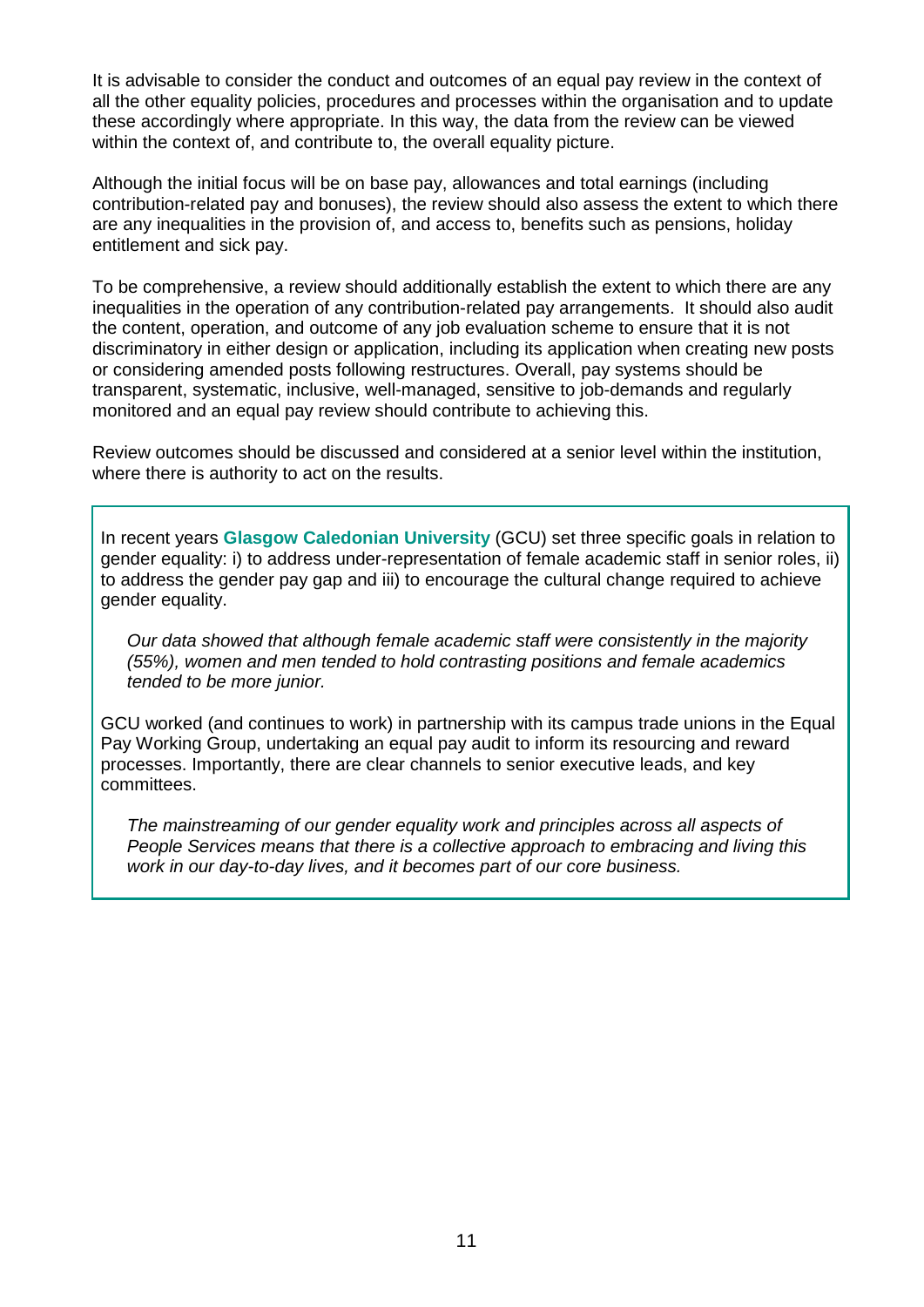It is advisable to consider the conduct and outcomes of an equal pay review in the context of all the other equality policies, procedures and processes within the organisation and to update these accordingly where appropriate. In this way, the data from the review can be viewed within the context of, and contribute to, the overall equality picture.

Although the initial focus will be on base pay, allowances and total earnings (including contribution-related pay and bonuses), the review should also assess the extent to which there are any inequalities in the provision of, and access to, benefits such as pensions, holiday entitlement and sick pay.

To be comprehensive, a review should additionally establish the extent to which there are any inequalities in the operation of any contribution-related pay arrangements. It should also audit the content, operation, and outcome of any job evaluation scheme to ensure that it is not discriminatory in either design or application, including its application when creating new posts or considering amended posts following restructures. Overall, pay systems should be transparent, systematic, inclusive, well-managed, sensitive to job-demands and regularly monitored and an equal pay review should contribute to achieving this.

Review outcomes should be discussed and considered at a senior level within the institution, where there is authority to act on the results.

> In recent years **Glasgow Caledonian University** (GCU) set three specific goals in relation to gender equality: i) to address under-representation of female academic staff in senior roles, ii) to address the gender pay gap and iii) to encourage the cultural change required to achieve gender equality.
>
> *Our data showed that although female academic staff were consistently in the majority (55%), women and men tended to hold contrasting positions and female academics tended to be more junior.*
>
> GCU worked (and continues to work) in partnership with its campus trade unions in the Equal Pay Working Group, undertaking an equal pay audit to inform its resourcing and reward processes. Importantly, there are clear channels to senior executive leads, and key committees.
>
> *The mainstreaming of our gender equality work and principles across all aspects of People Services means that there is a collective approach to embracing and living this work in our day-to-day lives, and it becomes part of our core business.*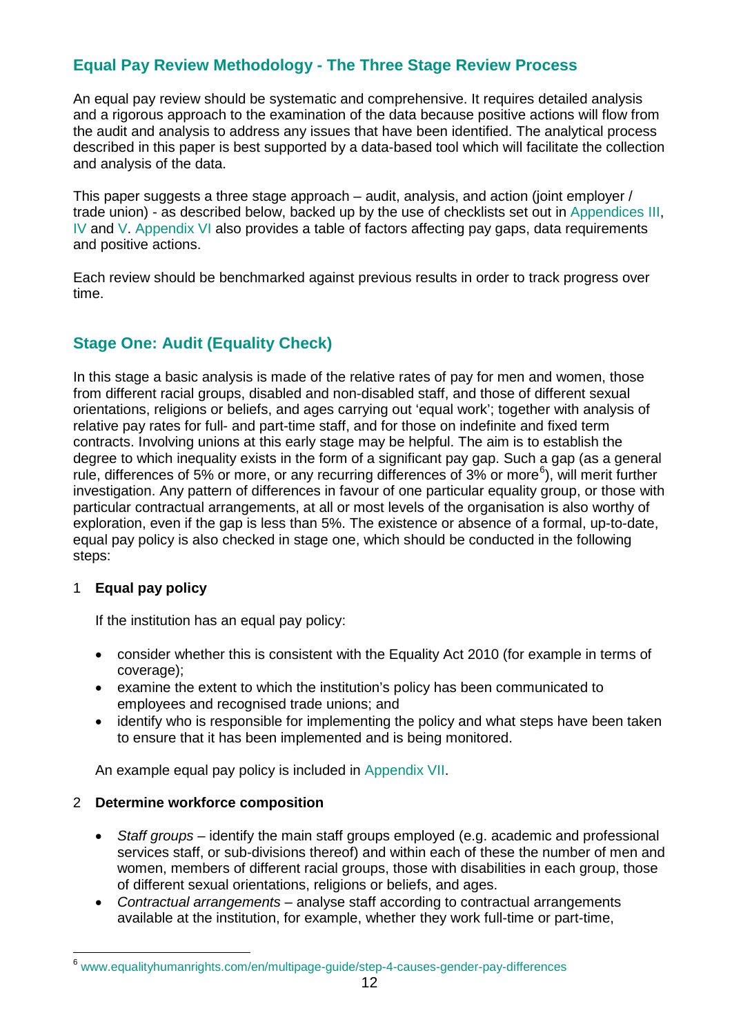## Equal Pay Review Methodology - The Three Stage Review Process

An equal pay review should be systematic and comprehensive. It requires detailed analysis and a rigorous approach to the examination of the data because positive actions will flow from the audit and analysis to address any issues that have been identified. The analytical process described in this paper is best supported by a data-based tool which will facilitate the collection and analysis of the data.

This paper suggests a three stage approach – audit, analysis, and action (joint employer / trade union) - as described below, backed up by the use of checklists set out in Appendices III, IV and V. Appendix VI also provides a table of factors affecting pay gaps, data requirements and positive actions.

Each review should be benchmarked against previous results in order to track progress over time.

## Stage One: Audit (Equality Check)

In this stage a basic analysis is made of the relative rates of pay for men and women, those from different racial groups, disabled and non-disabled staff, and those of different sexual orientations, religions or beliefs, and ages carrying out 'equal work'; together with analysis of relative pay rates for full- and part-time staff, and for those on indefinite and fixed term contracts. Involving unions at this early stage may be helpful. The aim is to establish the degree to which inequality exists in the form of a significant pay gap. Such a gap (as a general rule, differences of 5% or more, or any recurring differences of 3% or more[6]), will merit further investigation. Any pattern of differences in favour of one particular equality group, or those with particular contractual arrangements, at all or most levels of the organisation is also worthy of exploration, even if the gap is less than 5%. The existence or absence of a formal, up-to-date, equal pay policy is also checked in stage one, which should be conducted in the following steps:

1 **Equal pay policy**

If the institution has an equal pay policy:

- consider whether this is consistent with the Equality Act 2010 (for example in terms of coverage);
- examine the extent to which the institution's policy has been communicated to employees and recognised trade unions; and
- identify who is responsible for implementing the policy and what steps have been taken to ensure that it has been implemented and is being monitored.

An example equal pay policy is included in Appendix VII.

2 **Determine workforce composition**

- *Staff groups* – identify the main staff groups employed (e.g. academic and professional services staff, or sub-divisions thereof) and within each of these the number of men and women, members of different racial groups, those with disabilities in each group, those of different sexual orientations, religions or beliefs, and ages.
- *Contractual arrangements* – analyse staff according to contractual arrangements available at the institution, for example, whether they work full-time or part-time,

[6] www.equalityhumanrights.com/en/multipage-guide/step-4-causes-gender-pay-differences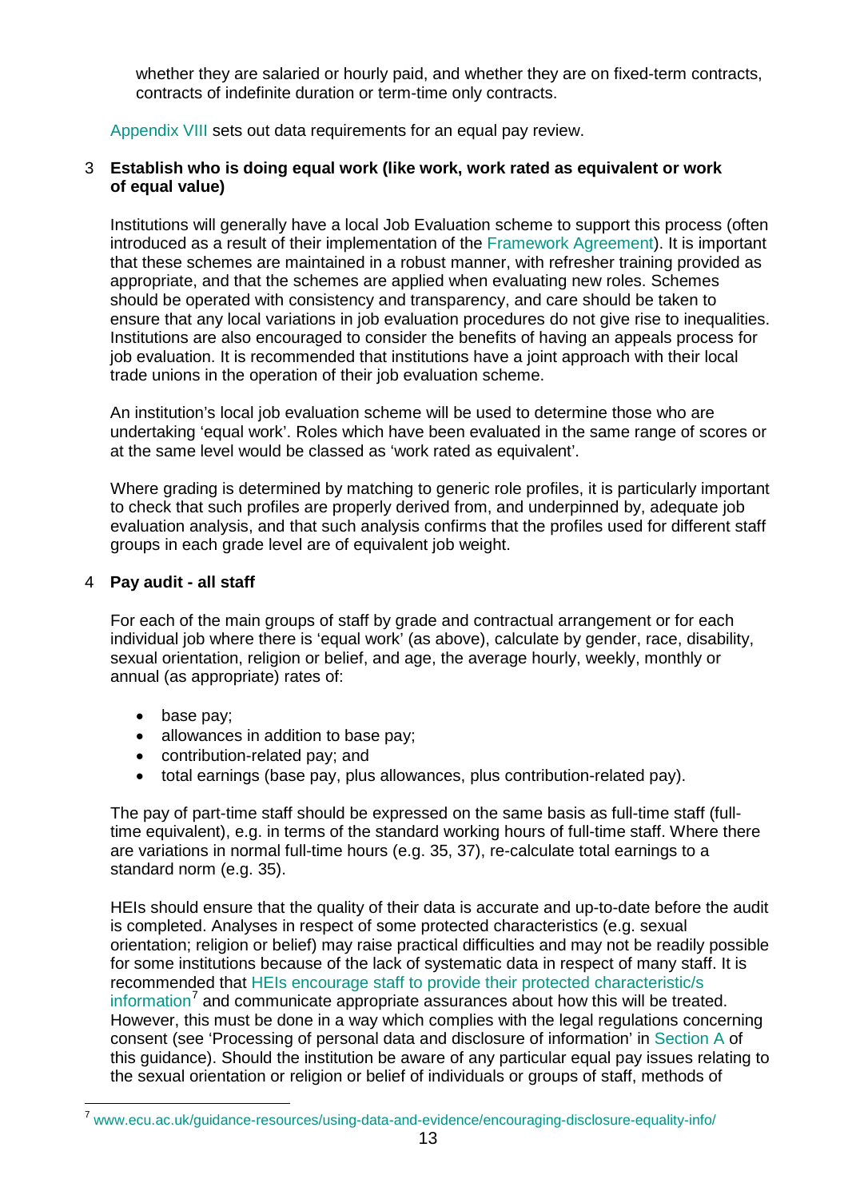whether they are salaried or hourly paid, and whether they are on fixed-term contracts, contracts of indefinite duration or term-time only contracts.

Appendix VIII sets out data requirements for an equal pay review.

3 **Establish who is doing equal work (like work, work rated as equivalent or work of equal value)**

Institutions will generally have a local Job Evaluation scheme to support this process (often introduced as a result of their implementation of the Framework Agreement). It is important that these schemes are maintained in a robust manner, with refresher training provided as appropriate, and that the schemes are applied when evaluating new roles. Schemes should be operated with consistency and transparency, and care should be taken to ensure that any local variations in job evaluation procedures do not give rise to inequalities. Institutions are also encouraged to consider the benefits of having an appeals process for job evaluation. It is recommended that institutions have a joint approach with their local trade unions in the operation of their job evaluation scheme.

An institution's local job evaluation scheme will be used to determine those who are undertaking 'equal work'. Roles which have been evaluated in the same range of scores or at the same level would be classed as 'work rated as equivalent'.

Where grading is determined by matching to generic role profiles, it is particularly important to check that such profiles are properly derived from, and underpinned by, adequate job evaluation analysis, and that such analysis confirms that the profiles used for different staff groups in each grade level are of equivalent job weight.

4 **Pay audit - all staff**

For each of the main groups of staff by grade and contractual arrangement or for each individual job where there is 'equal work' (as above), calculate by gender, race, disability, sexual orientation, religion or belief, and age, the average hourly, weekly, monthly or annual (as appropriate) rates of:

- base pay;
- allowances in addition to base pay;
- contribution-related pay; and
- total earnings (base pay, plus allowances, plus contribution-related pay).

The pay of part-time staff should be expressed on the same basis as full-time staff (full-time equivalent), e.g. in terms of the standard working hours of full-time staff. Where there are variations in normal full-time hours (e.g. 35, 37), re-calculate total earnings to a standard norm (e.g. 35).

HEIs should ensure that the quality of their data is accurate and up-to-date before the audit is completed. Analyses in respect of some protected characteristics (e.g. sexual orientation; religion or belief) may raise practical difficulties and may not be readily possible for some institutions because of the lack of systematic data in respect of many staff. It is recommended that HEIs encourage staff to provide their protected characteristic/s information[7] and communicate appropriate assurances about how this will be treated. However, this must be done in a way which complies with the legal regulations concerning consent (see 'Processing of personal data and disclosure of information' in Section A of this guidance). Should the institution be aware of any particular equal pay issues relating to the sexual orientation or religion or belief of individuals or groups of staff, methods of

[7] www.ecu.ac.uk/guidance-resources/using-data-and-evidence/encouraging-disclosure-equality-info/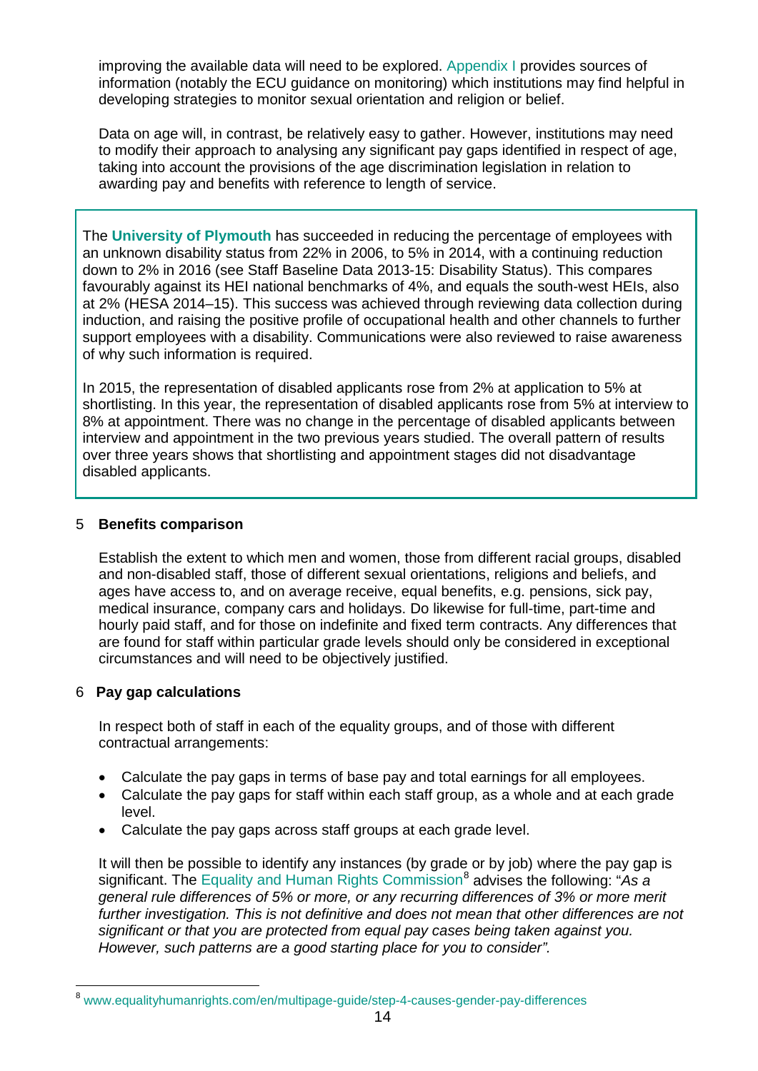improving the available data will need to be explored. Appendix I provides sources of information (notably the ECU guidance on monitoring) which institutions may find helpful in developing strategies to monitor sexual orientation and religion or belief.

Data on age will, in contrast, be relatively easy to gather. However, institutions may need to modify their approach to analysing any significant pay gaps identified in respect of age, taking into account the provisions of the age discrimination legislation in relation to awarding pay and benefits with reference to length of service.

> The **University of Plymouth** has succeeded in reducing the percentage of employees with an unknown disability status from 22% in 2006, to 5% in 2014, with a continuing reduction down to 2% in 2016 (see Staff Baseline Data 2013-15: Disability Status). This compares favourably against its HEI national benchmarks of 4%, and equals the south-west HEIs, also at 2% (HESA 2014–15). This success was achieved through reviewing data collection during induction, and raising the positive profile of occupational health and other channels to further support employees with a disability. Communications were also reviewed to raise awareness of why such information is required.
>
> In 2015, the representation of disabled applicants rose from 2% at application to 5% at shortlisting. In this year, the representation of disabled applicants rose from 5% at interview to 8% at appointment. There was no change in the percentage of disabled applicants between interview and appointment in the two previous years studied. The overall pattern of results over three years shows that shortlisting and appointment stages did not disadvantage disabled applicants.

## 5 Benefits comparison

Establish the extent to which men and women, those from different racial groups, disabled and non-disabled staff, those of different sexual orientations, religions and beliefs, and ages have access to, and on average receive, equal benefits, e.g. pensions, sick pay, medical insurance, company cars and holidays. Do likewise for full-time, part-time and hourly paid staff, and for those on indefinite and fixed term contracts. Any differences that are found for staff within particular grade levels should only be considered in exceptional circumstances and will need to be objectively justified.

## 6 Pay gap calculations

In respect both of staff in each of the equality groups, and of those with different contractual arrangements:

- Calculate the pay gaps in terms of base pay and total earnings for all employees.
- Calculate the pay gaps for staff within each staff group, as a whole and at each grade level.
- Calculate the pay gaps across staff groups at each grade level.

It will then be possible to identify any instances (by grade or by job) where the pay gap is significant. The Equality and Human Rights Commission[8] advises the following: "*As a general rule differences of 5% or more, or any recurring differences of 3% or more merit further investigation. This is not definitive and does not mean that other differences are not significant or that you are protected from equal pay cases being taken against you. However, such patterns are a good starting place for you to consider".*

[8] www.equalityhumanrights.com/en/multipage-guide/step-4-causes-gender-pay-differences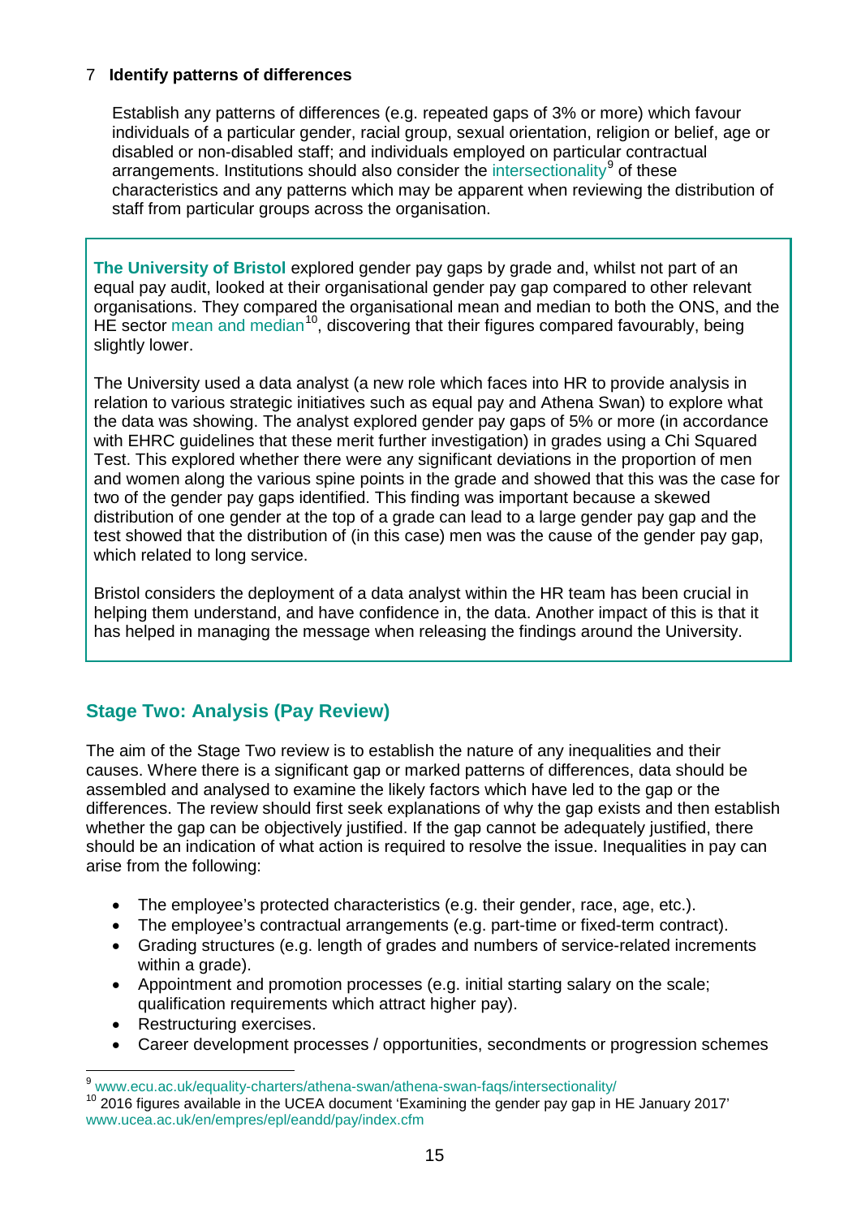7 **Identify patterns of differences**

Establish any patterns of differences (e.g. repeated gaps of 3% or more) which favour individuals of a particular gender, racial group, sexual orientation, religion or belief, age or disabled or non-disabled staff; and individuals employed on particular contractual arrangements. Institutions should also consider the intersectionality[9] of these characteristics and any patterns which may be apparent when reviewing the distribution of staff from particular groups across the organisation.

> **The University of Bristol** explored gender pay gaps by grade and, whilst not part of an equal pay audit, looked at their organisational gender pay gap compared to other relevant organisations. They compared the organisational mean and median to both the ONS, and the HE sector mean and median[10], discovering that their figures compared favourably, being slightly lower.
>
> The University used a data analyst (a new role which faces into HR to provide analysis in relation to various strategic initiatives such as equal pay and Athena Swan) to explore what the data was showing. The analyst explored gender pay gaps of 5% or more (in accordance with EHRC guidelines that these merit further investigation) in grades using a Chi Squared Test. This explored whether there were any significant deviations in the proportion of men and women along the various spine points in the grade and showed that this was the case for two of the gender pay gaps identified. This finding was important because a skewed distribution of one gender at the top of a grade can lead to a large gender pay gap and the test showed that the distribution of (in this case) men was the cause of the gender pay gap, which related to long service.
>
> Bristol considers the deployment of a data analyst within the HR team has been crucial in helping them understand, and have confidence in, the data. Another impact of this is that it has helped in managing the message when releasing the findings around the University.

## Stage Two: Analysis (Pay Review)

The aim of the Stage Two review is to establish the nature of any inequalities and their causes. Where there is a significant gap or marked patterns of differences, data should be assembled and analysed to examine the likely factors which have led to the gap or the differences. The review should first seek explanations of why the gap exists and then establish whether the gap can be objectively justified. If the gap cannot be adequately justified, there should be an indication of what action is required to resolve the issue. Inequalities in pay can arise from the following:

- The employee's protected characteristics (e.g. their gender, race, age, etc.).
- The employee's contractual arrangements (e.g. part-time or fixed-term contract).
- Grading structures (e.g. length of grades and numbers of service-related increments within a grade).
- Appointment and promotion processes (e.g. initial starting salary on the scale; qualification requirements which attract higher pay).
- Restructuring exercises.
- Career development processes / opportunities, secondments or progression schemes

---

[9] www.ecu.ac.uk/equality-charters/athena-swan/athena-swan-faqs/intersectionality/

[10] 2016 figures available in the UCEA document 'Examining the gender pay gap in HE January 2017' www.ucea.ac.uk/en/empres/epl/eandd/pay/index.cfm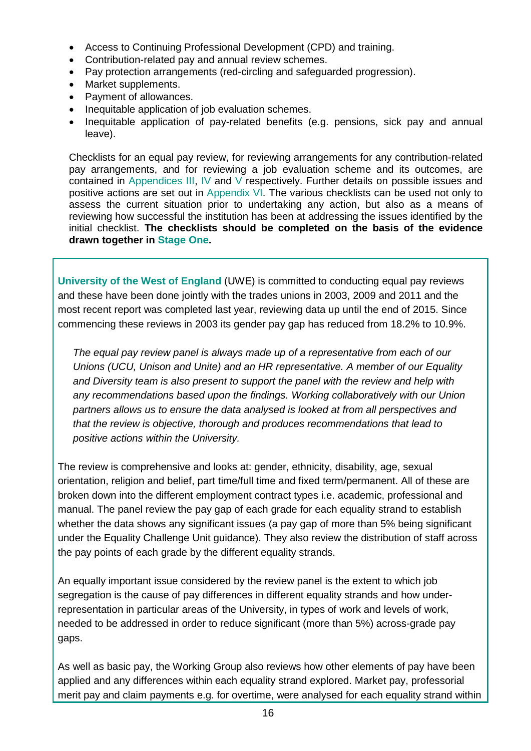- Access to Continuing Professional Development (CPD) and training.
- Contribution-related pay and annual review schemes.
- Pay protection arrangements (red-circling and safeguarded progression).
- Market supplements.
- Payment of allowances.
- Inequitable application of job evaluation schemes.
- Inequitable application of pay-related benefits (e.g. pensions, sick pay and annual leave).

Checklists for an equal pay review, for reviewing arrangements for any contribution-related pay arrangements, and for reviewing a job evaluation scheme and its outcomes, are contained in Appendices III, IV and V respectively. Further details on possible issues and positive actions are set out in Appendix VI. The various checklists can be used not only to assess the current situation prior to undertaking any action, but also as a means of reviewing how successful the institution has been at addressing the issues identified by the initial checklist. **The checklists should be completed on the basis of the evidence drawn together in Stage One.**

**University of the West of England** (UWE) is committed to conducting equal pay reviews and these have been done jointly with the trades unions in 2003, 2009 and 2011 and the most recent report was completed last year, reviewing data up until the end of 2015. Since commencing these reviews in 2003 its gender pay gap has reduced from 18.2% to 10.9%.

> *The equal pay review panel is always made up of a representative from each of our Unions (UCU, Unison and Unite) and an HR representative. A member of our Equality and Diversity team is also present to support the panel with the review and help with any recommendations based upon the findings. Working collaboratively with our Union partners allows us to ensure the data analysed is looked at from all perspectives and that the review is objective, thorough and produces recommendations that lead to positive actions within the University.*

The review is comprehensive and looks at: gender, ethnicity, disability, age, sexual orientation, religion and belief, part time/full time and fixed term/permanent. All of these are broken down into the different employment contract types i.e. academic, professional and manual. The panel review the pay gap of each grade for each equality strand to establish whether the data shows any significant issues (a pay gap of more than 5% being significant under the Equality Challenge Unit guidance). They also review the distribution of staff across the pay points of each grade by the different equality strands.

An equally important issue considered by the review panel is the extent to which job segregation is the cause of pay differences in different equality strands and how under-representation in particular areas of the University, in types of work and levels of work, needed to be addressed in order to reduce significant (more than 5%) across-grade pay gaps.

As well as basic pay, the Working Group also reviews how other elements of pay have been applied and any differences within each equality strand explored. Market pay, professorial merit pay and claim payments e.g. for overtime, were analysed for each equality strand within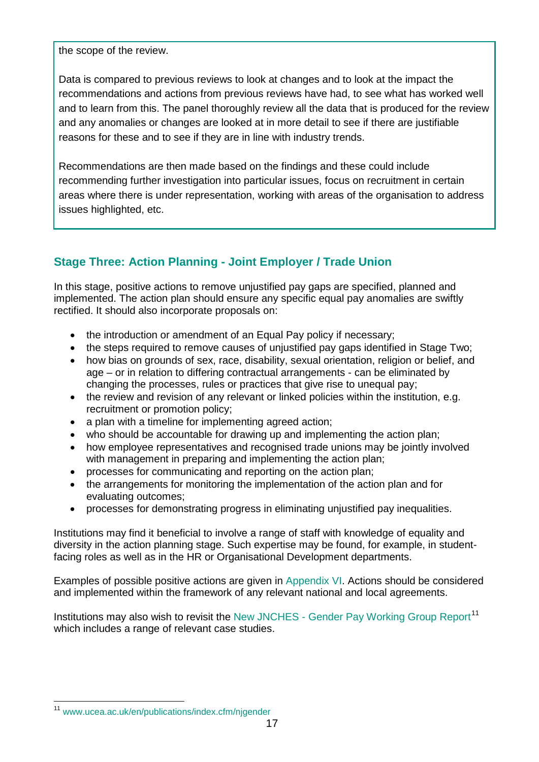the scope of the review.

Data is compared to previous reviews to look at changes and to look at the impact the recommendations and actions from previous reviews have had, to see what has worked well and to learn from this. The panel thoroughly review all the data that is produced for the review and any anomalies or changes are looked at in more detail to see if there are justifiable reasons for these and to see if they are in line with industry trends.

Recommendations are then made based on the findings and these could include recommending further investigation into particular issues, focus on recruitment in certain areas where there is under representation, working with areas of the organisation to address issues highlighted, etc.

## Stage Three: Action Planning - Joint Employer / Trade Union

In this stage, positive actions to remove unjustified pay gaps are specified, planned and implemented. The action plan should ensure any specific equal pay anomalies are swiftly rectified. It should also incorporate proposals on:

- the introduction or amendment of an Equal Pay policy if necessary;
- the steps required to remove causes of unjustified pay gaps identified in Stage Two;
- how bias on grounds of sex, race, disability, sexual orientation, religion or belief, and age – or in relation to differing contractual arrangements - can be eliminated by changing the processes, rules or practices that give rise to unequal pay;
- the review and revision of any relevant or linked policies within the institution, e.g. recruitment or promotion policy;
- a plan with a timeline for implementing agreed action;
- who should be accountable for drawing up and implementing the action plan;
- how employee representatives and recognised trade unions may be jointly involved with management in preparing and implementing the action plan;
- processes for communicating and reporting on the action plan;
- the arrangements for monitoring the implementation of the action plan and for evaluating outcomes;
- processes for demonstrating progress in eliminating unjustified pay inequalities.

Institutions may find it beneficial to involve a range of staff with knowledge of equality and diversity in the action planning stage. Such expertise may be found, for example, in student-facing roles as well as in the HR or Organisational Development departments.

Examples of possible positive actions are given in Appendix VI. Actions should be considered and implemented within the framework of any relevant national and local agreements.

Institutions may also wish to revisit the New JNCHES - Gender Pay Working Group Report[11] which includes a range of relevant case studies.

[11] www.ucea.ac.uk/en/publications/index.cfm/njgender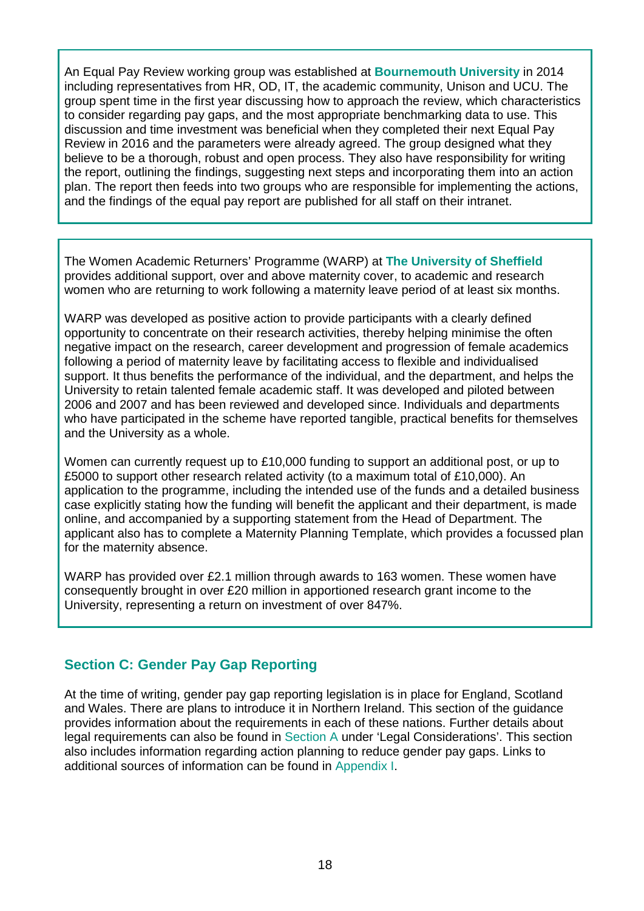An Equal Pay Review working group was established at **Bournemouth University** in 2014 including representatives from HR, OD, IT, the academic community, Unison and UCU. The group spent time in the first year discussing how to approach the review, which characteristics to consider regarding pay gaps, and the most appropriate benchmarking data to use. This discussion and time investment was beneficial when they completed their next Equal Pay Review in 2016 and the parameters were already agreed. The group designed what they believe to be a thorough, robust and open process. They also have responsibility for writing the report, outlining the findings, suggesting next steps and incorporating them into an action plan. The report then feeds into two groups who are responsible for implementing the actions, and the findings of the equal pay report are published for all staff on their intranet.

The Women Academic Returners' Programme (WARP) at **The University of Sheffield** provides additional support, over and above maternity cover, to academic and research women who are returning to work following a maternity leave period of at least six months.

WARP was developed as positive action to provide participants with a clearly defined opportunity to concentrate on their research activities, thereby helping minimise the often negative impact on the research, career development and progression of female academics following a period of maternity leave by facilitating access to flexible and individualised support. It thus benefits the performance of the individual, and the department, and helps the University to retain talented female academic staff. It was developed and piloted between 2006 and 2007 and has been reviewed and developed since. Individuals and departments who have participated in the scheme have reported tangible, practical benefits for themselves and the University as a whole.

Women can currently request up to £10,000 funding to support an additional post, or up to £5000 to support other research related activity (to a maximum total of £10,000). An application to the programme, including the intended use of the funds and a detailed business case explicitly stating how the funding will benefit the applicant and their department, is made online, and accompanied by a supporting statement from the Head of Department. The applicant also has to complete a Maternity Planning Template, which provides a focussed plan for the maternity absence.

WARP has provided over £2.1 million through awards to 163 women. These women have consequently brought in over £20 million in apportioned research grant income to the University, representing a return on investment of over 847%.

## Section C: Gender Pay Gap Reporting

At the time of writing, gender pay gap reporting legislation is in place for England, Scotland and Wales. There are plans to introduce it in Northern Ireland. This section of the guidance provides information about the requirements in each of these nations. Further details about legal requirements can also be found in Section A under 'Legal Considerations'. This section also includes information regarding action planning to reduce gender pay gaps. Links to additional sources of information can be found in Appendix I.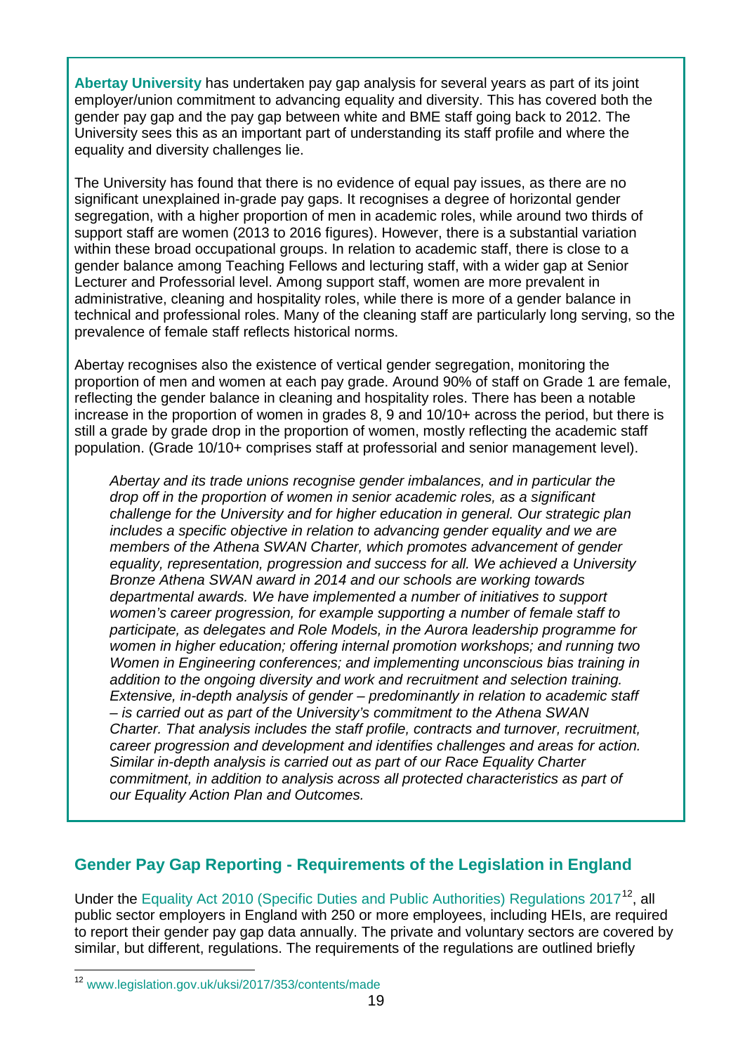**Abertay University** has undertaken pay gap analysis for several years as part of its joint employer/union commitment to advancing equality and diversity. This has covered both the gender pay gap and the pay gap between white and BME staff going back to 2012. The University sees this as an important part of understanding its staff profile and where the equality and diversity challenges lie.

The University has found that there is no evidence of equal pay issues, as there are no significant unexplained in-grade pay gaps. It recognises a degree of horizontal gender segregation, with a higher proportion of men in academic roles, while around two thirds of support staff are women (2013 to 2016 figures). However, there is a substantial variation within these broad occupational groups. In relation to academic staff, there is close to a gender balance among Teaching Fellows and lecturing staff, with a wider gap at Senior Lecturer and Professorial level. Among support staff, women are more prevalent in administrative, cleaning and hospitality roles, while there is more of a gender balance in technical and professional roles. Many of the cleaning staff are particularly long serving, so the prevalence of female staff reflects historical norms.

Abertay recognises also the existence of vertical gender segregation, monitoring the proportion of men and women at each pay grade. Around 90% of staff on Grade 1 are female, reflecting the gender balance in cleaning and hospitality roles. There has been a notable increase in the proportion of women in grades 8, 9 and 10/10+ across the period, but there is still a grade by grade drop in the proportion of women, mostly reflecting the academic staff population. (Grade 10/10+ comprises staff at professorial and senior management level).

> *Abertay and its trade unions recognise gender imbalances, and in particular the drop off in the proportion of women in senior academic roles, as a significant challenge for the University and for higher education in general. Our strategic plan includes a specific objective in relation to advancing gender equality and we are members of the Athena SWAN Charter, which promotes advancement of gender equality, representation, progression and success for all. We achieved a University Bronze Athena SWAN award in 2014 and our schools are working towards departmental awards. We have implemented a number of initiatives to support women's career progression, for example supporting a number of female staff to participate, as delegates and Role Models, in the Aurora leadership programme for women in higher education; offering internal promotion workshops; and running two Women in Engineering conferences; and implementing unconscious bias training in addition to the ongoing diversity and work and recruitment and selection training. Extensive, in-depth analysis of gender – predominantly in relation to academic staff – is carried out as part of the University's commitment to the Athena SWAN Charter. That analysis includes the staff profile, contracts and turnover, recruitment, career progression and development and identifies challenges and areas for action. Similar in-depth analysis is carried out as part of our Race Equality Charter commitment, in addition to analysis across all protected characteristics as part of our Equality Action Plan and Outcomes.*

## Gender Pay Gap Reporting - Requirements of the Legislation in England

Under the Equality Act 2010 (Specific Duties and Public Authorities) Regulations 2017[12], all public sector employers in England with 250 or more employees, including HEIs, are required to report their gender pay gap data annually. The private and voluntary sectors are covered by similar, but different, regulations. The requirements of the regulations are outlined briefly

[12] www.legislation.gov.uk/uksi/2017/353/contents/made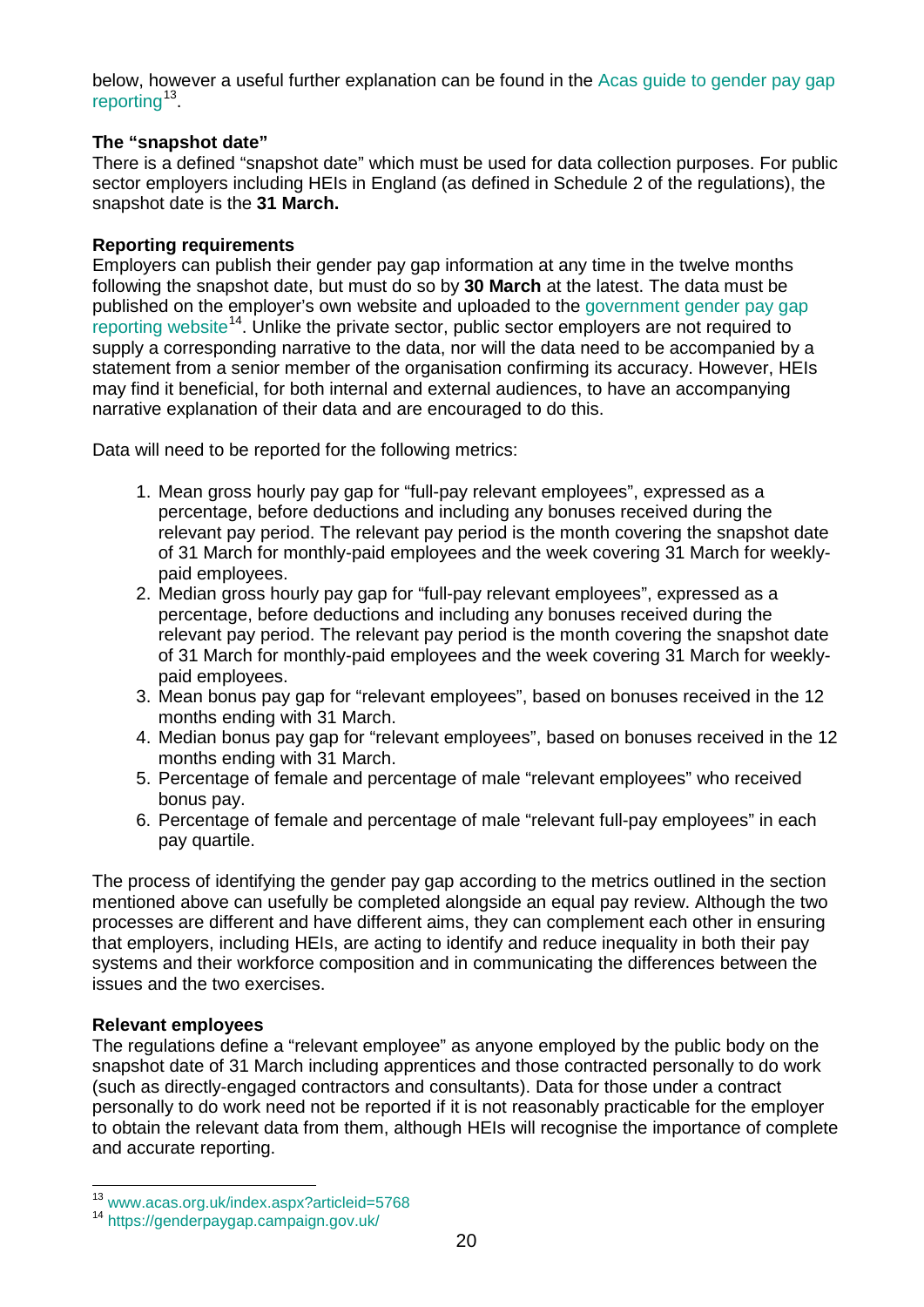below, however a useful further explanation can be found in the Acas guide to gender pay gap reporting[13].

**The "snapshot date"**
There is a defined "snapshot date" which must be used for data collection purposes. For public sector employers including HEIs in England (as defined in Schedule 2 of the regulations), the snapshot date is the **31 March.**

**Reporting requirements**
Employers can publish their gender pay gap information at any time in the twelve months following the snapshot date, but must do so by **30 March** at the latest. The data must be published on the employer's own website and uploaded to the government gender pay gap reporting website[14]. Unlike the private sector, public sector employers are not required to supply a corresponding narrative to the data, nor will the data need to be accompanied by a statement from a senior member of the organisation confirming its accuracy. However, HEIs may find it beneficial, for both internal and external audiences, to have an accompanying narrative explanation of their data and are encouraged to do this.

Data will need to be reported for the following metrics:

1. Mean gross hourly pay gap for "full-pay relevant employees", expressed as a percentage, before deductions and including any bonuses received during the relevant pay period. The relevant pay period is the month covering the snapshot date of 31 March for monthly-paid employees and the week covering 31 March for weekly-paid employees.
2. Median gross hourly pay gap for "full-pay relevant employees", expressed as a percentage, before deductions and including any bonuses received during the relevant pay period. The relevant pay period is the month covering the snapshot date of 31 March for monthly-paid employees and the week covering 31 March for weekly-paid employees.
3. Mean bonus pay gap for "relevant employees", based on bonuses received in the 12 months ending with 31 March.
4. Median bonus pay gap for "relevant employees", based on bonuses received in the 12 months ending with 31 March.
5. Percentage of female and percentage of male "relevant employees" who received bonus pay.
6. Percentage of female and percentage of male "relevant full-pay employees" in each pay quartile.

The process of identifying the gender pay gap according to the metrics outlined in the section mentioned above can usefully be completed alongside an equal pay review. Although the two processes are different and have different aims, they can complement each other in ensuring that employers, including HEIs, are acting to identify and reduce inequality in both their pay systems and their workforce composition and in communicating the differences between the issues and the two exercises.

**Relevant employees**
The regulations define a "relevant employee" as anyone employed by the public body on the snapshot date of 31 March including apprentices and those contracted personally to do work (such as directly-engaged contractors and consultants). Data for those under a contract personally to do work need not be reported if it is not reasonably practicable for the employer to obtain the relevant data from them, although HEIs will recognise the importance of complete and accurate reporting.

[13] www.acas.org.uk/index.aspx?articleid=5768
[14] https://genderpaygap.campaign.gov.uk/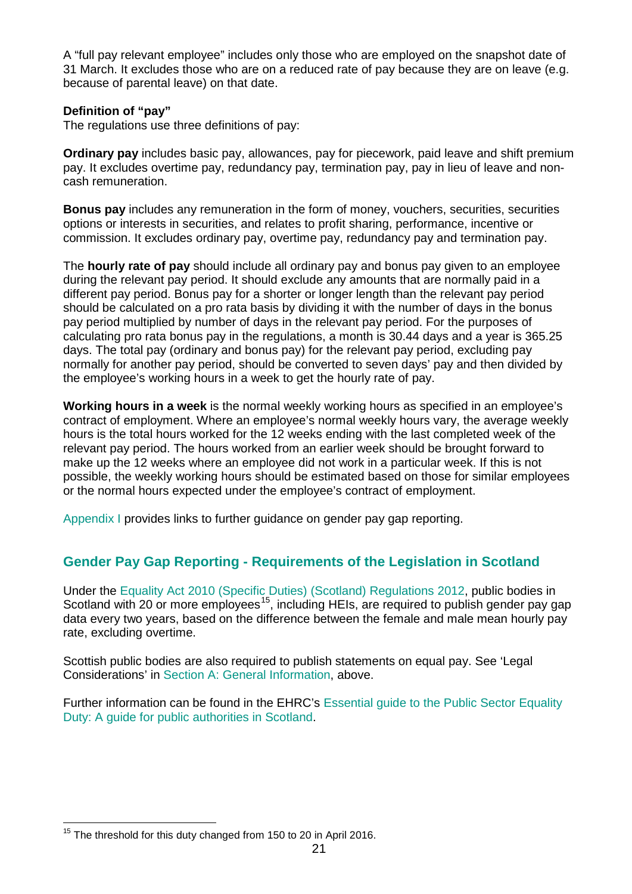A "full pay relevant employee" includes only those who are employed on the snapshot date of 31 March. It excludes those who are on a reduced rate of pay because they are on leave (e.g. because of parental leave) on that date.

**Definition of "pay"**
The regulations use three definitions of pay:

**Ordinary pay** includes basic pay, allowances, pay for piecework, paid leave and shift premium pay. It excludes overtime pay, redundancy pay, termination pay, pay in lieu of leave and non-cash remuneration.

**Bonus pay** includes any remuneration in the form of money, vouchers, securities, securities options or interests in securities, and relates to profit sharing, performance, incentive or commission. It excludes ordinary pay, overtime pay, redundancy pay and termination pay.

The **hourly rate of pay** should include all ordinary pay and bonus pay given to an employee during the relevant pay period. It should exclude any amounts that are normally paid in a different pay period. Bonus pay for a shorter or longer length than the relevant pay period should be calculated on a pro rata basis by dividing it with the number of days in the bonus pay period multiplied by number of days in the relevant pay period. For the purposes of calculating pro rata bonus pay in the regulations, a month is 30.44 days and a year is 365.25 days. The total pay (ordinary and bonus pay) for the relevant pay period, excluding pay normally for another pay period, should be converted to seven days' pay and then divided by the employee's working hours in a week to get the hourly rate of pay.

**Working hours in a week** is the normal weekly working hours as specified in an employee's contract of employment. Where an employee's normal weekly hours vary, the average weekly hours is the total hours worked for the 12 weeks ending with the last completed week of the relevant pay period. The hours worked from an earlier week should be brought forward to make up the 12 weeks where an employee did not work in a particular week. If this is not possible, the weekly working hours should be estimated based on those for similar employees or the normal hours expected under the employee's contract of employment.

Appendix I provides links to further guidance on gender pay gap reporting.

## Gender Pay Gap Reporting - Requirements of the Legislation in Scotland

Under the Equality Act 2010 (Specific Duties) (Scotland) Regulations 2012, public bodies in Scotland with 20 or more employees[15], including HEIs, are required to publish gender pay gap data every two years, based on the difference between the female and male mean hourly pay rate, excluding overtime.

Scottish public bodies are also required to publish statements on equal pay. See 'Legal Considerations' in Section A: General Information, above.

Further information can be found in the EHRC's Essential guide to the Public Sector Equality Duty: A guide for public authorities in Scotland.

[15] The threshold for this duty changed from 150 to 20 in April 2016.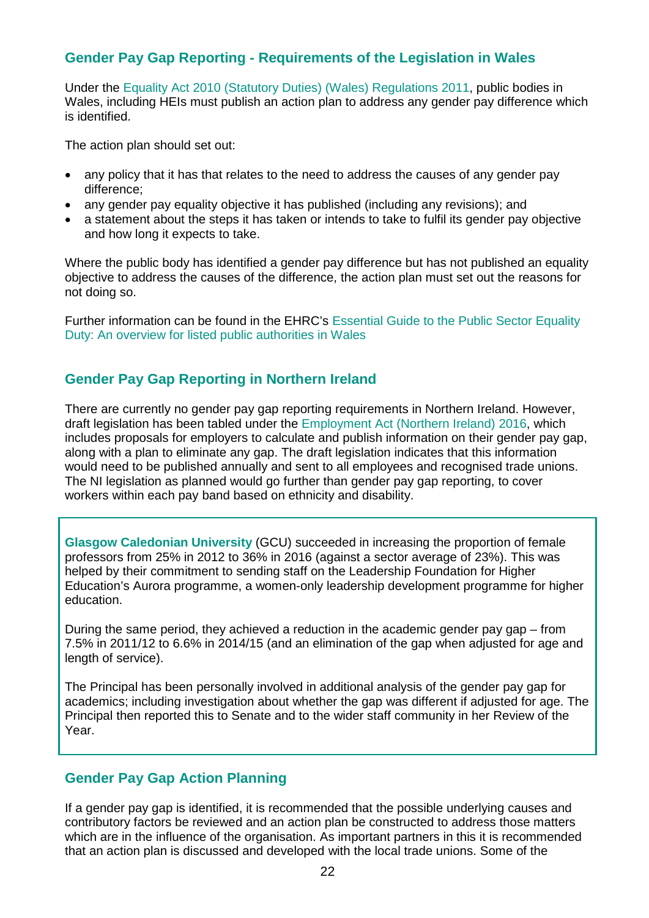## Gender Pay Gap Reporting - Requirements of the Legislation in Wales

Under the Equality Act 2010 (Statutory Duties) (Wales) Regulations 2011, public bodies in Wales, including HEIs must publish an action plan to address any gender pay difference which is identified.

The action plan should set out:

- any policy that it has that relates to the need to address the causes of any gender pay difference;
- any gender pay equality objective it has published (including any revisions); and
- a statement about the steps it has taken or intends to take to fulfil its gender pay objective and how long it expects to take.

Where the public body has identified a gender pay difference but has not published an equality objective to address the causes of the difference, the action plan must set out the reasons for not doing so.

Further information can be found in the EHRC's Essential Guide to the Public Sector Equality Duty: An overview for listed public authorities in Wales

## Gender Pay Gap Reporting in Northern Ireland

There are currently no gender pay gap reporting requirements in Northern Ireland. However, draft legislation has been tabled under the Employment Act (Northern Ireland) 2016, which includes proposals for employers to calculate and publish information on their gender pay gap, along with a plan to eliminate any gap. The draft legislation indicates that this information would need to be published annually and sent to all employees and recognised trade unions. The NI legislation as planned would go further than gender pay gap reporting, to cover workers within each pay band based on ethnicity and disability.

**Glasgow Caledonian University** (GCU) succeeded in increasing the proportion of female professors from 25% in 2012 to 36% in 2016 (against a sector average of 23%). This was helped by their commitment to sending staff on the Leadership Foundation for Higher Education's Aurora programme, a women-only leadership development programme for higher education.

During the same period, they achieved a reduction in the academic gender pay gap – from 7.5% in 2011/12 to 6.6% in 2014/15 (and an elimination of the gap when adjusted for age and length of service).

The Principal has been personally involved in additional analysis of the gender pay gap for academics; including investigation about whether the gap was different if adjusted for age. The Principal then reported this to Senate and to the wider staff community in her Review of the Year.

## Gender Pay Gap Action Planning

If a gender pay gap is identified, it is recommended that the possible underlying causes and contributory factors be reviewed and an action plan be constructed to address those matters which are in the influence of the organisation. As important partners in this it is recommended that an action plan is discussed and developed with the local trade unions. Some of the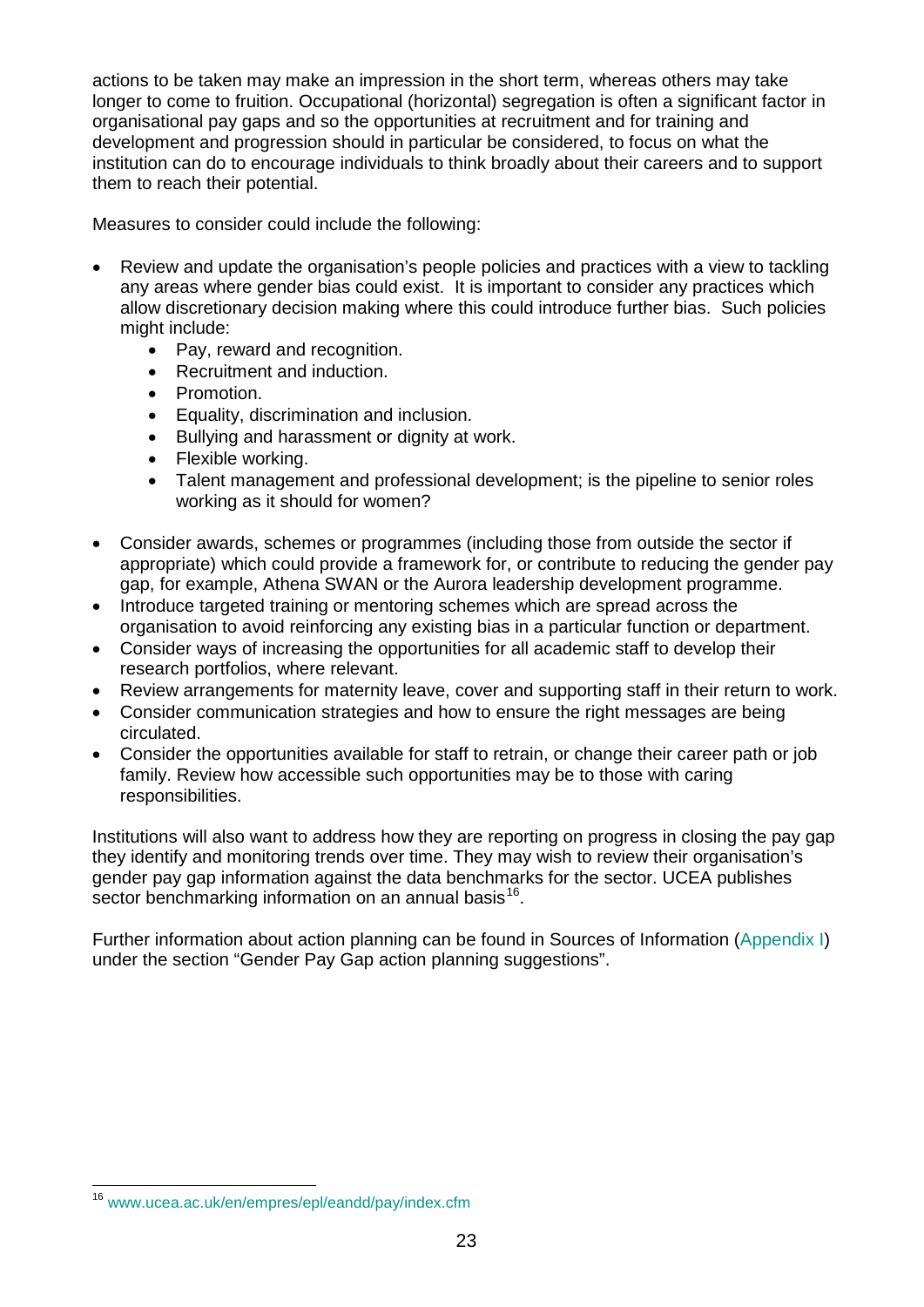actions to be taken may make an impression in the short term, whereas others may take longer to come to fruition. Occupational (horizontal) segregation is often a significant factor in organisational pay gaps and so the opportunities at recruitment and for training and development and progression should in particular be considered, to focus on what the institution can do to encourage individuals to think broadly about their careers and to support them to reach their potential.

Measures to consider could include the following:

- Review and update the organisation's people policies and practices with a view to tackling any areas where gender bias could exist. It is important to consider any practices which allow discretionary decision making where this could introduce further bias. Such policies might include:
  - Pay, reward and recognition.
  - Recruitment and induction.
  - Promotion.
  - Equality, discrimination and inclusion.
  - Bullying and harassment or dignity at work.
  - Flexible working.
  - Talent management and professional development; is the pipeline to senior roles working as it should for women?
- Consider awards, schemes or programmes (including those from outside the sector if appropriate) which could provide a framework for, or contribute to reducing the gender pay gap, for example, Athena SWAN or the Aurora leadership development programme.
- Introduce targeted training or mentoring schemes which are spread across the organisation to avoid reinforcing any existing bias in a particular function or department.
- Consider ways of increasing the opportunities for all academic staff to develop their research portfolios, where relevant.
- Review arrangements for maternity leave, cover and supporting staff in their return to work.
- Consider communication strategies and how to ensure the right messages are being circulated.
- Consider the opportunities available for staff to retrain, or change their career path or job family. Review how accessible such opportunities may be to those with caring responsibilities.

Institutions will also want to address how they are reporting on progress in closing the pay gap they identify and monitoring trends over time. They may wish to review their organisation's gender pay gap information against the data benchmarks for the sector. UCEA publishes sector benchmarking information on an annual basis[16].

Further information about action planning can be found in Sources of Information (Appendix I) under the section "Gender Pay Gap action planning suggestions".

[16] www.ucea.ac.uk/en/empres/epl/eandd/pay/index.cfm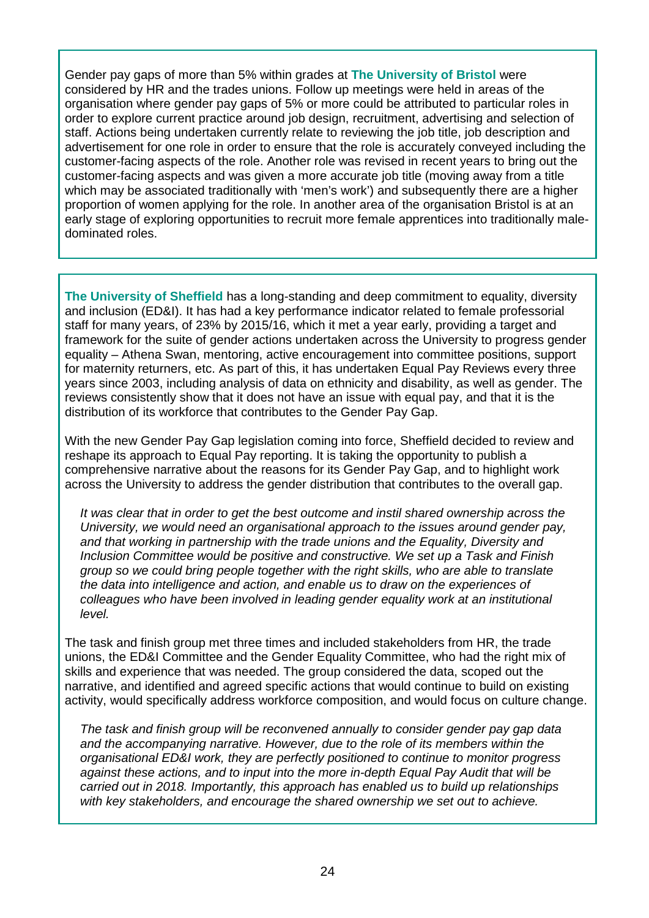Gender pay gaps of more than 5% within grades at **The University of Bristol** were considered by HR and the trades unions. Follow up meetings were held in areas of the organisation where gender pay gaps of 5% or more could be attributed to particular roles in order to explore current practice around job design, recruitment, advertising and selection of staff. Actions being undertaken currently relate to reviewing the job title, job description and advertisement for one role in order to ensure that the role is accurately conveyed including the customer-facing aspects of the role. Another role was revised in recent years to bring out the customer-facing aspects and was given a more accurate job title (moving away from a title which may be associated traditionally with 'men's work') and subsequently there are a higher proportion of women applying for the role. In another area of the organisation Bristol is at an early stage of exploring opportunities to recruit more female apprentices into traditionally male-dominated roles.

---

**The University of Sheffield** has a long-standing and deep commitment to equality, diversity and inclusion (ED&I). It has had a key performance indicator related to female professorial staff for many years, of 23% by 2015/16, which it met a year early, providing a target and framework for the suite of gender actions undertaken across the University to progress gender equality – Athena Swan, mentoring, active encouragement into committee positions, support for maternity returners, etc. As part of this, it has undertaken Equal Pay Reviews every three years since 2003, including analysis of data on ethnicity and disability, as well as gender. The reviews consistently show that it does not have an issue with equal pay, and that it is the distribution of its workforce that contributes to the Gender Pay Gap.

With the new Gender Pay Gap legislation coming into force, Sheffield decided to review and reshape its approach to Equal Pay reporting. It is taking the opportunity to publish a comprehensive narrative about the reasons for its Gender Pay Gap, and to highlight work across the University to address the gender distribution that contributes to the overall gap.

> *It was clear that in order to get the best outcome and instil shared ownership across the University, we would need an organisational approach to the issues around gender pay, and that working in partnership with the trade unions and the Equality, Diversity and Inclusion Committee would be positive and constructive. We set up a Task and Finish group so we could bring people together with the right skills, who are able to translate the data into intelligence and action, and enable us to draw on the experiences of colleagues who have been involved in leading gender equality work at an institutional level.*

The task and finish group met three times and included stakeholders from HR, the trade unions, the ED&I Committee and the Gender Equality Committee, who had the right mix of skills and experience that was needed. The group considered the data, scoped out the narrative, and identified and agreed specific actions that would continue to build on existing activity, would specifically address workforce composition, and would focus on culture change.

> *The task and finish group will be reconvened annually to consider gender pay gap data and the accompanying narrative. However, due to the role of its members within the organisational ED&I work, they are perfectly positioned to continue to monitor progress against these actions, and to input into the more in-depth Equal Pay Audit that will be carried out in 2018. Importantly, this approach has enabled us to build up relationships with key stakeholders, and encourage the shared ownership we set out to achieve.*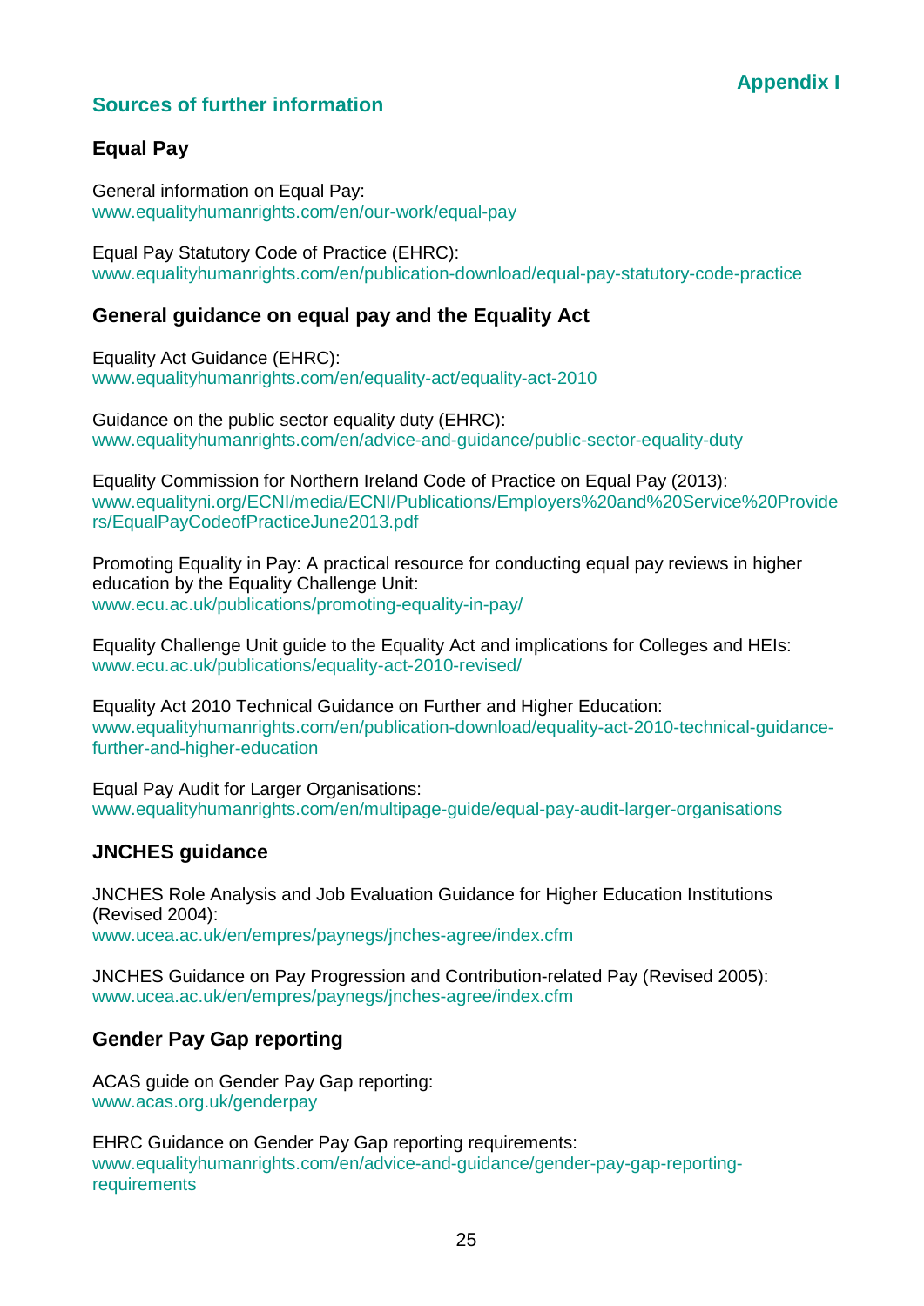Appendix I

## Sources of further information

### Equal Pay

General information on Equal Pay:
www.equalityhumanrights.com/en/our-work/equal-pay

Equal Pay Statutory Code of Practice (EHRC):
www.equalityhumanrights.com/en/publication-download/equal-pay-statutory-code-practice

### General guidance on equal pay and the Equality Act

Equality Act Guidance (EHRC):
www.equalityhumanrights.com/en/equality-act/equality-act-2010

Guidance on the public sector equality duty (EHRC):
www.equalityhumanrights.com/en/advice-and-guidance/public-sector-equality-duty

Equality Commission for Northern Ireland Code of Practice on Equal Pay (2013):
www.equalityni.org/ECNI/media/ECNI/Publications/Employers%20and%20Service%20Providers/EqualPayCodeofPracticeJune2013.pdf

Promoting Equality in Pay: A practical resource for conducting equal pay reviews in higher education by the Equality Challenge Unit:
www.ecu.ac.uk/publications/promoting-equality-in-pay/

Equality Challenge Unit guide to the Equality Act and implications for Colleges and HEIs:
www.ecu.ac.uk/publications/equality-act-2010-revised/

Equality Act 2010 Technical Guidance on Further and Higher Education:
www.equalityhumanrights.com/en/publication-download/equality-act-2010-technical-guidance-further-and-higher-education

Equal Pay Audit for Larger Organisations:
www.equalityhumanrights.com/en/multipage-guide/equal-pay-audit-larger-organisations

### JNCHES guidance

JNCHES Role Analysis and Job Evaluation Guidance for Higher Education Institutions (Revised 2004):
www.ucea.ac.uk/en/empres/paynegs/jnches-agree/index.cfm

JNCHES Guidance on Pay Progression and Contribution-related Pay (Revised 2005):
www.ucea.ac.uk/en/empres/paynegs/jnches-agree/index.cfm

### Gender Pay Gap reporting

ACAS guide on Gender Pay Gap reporting:
www.acas.org.uk/genderpay

EHRC Guidance on Gender Pay Gap reporting requirements:
www.equalityhumanrights.com/en/advice-and-guidance/gender-pay-gap-reporting-requirements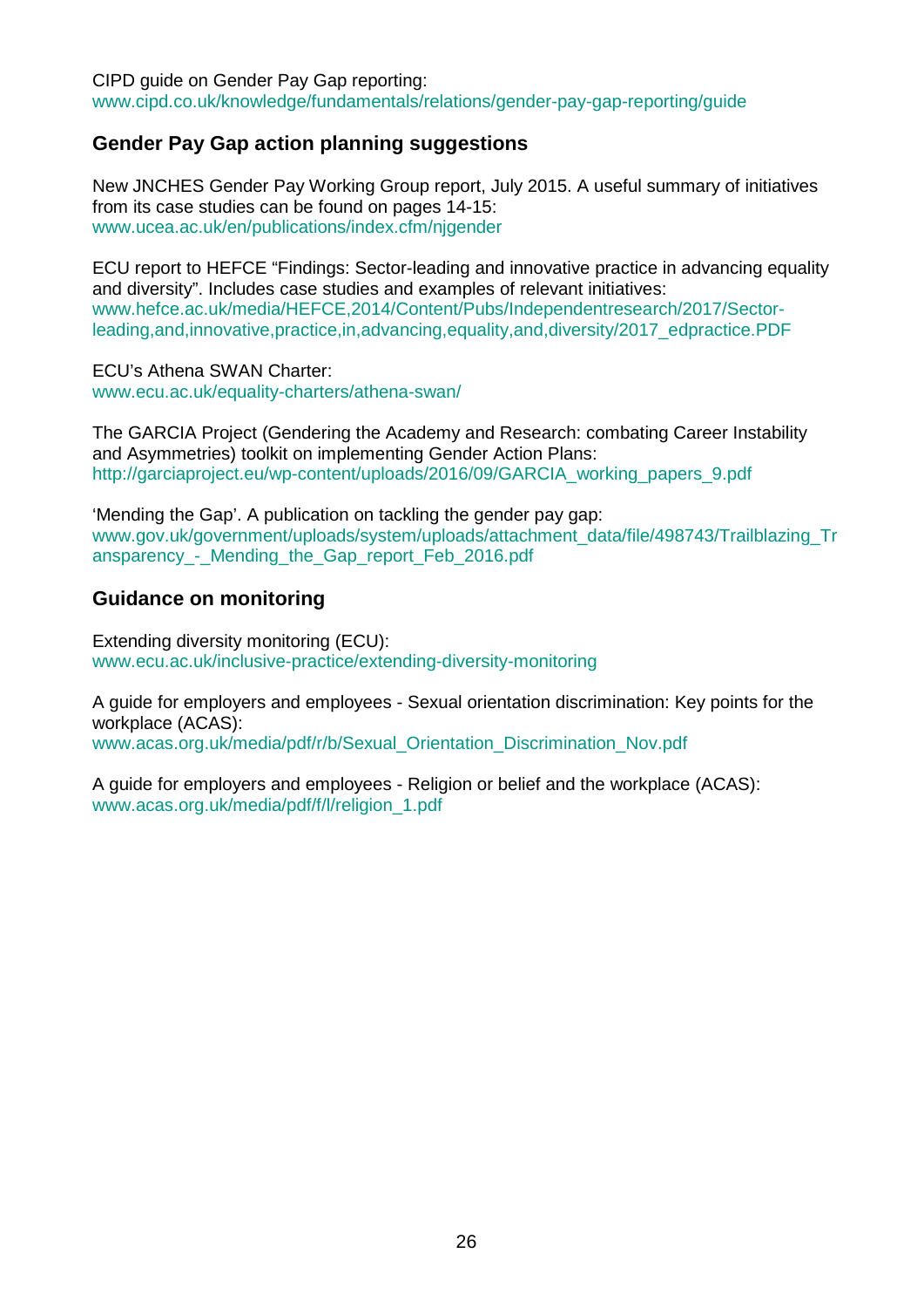CIPD guide on Gender Pay Gap reporting:
www.cipd.co.uk/knowledge/fundamentals/relations/gender-pay-gap-reporting/guide

## Gender Pay Gap action planning suggestions

New JNCHES Gender Pay Working Group report, July 2015. A useful summary of initiatives from its case studies can be found on pages 14-15:
www.ucea.ac.uk/en/publications/index.cfm/njgender

ECU report to HEFCE "Findings: Sector-leading and innovative practice in advancing equality and diversity". Includes case studies and examples of relevant initiatives:
www.hefce.ac.uk/media/HEFCE,2014/Content/Pubs/Independentresearch/2017/Sector-leading,and,innovative,practice,in,advancing,equality,and,diversity/2017_edpractice.PDF

ECU's Athena SWAN Charter:
www.ecu.ac.uk/equality-charters/athena-swan/

The GARCIA Project (Gendering the Academy and Research: combating Career Instability and Asymmetries) toolkit on implementing Gender Action Plans:
http://garciaproject.eu/wp-content/uploads/2016/09/GARCIA_working_papers_9.pdf

'Mending the Gap'. A publication on tackling the gender pay gap:
www.gov.uk/government/uploads/system/uploads/attachment_data/file/498743/Trailblazing_Transparency_-_Mending_the_Gap_report_Feb_2016.pdf

## Guidance on monitoring

Extending diversity monitoring (ECU):
www.ecu.ac.uk/inclusive-practice/extending-diversity-monitoring

A guide for employers and employees - Sexual orientation discrimination: Key points for the workplace (ACAS):
www.acas.org.uk/media/pdf/r/b/Sexual_Orientation_Discrimination_Nov.pdf

A guide for employers and employees - Religion or belief and the workplace (ACAS):
www.acas.org.uk/media/pdf/f/l/religion_1.pdf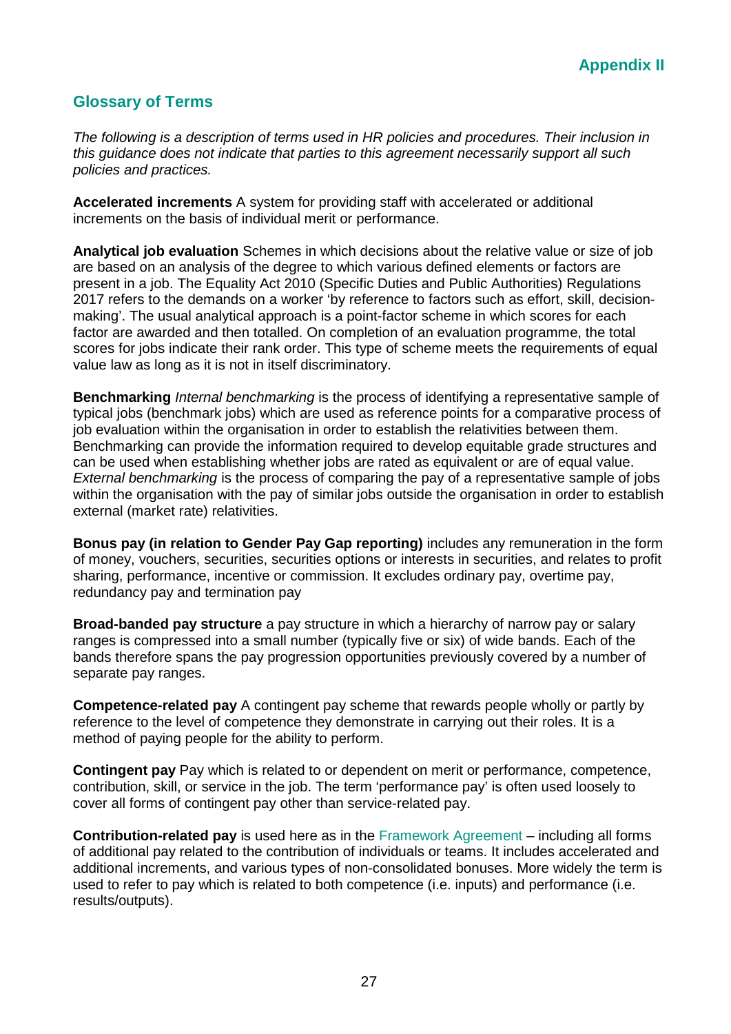## Appendix II

## Glossary of Terms

*The following is a description of terms used in HR policies and procedures. Their inclusion in this guidance does not indicate that parties to this agreement necessarily support all such policies and practices.*

**Accelerated increments** A system for providing staff with accelerated or additional increments on the basis of individual merit or performance.

**Analytical job evaluation** Schemes in which decisions about the relative value or size of job are based on an analysis of the degree to which various defined elements or factors are present in a job. The Equality Act 2010 (Specific Duties and Public Authorities) Regulations 2017 refers to the demands on a worker 'by reference to factors such as effort, skill, decision-making'. The usual analytical approach is a point-factor scheme in which scores for each factor are awarded and then totalled. On completion of an evaluation programme, the total scores for jobs indicate their rank order. This type of scheme meets the requirements of equal value law as long as it is not in itself discriminatory.

**Benchmarking** *Internal benchmarking* is the process of identifying a representative sample of typical jobs (benchmark jobs) which are used as reference points for a comparative process of job evaluation within the organisation in order to establish the relativities between them. Benchmarking can provide the information required to develop equitable grade structures and can be used when establishing whether jobs are rated as equivalent or are of equal value. *External benchmarking* is the process of comparing the pay of a representative sample of jobs within the organisation with the pay of similar jobs outside the organisation in order to establish external (market rate) relativities.

**Bonus pay (in relation to Gender Pay Gap reporting)** includes any remuneration in the form of money, vouchers, securities, securities options or interests in securities, and relates to profit sharing, performance, incentive or commission. It excludes ordinary pay, overtime pay, redundancy pay and termination pay

**Broad-banded pay structure** a pay structure in which a hierarchy of narrow pay or salary ranges is compressed into a small number (typically five or six) of wide bands. Each of the bands therefore spans the pay progression opportunities previously covered by a number of separate pay ranges.

**Competence-related pay** A contingent pay scheme that rewards people wholly or partly by reference to the level of competence they demonstrate in carrying out their roles. It is a method of paying people for the ability to perform.

**Contingent pay** Pay which is related to or dependent on merit or performance, competence, contribution, skill, or service in the job. The term 'performance pay' is often used loosely to cover all forms of contingent pay other than service-related pay.

**Contribution-related pay** is used here as in the Framework Agreement – including all forms of additional pay related to the contribution of individuals or teams. It includes accelerated and additional increments, and various types of non-consolidated bonuses. More widely the term is used to refer to pay which is related to both competence (i.e. inputs) and performance (i.e. results/outputs).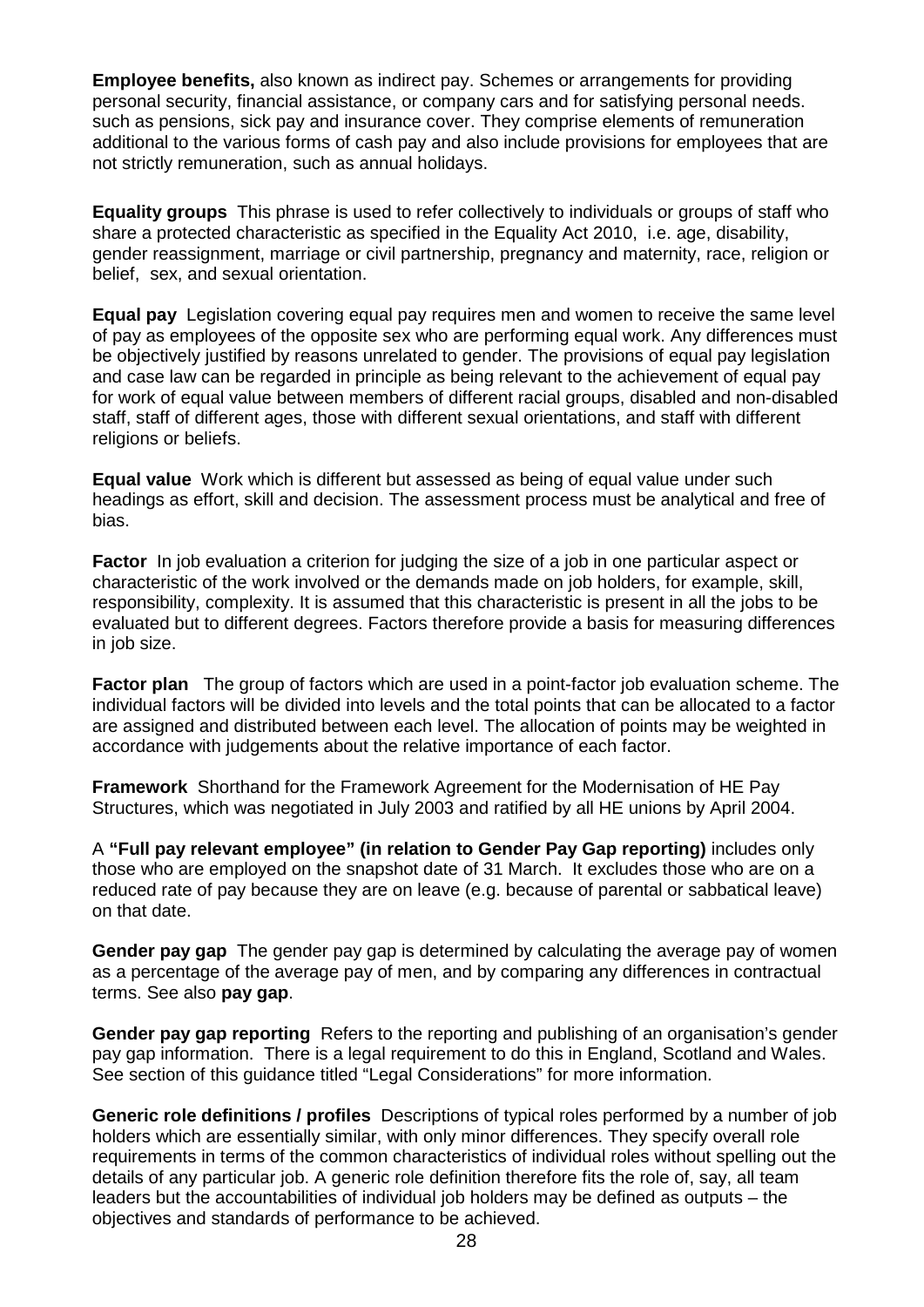**Employee benefits,** also known as indirect pay. Schemes or arrangements for providing personal security, financial assistance, or company cars and for satisfying personal needs. such as pensions, sick pay and insurance cover. They comprise elements of remuneration additional to the various forms of cash pay and also include provisions for employees that are not strictly remuneration, such as annual holidays.

**Equality groups** This phrase is used to refer collectively to individuals or groups of staff who share a protected characteristic as specified in the Equality Act 2010, i.e. age, disability, gender reassignment, marriage or civil partnership, pregnancy and maternity, race, religion or belief, sex, and sexual orientation.

**Equal pay** Legislation covering equal pay requires men and women to receive the same level of pay as employees of the opposite sex who are performing equal work. Any differences must be objectively justified by reasons unrelated to gender. The provisions of equal pay legislation and case law can be regarded in principle as being relevant to the achievement of equal pay for work of equal value between members of different racial groups, disabled and non-disabled staff, staff of different ages, those with different sexual orientations, and staff with different religions or beliefs.

**Equal value** Work which is different but assessed as being of equal value under such headings as effort, skill and decision. The assessment process must be analytical and free of bias.

**Factor** In job evaluation a criterion for judging the size of a job in one particular aspect or characteristic of the work involved or the demands made on job holders, for example, skill, responsibility, complexity. It is assumed that this characteristic is present in all the jobs to be evaluated but to different degrees. Factors therefore provide a basis for measuring differences in job size.

**Factor plan** The group of factors which are used in a point-factor job evaluation scheme. The individual factors will be divided into levels and the total points that can be allocated to a factor are assigned and distributed between each level. The allocation of points may be weighted in accordance with judgements about the relative importance of each factor.

**Framework** Shorthand for the Framework Agreement for the Modernisation of HE Pay Structures, which was negotiated in July 2003 and ratified by all HE unions by April 2004.

A **"Full pay relevant employee" (in relation to Gender Pay Gap reporting)** includes only those who are employed on the snapshot date of 31 March. It excludes those who are on a reduced rate of pay because they are on leave (e.g. because of parental or sabbatical leave) on that date.

**Gender pay gap** The gender pay gap is determined by calculating the average pay of women as a percentage of the average pay of men, and by comparing any differences in contractual terms. See also **pay gap**.

**Gender pay gap reporting** Refers to the reporting and publishing of an organisation's gender pay gap information. There is a legal requirement to do this in England, Scotland and Wales. See section of this guidance titled "Legal Considerations" for more information.

**Generic role definitions / profiles** Descriptions of typical roles performed by a number of job holders which are essentially similar, with only minor differences. They specify overall role requirements in terms of the common characteristics of individual roles without spelling out the details of any particular job. A generic role definition therefore fits the role of, say, all team leaders but the accountabilities of individual job holders may be defined as outputs – the objectives and standards of performance to be achieved.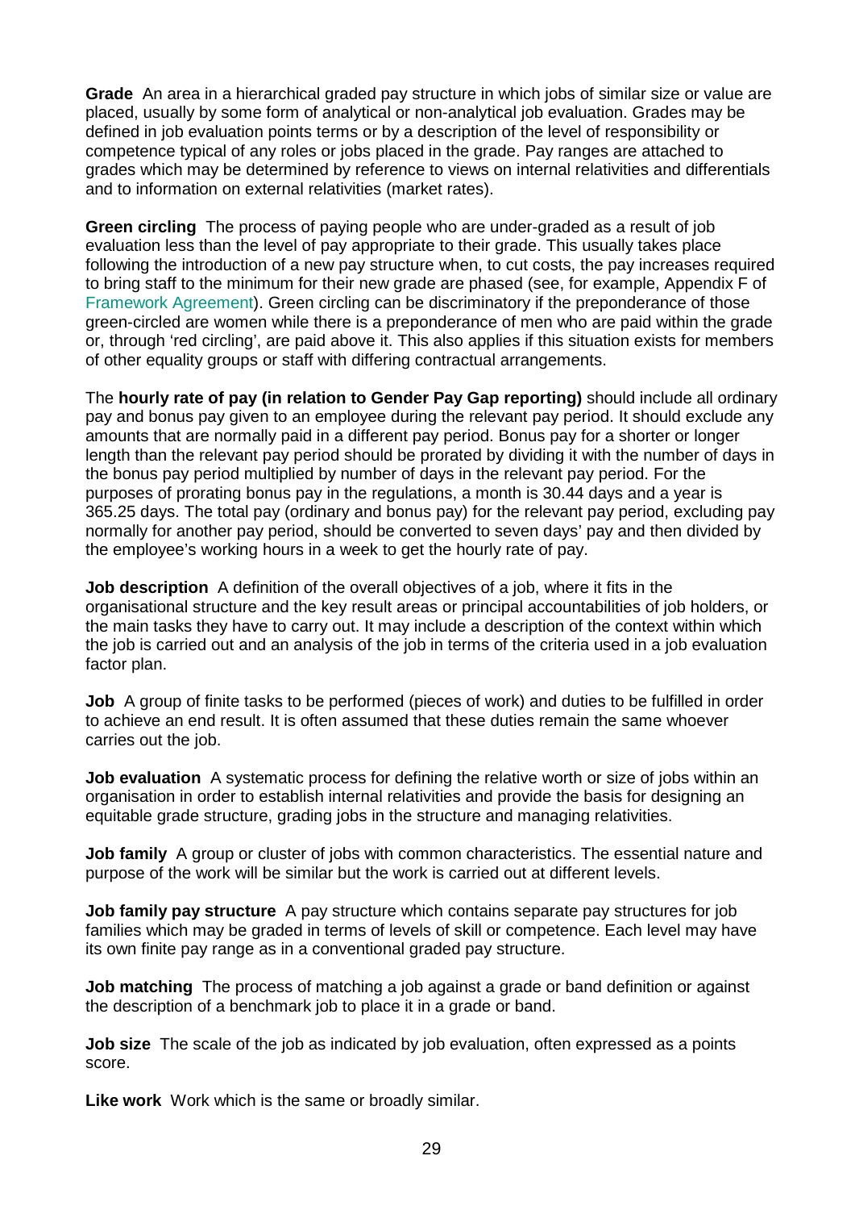**Grade** An area in a hierarchical graded pay structure in which jobs of similar size or value are placed, usually by some form of analytical or non-analytical job evaluation. Grades may be defined in job evaluation points terms or by a description of the level of responsibility or competence typical of any roles or jobs placed in the grade. Pay ranges are attached to grades which may be determined by reference to views on internal relativities and differentials and to information on external relativities (market rates).

**Green circling** The process of paying people who are under-graded as a result of job evaluation less than the level of pay appropriate to their grade. This usually takes place following the introduction of a new pay structure when, to cut costs, the pay increases required to bring staff to the minimum for their new grade are phased (see, for example, Appendix F of Framework Agreement). Green circling can be discriminatory if the preponderance of those green-circled are women while there is a preponderance of men who are paid within the grade or, through 'red circling', are paid above it. This also applies if this situation exists for members of other equality groups or staff with differing contractual arrangements.

The **hourly rate of pay (in relation to Gender Pay Gap reporting)** should include all ordinary pay and bonus pay given to an employee during the relevant pay period. It should exclude any amounts that are normally paid in a different pay period. Bonus pay for a shorter or longer length than the relevant pay period should be prorated by dividing it with the number of days in the bonus pay period multiplied by number of days in the relevant pay period. For the purposes of prorating bonus pay in the regulations, a month is 30.44 days and a year is 365.25 days. The total pay (ordinary and bonus pay) for the relevant pay period, excluding pay normally for another pay period, should be converted to seven days' pay and then divided by the employee's working hours in a week to get the hourly rate of pay.

**Job description** A definition of the overall objectives of a job, where it fits in the organisational structure and the key result areas or principal accountabilities of job holders, or the main tasks they have to carry out. It may include a description of the context within which the job is carried out and an analysis of the job in terms of the criteria used in a job evaluation factor plan.

**Job** A group of finite tasks to be performed (pieces of work) and duties to be fulfilled in order to achieve an end result. It is often assumed that these duties remain the same whoever carries out the job.

**Job evaluation** A systematic process for defining the relative worth or size of jobs within an organisation in order to establish internal relativities and provide the basis for designing an equitable grade structure, grading jobs in the structure and managing relativities.

**Job family** A group or cluster of jobs with common characteristics. The essential nature and purpose of the work will be similar but the work is carried out at different levels.

**Job family pay structure** A pay structure which contains separate pay structures for job families which may be graded in terms of levels of skill or competence. Each level may have its own finite pay range as in a conventional graded pay structure.

**Job matching** The process of matching a job against a grade or band definition or against the description of a benchmark job to place it in a grade or band.

**Job size** The scale of the job as indicated by job evaluation, often expressed as a points score.

**Like work** Work which is the same or broadly similar.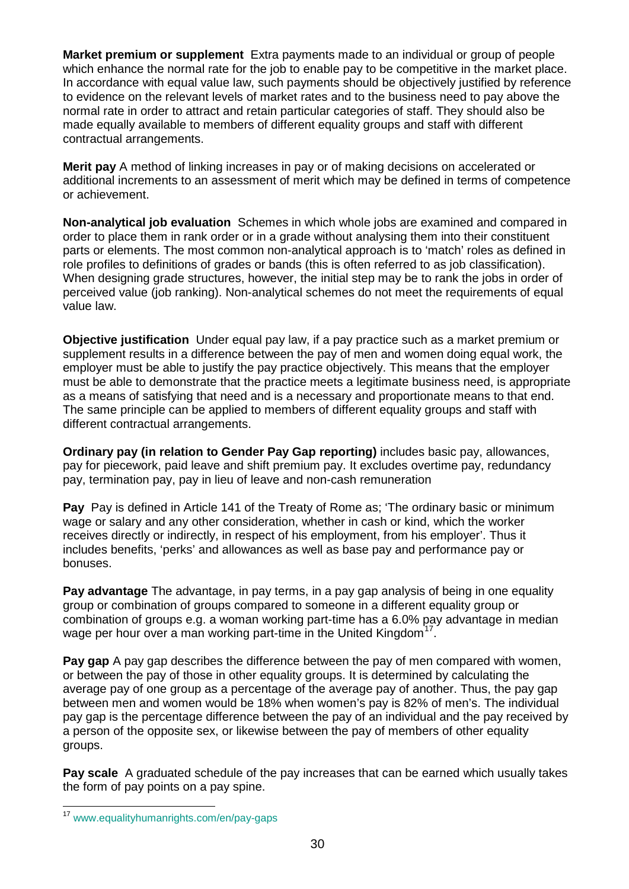**Market premium or supplement** Extra payments made to an individual or group of people which enhance the normal rate for the job to enable pay to be competitive in the market place. In accordance with equal value law, such payments should be objectively justified by reference to evidence on the relevant levels of market rates and to the business need to pay above the normal rate in order to attract and retain particular categories of staff. They should also be made equally available to members of different equality groups and staff with different contractual arrangements.

**Merit pay** A method of linking increases in pay or of making decisions on accelerated or additional increments to an assessment of merit which may be defined in terms of competence or achievement.

**Non-analytical job evaluation** Schemes in which whole jobs are examined and compared in order to place them in rank order or in a grade without analysing them into their constituent parts or elements. The most common non-analytical approach is to 'match' roles as defined in role profiles to definitions of grades or bands (this is often referred to as job classification). When designing grade structures, however, the initial step may be to rank the jobs in order of perceived value (job ranking). Non-analytical schemes do not meet the requirements of equal value law.

**Objective justification** Under equal pay law, if a pay practice such as a market premium or supplement results in a difference between the pay of men and women doing equal work, the employer must be able to justify the pay practice objectively. This means that the employer must be able to demonstrate that the practice meets a legitimate business need, is appropriate as a means of satisfying that need and is a necessary and proportionate means to that end. The same principle can be applied to members of different equality groups and staff with different contractual arrangements.

**Ordinary pay (in relation to Gender Pay Gap reporting)** includes basic pay, allowances, pay for piecework, paid leave and shift premium pay. It excludes overtime pay, redundancy pay, termination pay, pay in lieu of leave and non-cash remuneration

**Pay** Pay is defined in Article 141 of the Treaty of Rome as; 'The ordinary basic or minimum wage or salary and any other consideration, whether in cash or kind, which the worker receives directly or indirectly, in respect of his employment, from his employer'. Thus it includes benefits, 'perks' and allowances as well as base pay and performance pay or bonuses.

**Pay advantage** The advantage, in pay terms, in a pay gap analysis of being in one equality group or combination of groups compared to someone in a different equality group or combination of groups e.g. a woman working part-time has a 6.0% pay advantage in median wage per hour over a man working part-time in the United Kingdom[17].

**Pay gap** A pay gap describes the difference between the pay of men compared with women, or between the pay of those in other equality groups. It is determined by calculating the average pay of one group as a percentage of the average pay of another. Thus, the pay gap between men and women would be 18% when women's pay is 82% of men's. The individual pay gap is the percentage difference between the pay of an individual and the pay received by a person of the opposite sex, or likewise between the pay of members of other equality groups.

**Pay scale** A graduated schedule of the pay increases that can be earned which usually takes the form of pay points on a pay spine.

[17] www.equalityhumanrights.com/en/pay-gaps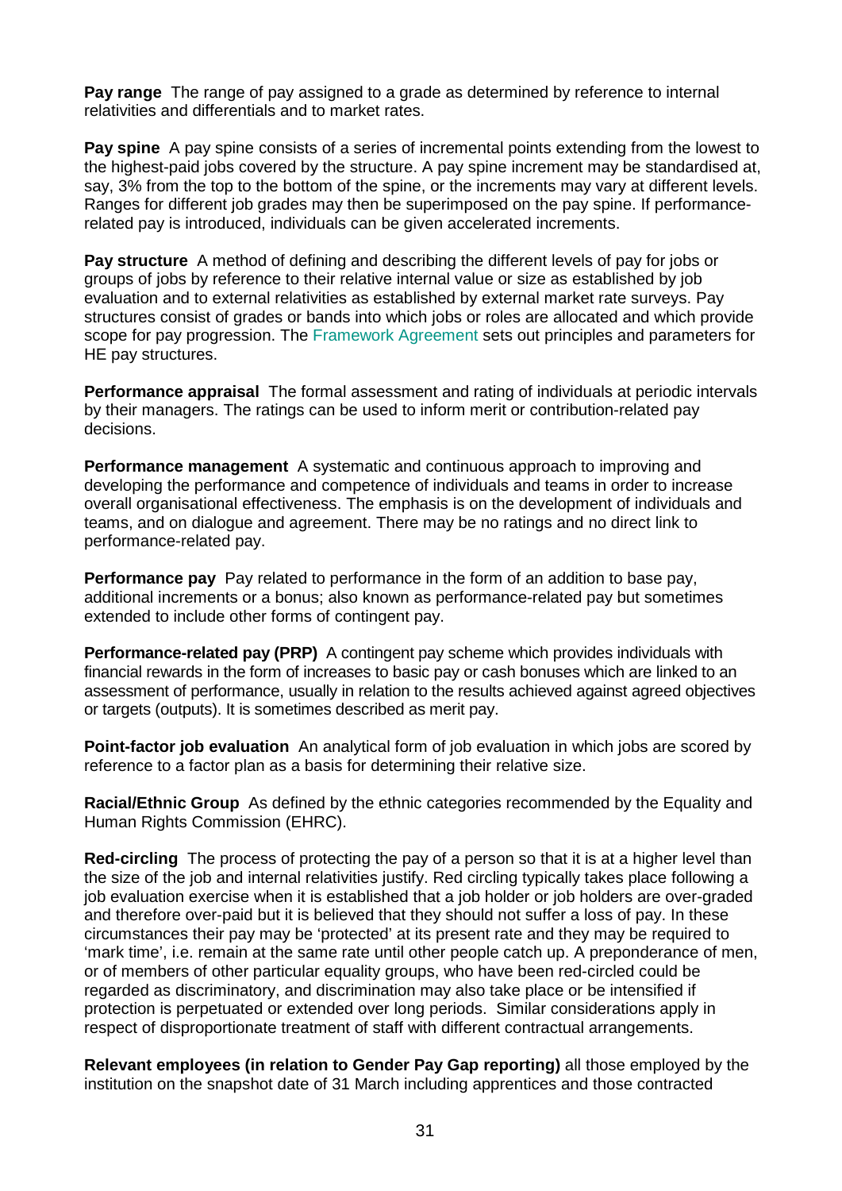**Pay range** The range of pay assigned to a grade as determined by reference to internal relativities and differentials and to market rates.

**Pay spine** A pay spine consists of a series of incremental points extending from the lowest to the highest-paid jobs covered by the structure. A pay spine increment may be standardised at, say, 3% from the top to the bottom of the spine, or the increments may vary at different levels. Ranges for different job grades may then be superimposed on the pay spine. If performance-related pay is introduced, individuals can be given accelerated increments.

**Pay structure** A method of defining and describing the different levels of pay for jobs or groups of jobs by reference to their relative internal value or size as established by job evaluation and to external relativities as established by external market rate surveys. Pay structures consist of grades or bands into which jobs or roles are allocated and which provide scope for pay progression. The Framework Agreement sets out principles and parameters for HE pay structures.

**Performance appraisal** The formal assessment and rating of individuals at periodic intervals by their managers. The ratings can be used to inform merit or contribution-related pay decisions.

**Performance management** A systematic and continuous approach to improving and developing the performance and competence of individuals and teams in order to increase overall organisational effectiveness. The emphasis is on the development of individuals and teams, and on dialogue and agreement. There may be no ratings and no direct link to performance-related pay.

**Performance pay** Pay related to performance in the form of an addition to base pay, additional increments or a bonus; also known as performance-related pay but sometimes extended to include other forms of contingent pay.

**Performance-related pay (PRP)** A contingent pay scheme which provides individuals with financial rewards in the form of increases to basic pay or cash bonuses which are linked to an assessment of performance, usually in relation to the results achieved against agreed objectives or targets (outputs). It is sometimes described as merit pay.

**Point-factor job evaluation** An analytical form of job evaluation in which jobs are scored by reference to a factor plan as a basis for determining their relative size.

**Racial/Ethnic Group** As defined by the ethnic categories recommended by the Equality and Human Rights Commission (EHRC).

**Red-circling** The process of protecting the pay of a person so that it is at a higher level than the size of the job and internal relativities justify. Red circling typically takes place following a job evaluation exercise when it is established that a job holder or job holders are over-graded and therefore over-paid but it is believed that they should not suffer a loss of pay. In these circumstances their pay may be 'protected' at its present rate and they may be required to 'mark time', i.e. remain at the same rate until other people catch up. A preponderance of men, or of members of other particular equality groups, who have been red-circled could be regarded as discriminatory, and discrimination may also take place or be intensified if protection is perpetuated or extended over long periods. Similar considerations apply in respect of disproportionate treatment of staff with different contractual arrangements.

**Relevant employees (in relation to Gender Pay Gap reporting)** all those employed by the institution on the snapshot date of 31 March including apprentices and those contracted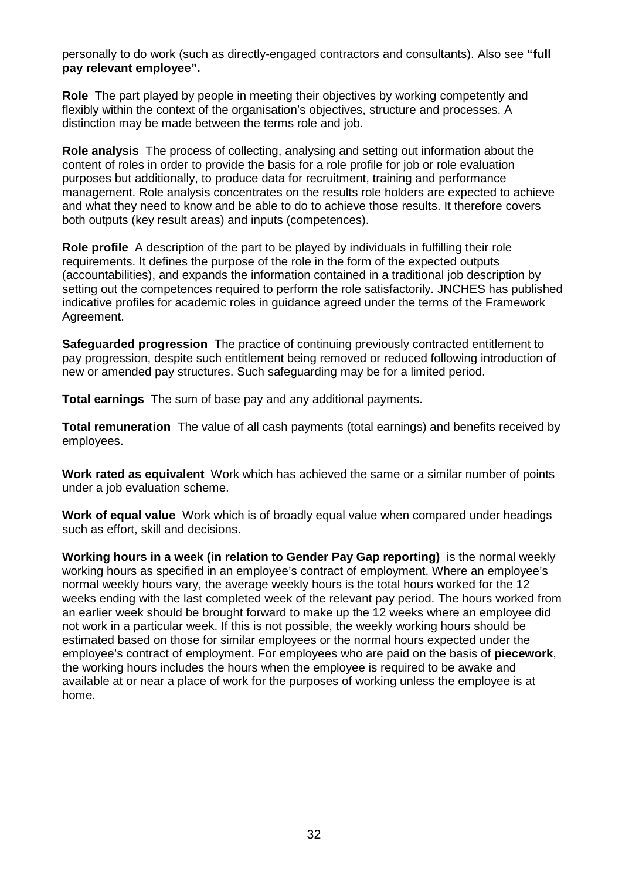personally to do work (such as directly-engaged contractors and consultants). Also see **"full pay relevant employee".**

**Role** The part played by people in meeting their objectives by working competently and flexibly within the context of the organisation's objectives, structure and processes. A distinction may be made between the terms role and job.

**Role analysis** The process of collecting, analysing and setting out information about the content of roles in order to provide the basis for a role profile for job or role evaluation purposes but additionally, to produce data for recruitment, training and performance management. Role analysis concentrates on the results role holders are expected to achieve and what they need to know and be able to do to achieve those results. It therefore covers both outputs (key result areas) and inputs (competences).

**Role profile** A description of the part to be played by individuals in fulfilling their role requirements. It defines the purpose of the role in the form of the expected outputs (accountabilities), and expands the information contained in a traditional job description by setting out the competences required to perform the role satisfactorily. JNCHES has published indicative profiles for academic roles in guidance agreed under the terms of the Framework Agreement.

**Safeguarded progression** The practice of continuing previously contracted entitlement to pay progression, despite such entitlement being removed or reduced following introduction of new or amended pay structures. Such safeguarding may be for a limited period.

**Total earnings** The sum of base pay and any additional payments.

**Total remuneration** The value of all cash payments (total earnings) and benefits received by employees.

**Work rated as equivalent** Work which has achieved the same or a similar number of points under a job evaluation scheme.

**Work of equal value** Work which is of broadly equal value when compared under headings such as effort, skill and decisions.

**Working hours in a week (in relation to Gender Pay Gap reporting)** is the normal weekly working hours as specified in an employee's contract of employment. Where an employee's normal weekly hours vary, the average weekly hours is the total hours worked for the 12 weeks ending with the last completed week of the relevant pay period. The hours worked from an earlier week should be brought forward to make up the 12 weeks where an employee did not work in a particular week. If this is not possible, the weekly working hours should be estimated based on those for similar employees or the normal hours expected under the employee's contract of employment. For employees who are paid on the basis of **piecework**, the working hours includes the hours when the employee is required to be awake and available at or near a place of work for the purposes of working unless the employee is at home.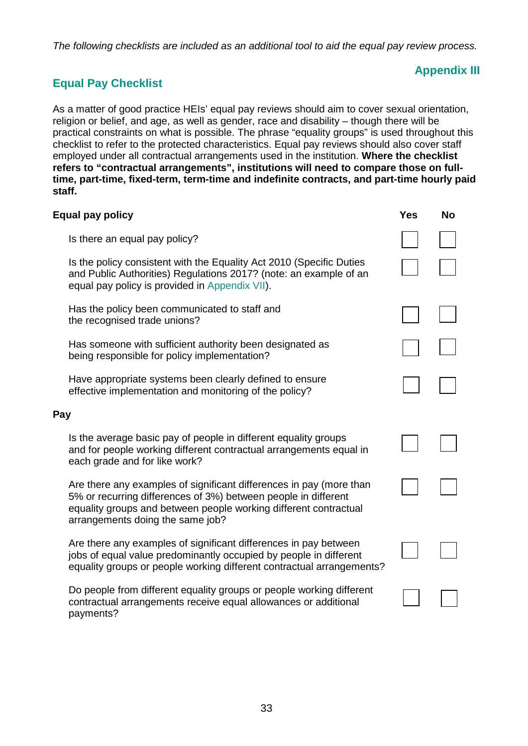*The following checklists are included as an additional tool to aid the equal pay review process.*

## Appendix III

## Equal Pay Checklist

As a matter of good practice HEIs' equal pay reviews should aim to cover sexual orientation, religion or belief, and age, as well as gender, race and disability – though there will be practical constraints on what is possible. The phrase "equality groups" is used throughout this checklist to refer to the protected characteristics. Equal pay reviews should also cover staff employed under all contractual arrangements used in the institution. **Where the checklist refers to "contractual arrangements", institutions will need to compare those on full-time, part-time, fixed-term, term-time and indefinite contracts, and part-time hourly paid staff.**

| **Equal pay policy** | **Yes** | **No** |
|---|---|---|
| Is there an equal pay policy? | ☐ | ☐ |
| Is the policy consistent with the Equality Act 2010 (Specific Duties and Public Authorities) Regulations 2017? (note: an example of an equal pay policy is provided in Appendix VII). | ☐ | ☐ |
| Has the policy been communicated to staff and the recognised trade unions? | ☐ | ☐ |
| Has someone with sufficient authority been designated as being responsible for policy implementation? | ☐ | ☐ |
| Have appropriate systems been clearly defined to ensure effective implementation and monitoring of the policy? | ☐ | ☐ |
| **Pay** | | |
| Is the average basic pay of people in different equality groups and for people working different contractual arrangements equal in each grade and for like work? | ☐ | ☐ |
| Are there any examples of significant differences in pay (more than 5% or recurring differences of 3%) between people in different equality groups and between people working different contractual arrangements doing the same job? | ☐ | ☐ |
| Are there any examples of significant differences in pay between jobs of equal value predominantly occupied by people in different equality groups or people working different contractual arrangements? | ☐ | ☐ |
| Do people from different equality groups or people working different contractual arrangements receive equal allowances or additional payments? | ☐ | ☐ |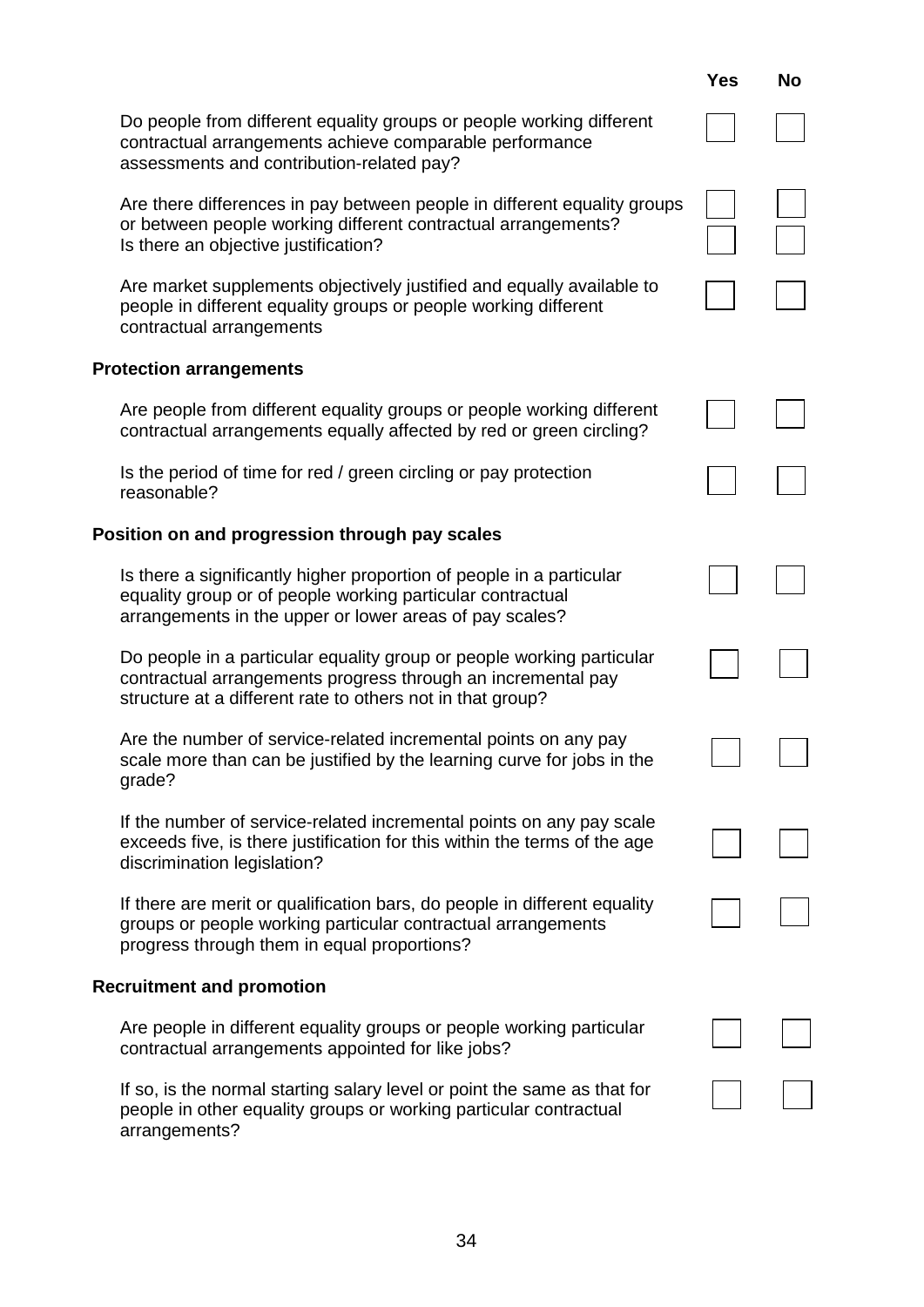| | Yes | No |
|---|---|---|
| Do people from different equality groups or people working different contractual arrangements achieve comparable performance assessments and contribution-related pay? | ☐ | ☐ |
| Are there differences in pay between people in different equality groups or between people working different contractual arrangements? | ☐ | ☐ |
| Is there an objective justification? | ☐ | ☐ |
| Are market supplements objectively justified and equally available to people in different equality groups or people working different contractual arrangements | ☐ | ☐ |
| **Protection arrangements** | | |
| Are people from different equality groups or people working different contractual arrangements equally affected by red or green circling? | ☐ | ☐ |
| Is the period of time for red / green circling or pay protection reasonable? | ☐ | ☐ |
| **Position on and progression through pay scales** | | |
| Is there a significantly higher proportion of people in a particular equality group or of people working particular contractual arrangements in the upper or lower areas of pay scales? | ☐ | ☐ |
| Do people in a particular equality group or people working particular contractual arrangements progress through an incremental pay structure at a different rate to others not in that group? | ☐ | ☐ |
| Are the number of service-related incremental points on any pay scale more than can be justified by the learning curve for jobs in the grade? | ☐ | ☐ |
| If the number of service-related incremental points on any pay scale exceeds five, is there justification for this within the terms of the age discrimination legislation? | ☐ | ☐ |
| If there are merit or qualification bars, do people in different equality groups or people working particular contractual arrangements progress through them in equal proportions? | ☐ | ☐ |
| **Recruitment and promotion** | | |
| Are people in different equality groups or people working particular contractual arrangements appointed for like jobs? | ☐ | ☐ |
| If so, is the normal starting salary level or point the same as that for people in other equality groups or working particular contractual arrangements? | ☐ | ☐ |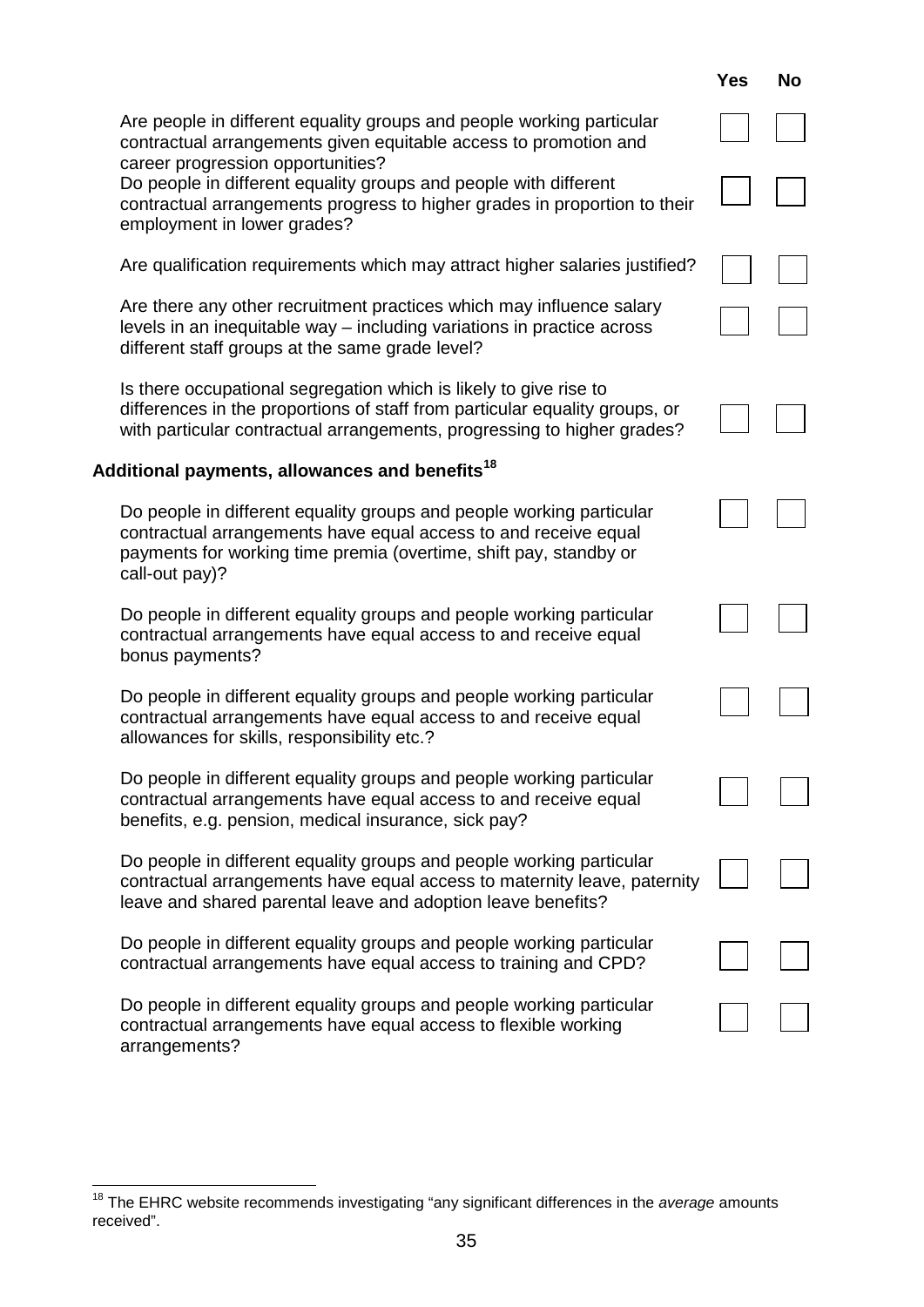| | Yes | No |
|---|---|---|
| Are people in different equality groups and people working particular contractual arrangements given equitable access to promotion and career progression opportunities? | ☐ | ☐ |
| Do people in different equality groups and people with different contractual arrangements progress to higher grades in proportion to their employment in lower grades? | ☐ | ☐ |
| Are qualification requirements which may attract higher salaries justified? | ☐ | ☐ |
| Are there any other recruitment practices which may influence salary levels in an inequitable way – including variations in practice across different staff groups at the same grade level? | ☐ | ☐ |
| Is there occupational segregation which is likely to give rise to differences in the proportions of staff from particular equality groups, or with particular contractual arrangements, progressing to higher grades? | ☐ | ☐ |

**Additional payments, allowances and benefits[18]**

| | Yes | No |
|---|---|---|
| Do people in different equality groups and people working particular contractual arrangements have equal access to and receive equal payments for working time premia (overtime, shift pay, standby or call-out pay)? | ☐ | ☐ |
| Do people in different equality groups and people working particular contractual arrangements have equal access to and receive equal bonus payments? | ☐ | ☐ |
| Do people in different equality groups and people working particular contractual arrangements have equal access to and receive equal allowances for skills, responsibility etc.? | ☐ | ☐ |
| Do people in different equality groups and people working particular contractual arrangements have equal access to and receive equal benefits, e.g. pension, medical insurance, sick pay? | ☐ | ☐ |
| Do people in different equality groups and people working particular contractual arrangements have equal access to maternity leave, paternity leave and shared parental leave and adoption leave benefits? | ☐ | ☐ |
| Do people in different equality groups and people working particular contractual arrangements have equal access to training and CPD? | ☐ | ☐ |
| Do people in different equality groups and people working particular contractual arrangements have equal access to flexible working arrangements? | ☐ | ☐ |

[18] The EHRC website recommends investigating "any significant differences in the *average* amounts received".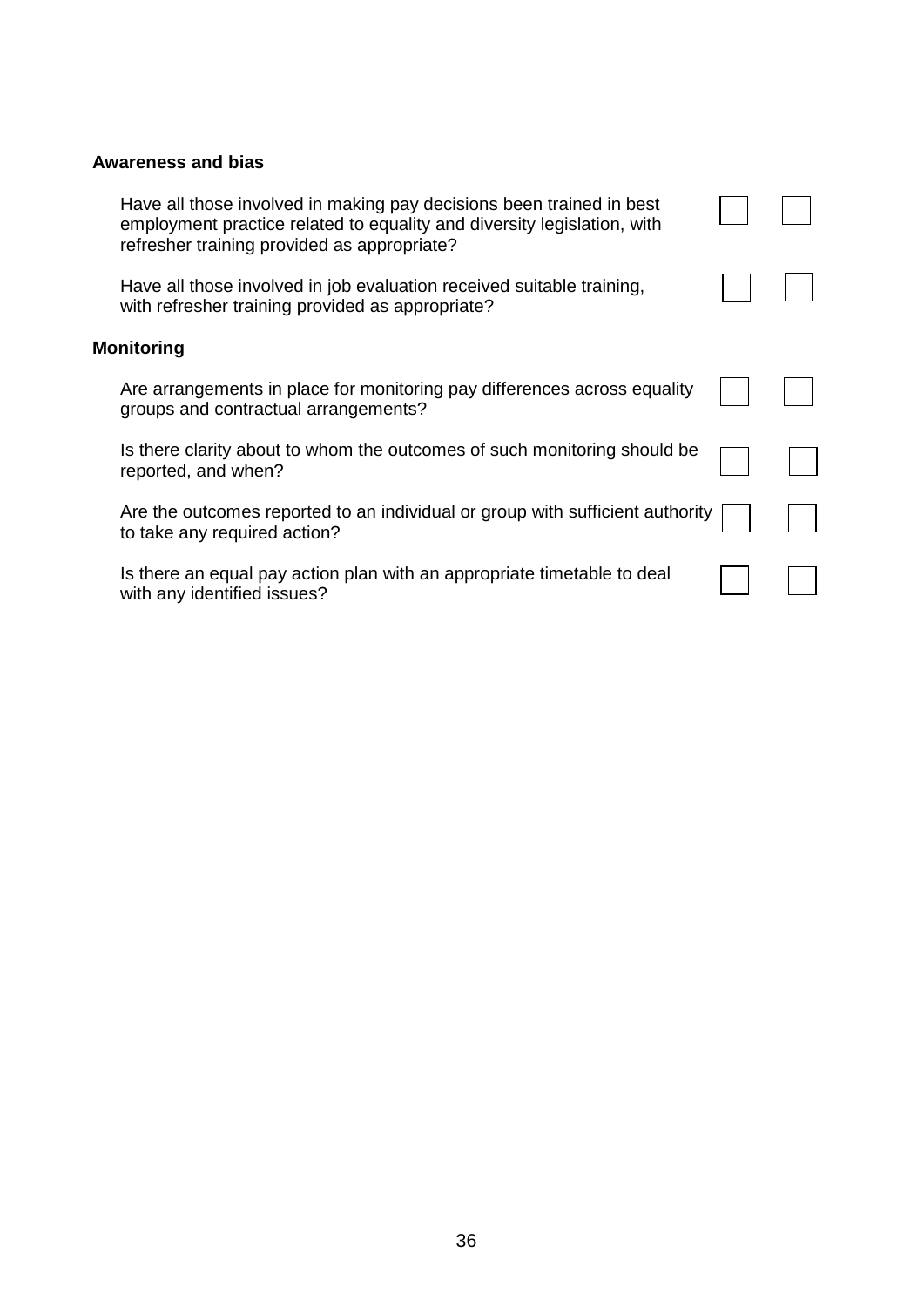**Awareness and bias**

Have all those involved in making pay decisions been trained in best employment practice related to equality and diversity legislation, with refresher training provided as appropriate? ☐ ☐

Have all those involved in job evaluation received suitable training, with refresher training provided as appropriate? ☐ ☐

**Monitoring**

Are arrangements in place for monitoring pay differences across equality groups and contractual arrangements? ☐ ☐

Is there clarity about to whom the outcomes of such monitoring should be reported, and when? ☐ ☐

Are the outcomes reported to an individual or group with sufficient authority to take any required action? ☐ ☐

Is there an equal pay action plan with an appropriate timetable to deal with any identified issues? ☐ ☐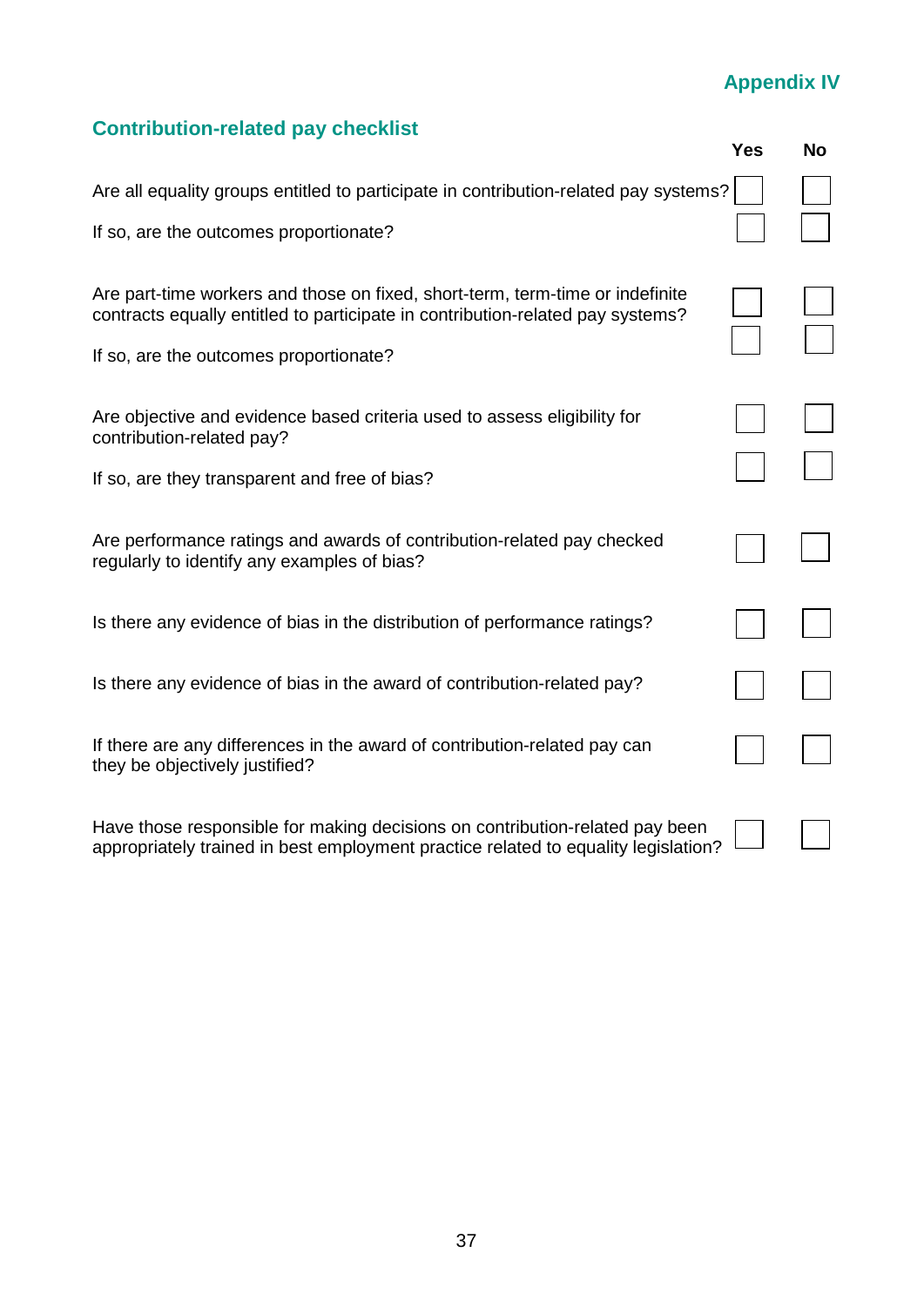## Appendix IV

### Contribution-related pay checklist

| | Yes | No |
|---|---|---|
| Are all equality groups entitled to participate in contribution-related pay systems? | ☐ | ☐ |
| If so, are the outcomes proportionate? | ☐ | ☐ |
| Are part-time workers and those on fixed, short-term, term-time or indefinite contracts equally entitled to participate in contribution-related pay systems? | ☐ | ☐ |
| If so, are the outcomes proportionate? | ☐ | ☐ |
| Are objective and evidence based criteria used to assess eligibility for contribution-related pay? | ☐ | ☐ |
| If so, are they transparent and free of bias? | ☐ | ☐ |
| Are performance ratings and awards of contribution-related pay checked regularly to identify any examples of bias? | ☐ | ☐ |
| Is there any evidence of bias in the distribution of performance ratings? | ☐ | ☐ |
| Is there any evidence of bias in the award of contribution-related pay? | ☐ | ☐ |
| If there are any differences in the award of contribution-related pay can they be objectively justified? | ☐ | ☐ |
| Have those responsible for making decisions on contribution-related pay been appropriately trained in best employment practice related to equality legislation? | ☐ | ☐ |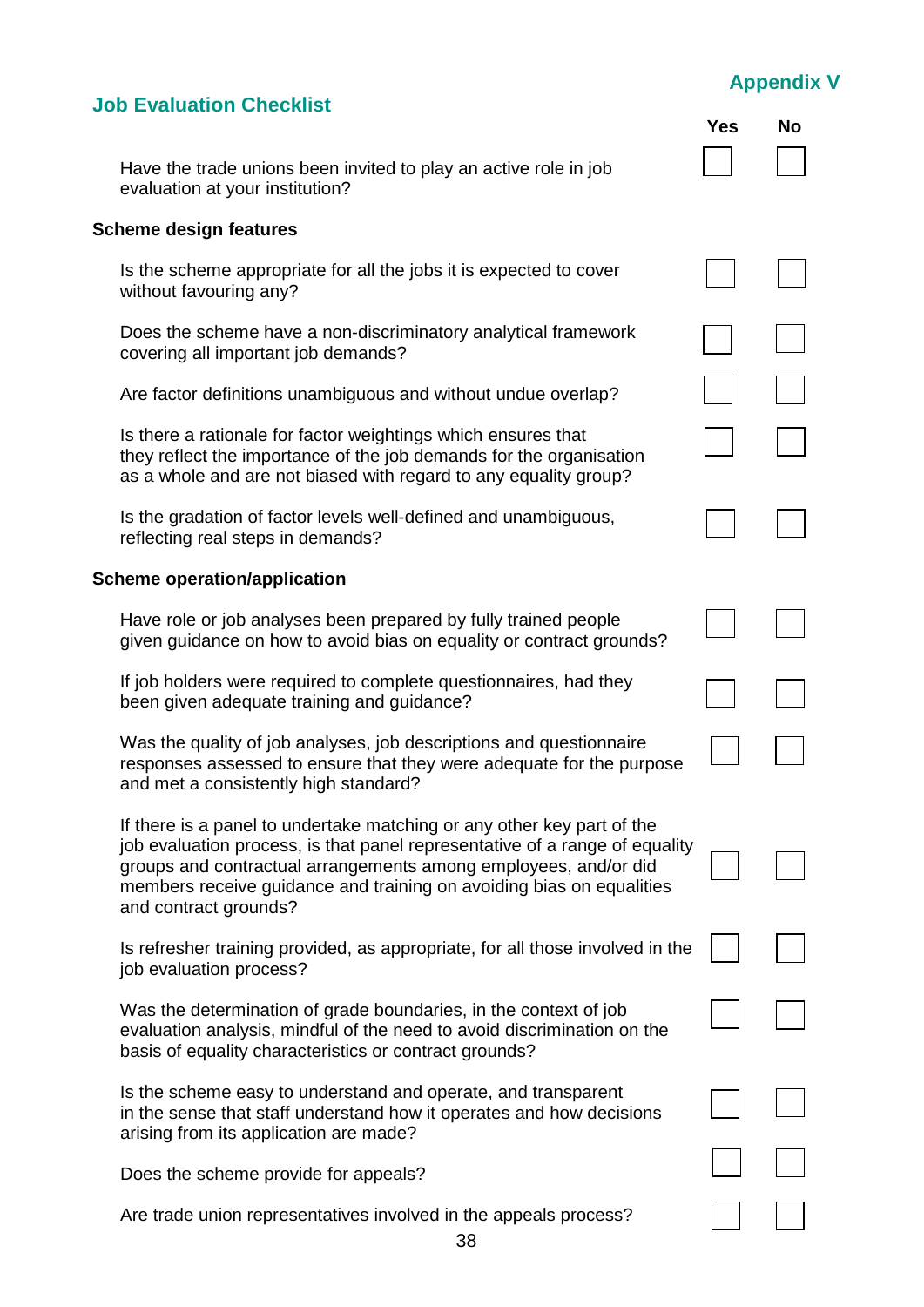## Appendix V

## Job Evaluation Checklist

| | Yes | No |
|---|---|---|
| Have the trade unions been invited to play an active role in job evaluation at your institution? | ☐ | ☐ |
| **Scheme design features** | | |
| Is the scheme appropriate for all the jobs it is expected to cover without favouring any? | ☐ | ☐ |
| Does the scheme have a non-discriminatory analytical framework covering all important job demands? | ☐ | ☐ |
| Are factor definitions unambiguous and without undue overlap? | ☐ | ☐ |
| Is there a rationale for factor weightings which ensures that they reflect the importance of the job demands for the organisation as a whole and are not biased with regard to any equality group? | ☐ | ☐ |
| Is the gradation of factor levels well-defined and unambiguous, reflecting real steps in demands? | ☐ | ☐ |
| **Scheme operation/application** | | |
| Have role or job analyses been prepared by fully trained people given guidance on how to avoid bias on equality or contract grounds? | ☐ | ☐ |
| If job holders were required to complete questionnaires, had they been given adequate training and guidance? | ☐ | ☐ |
| Was the quality of job analyses, job descriptions and questionnaire responses assessed to ensure that they were adequate for the purpose and met a consistently high standard? | ☐ | ☐ |
| If there is a panel to undertake matching or any other key part of the job evaluation process, is that panel representative of a range of equality groups and contractual arrangements among employees, and/or did members receive guidance and training on avoiding bias on equalities and contract grounds? | ☐ | ☐ |
| Is refresher training provided, as appropriate, for all those involved in the job evaluation process? | ☐ | ☐ |
| Was the determination of grade boundaries, in the context of job evaluation analysis, mindful of the need to avoid discrimination on the basis of equality characteristics or contract grounds? | ☐ | ☐ |
| Is the scheme easy to understand and operate, and transparent in the sense that staff understand how it operates and how decisions arising from its application are made? | ☐ | ☐ |
| Does the scheme provide for appeals? | ☐ | ☐ |
| Are trade union representatives involved in the appeals process? | ☐ | ☐ |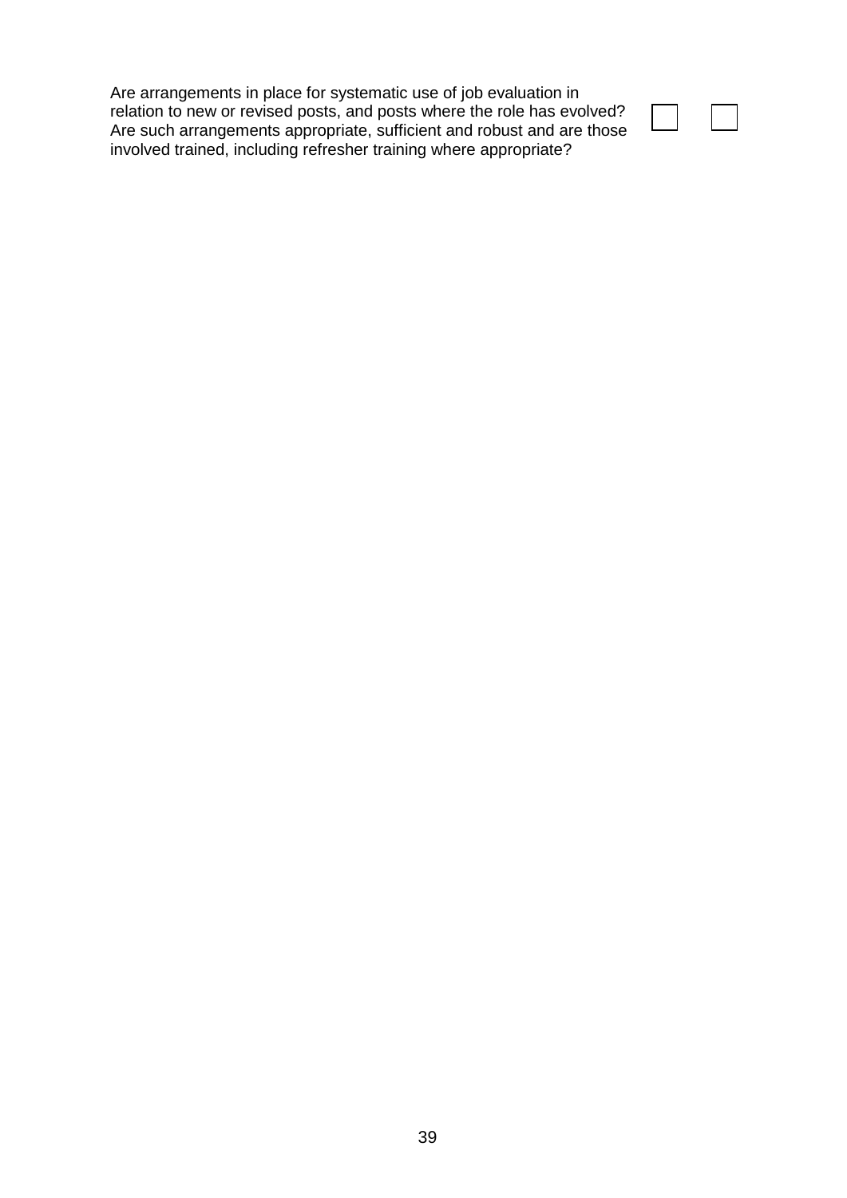| | | |
|---|---|---|
| Are arrangements in place for systematic use of job evaluation in relation to new or revised posts, and posts where the role has evolved? Are such arrangements appropriate, sufficient and robust and are those involved trained, including refresher training where appropriate? | ☐ | ☐ |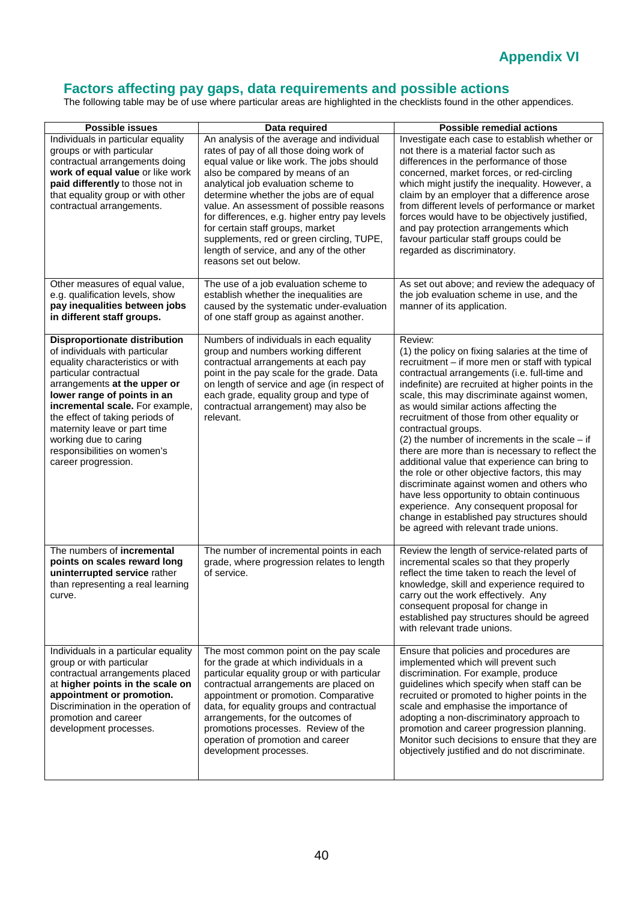# Appendix VI

## Factors affecting pay gaps, data requirements and possible actions

The following table may be of use where particular areas are highlighted in the checklists found in the other appendices.

| Possible issues | Data required | Possible remedial actions |
|---|---|---|
| Individuals in particular equality groups or with particular contractual arrangements doing **work of equal value** or like work **paid differently** to those not in that equality group or with other contractual arrangements. | An analysis of the average and individual rates of pay of all those doing work of equal value or like work. The jobs should also be compared by means of an analytical job evaluation scheme to determine whether the jobs are of equal value. An assessment of possible reasons for differences, e.g. higher entry pay levels for certain staff groups, market supplements, red or green circling, TUPE, length of service, and any of the other reasons set out below. | Investigate each case to establish whether or not there is a material factor such as differences in the performance of those concerned, market forces, or red-circling which might justify the inequality. However, a claim by an employer that a difference arose from different levels of performance or market forces would have to be objectively justified, and pay protection arrangements which favour particular staff groups could be regarded as discriminatory. |
| Other measures of equal value, e.g. qualification levels, show **pay inequalities between jobs in different staff groups.** | The use of a job evaluation scheme to establish whether the inequalities are caused by the systematic under-evaluation of one staff group as against another. | As set out above; and review the adequacy of the job evaluation scheme in use, and the manner of its application. |
| **Disproportionate distribution** of individuals with particular equality characteristics or with particular contractual arrangements **at the upper or lower range of points in an incremental scale.** For example, the effect of taking periods of maternity leave or part time working due to caring responsibilities on women's career progression. | Numbers of individuals in each equality group and numbers working different contractual arrangements at each pay point in the pay scale for the grade. Data on length of service and age (in respect of each grade, equality group and type of contractual arrangement) may also be relevant. | Review:<br>(1) the policy on fixing salaries at the time of recruitment – if more men or staff with typical contractual arrangements (i.e. full-time and indefinite) are recruited at higher points in the scale, this may discriminate against women, as would similar actions affecting the recruitment of those from other equality or contractual groups.<br>(2) the number of increments in the scale – if there are more than is necessary to reflect the additional value that experience can bring to the role or other objective factors, this may discriminate against women and others who have less opportunity to obtain continuous experience. Any consequent proposal for change in established pay structures should be agreed with relevant trade unions. |
| The numbers of **incremental points on scales reward long uninterrupted service** rather than representing a real learning curve. | The number of incremental points in each grade, where progression relates to length of service. | Review the length of service-related parts of incremental scales so that they properly reflect the time taken to reach the level of knowledge, skill and experience required to carry out the work effectively. Any consequent proposal for change in established pay structures should be agreed with relevant trade unions. |
| Individuals in a particular equality group or with particular contractual arrangements placed at **higher points in the scale on appointment or promotion.** Discrimination in the operation of promotion and career development processes. | The most common point on the pay scale for the grade at which individuals in a particular equality group or with particular contractual arrangements are placed on appointment or promotion. Comparative data, for equality groups and contractual arrangements, for the outcomes of promotions processes. Review of the operation of promotion and career development processes. | Ensure that policies and procedures are implemented which will prevent such discrimination. For example, produce guidelines which specify when staff can be recruited or promoted to higher points in the scale and emphasise the importance of adopting a non-discriminatory approach to promotion and career progression planning. Monitor such decisions to ensure that they are objectively justified and do not discriminate. |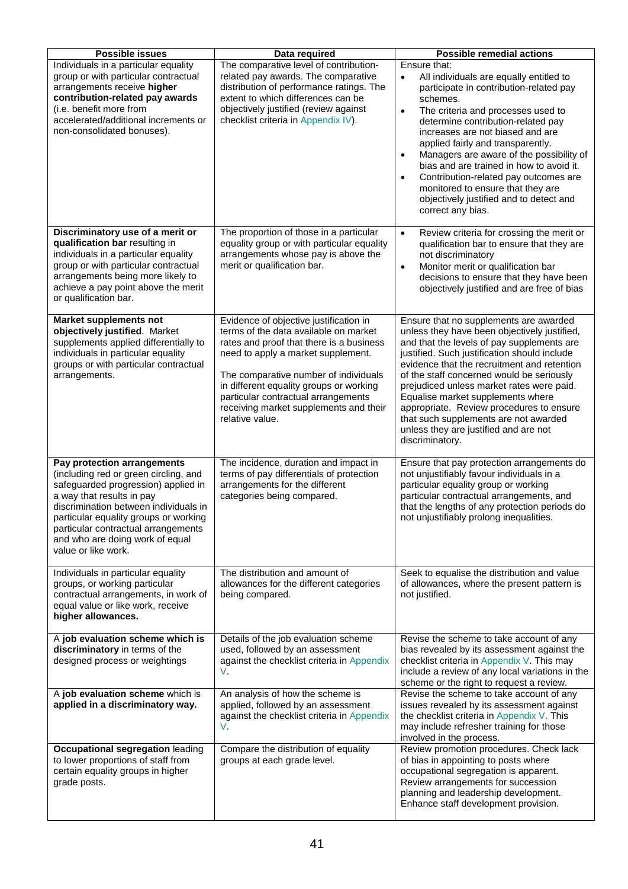| Possible issues | Data required | Possible remedial actions |
|---|---|---|
| Individuals in a particular equality group or with particular contractual arrangements receive **higher contribution-related pay awards** (i.e. benefit more from accelerated/additional increments or non-consolidated bonuses). | The comparative level of contribution-related pay awards. The comparative distribution of performance ratings. The extent to which differences can be objectively justified (review against checklist criteria in Appendix IV). | Ensure that:<br>• All individuals are equally entitled to participate in contribution-related pay schemes.<br>• The criteria and processes used to determine contribution-related pay increases are not biased and are applied fairly and transparently.<br>• Managers are aware of the possibility of bias and are trained in how to avoid it.<br>• Contribution-related pay outcomes are monitored to ensure that they are objectively justified and to detect and correct any bias. |
| **Discriminatory use of a merit or qualification bar** resulting in individuals in a particular equality group or with particular contractual arrangements being more likely to achieve a pay point above the merit or qualification bar. | The proportion of those in a particular equality group or with particular equality arrangements whose pay is above the merit or qualification bar. | • Review criteria for crossing the merit or qualification bar to ensure that they are not discriminatory<br>• Monitor merit or qualification bar decisions to ensure that they have been objectively justified and are free of bias |
| **Market supplements not objectively justified**. Market supplements applied differentially to individuals in particular equality groups or with particular contractual arrangements. | Evidence of objective justification in terms of the data available on market rates and proof that there is a business need to apply a market supplement.<br><br>The comparative number of individuals in different equality groups or working particular contractual arrangements receiving market supplements and their relative value. | Ensure that no supplements are awarded unless they have been objectively justified, and that the levels of pay supplements are justified. Such justification should include evidence that the recruitment and retention of the staff concerned would be seriously prejudiced unless market rates were paid. Equalise market supplements where appropriate. Review procedures to ensure that such supplements are not awarded unless they are justified and are not discriminatory. |
| **Pay protection arrangements** (including red or green circling, and safeguarded progression) applied in a way that results in pay discrimination between individuals in particular equality groups or working particular contractual arrangements and who are doing work of equal value or like work. | The incidence, duration and impact in terms of pay differentials of protection arrangements for the different categories being compared. | Ensure that pay protection arrangements do not unjustifiably favour individuals in a particular equality group or working particular contractual arrangements, and that the lengths of any protection periods do not unjustifiably prolong inequalities. |
| Individuals in particular equality groups, or working particular contractual arrangements, in work of equal value or like work, receive **higher allowances.** | The distribution and amount of allowances for the different categories being compared. | Seek to equalise the distribution and value of allowances, where the present pattern is not justified. |
| A **job evaluation scheme which is discriminatory** in terms of the designed process or weightings | Details of the job evaluation scheme used, followed by an assessment against the checklist criteria in Appendix V. | Revise the scheme to take account of any bias revealed by its assessment against the checklist criteria in Appendix V. This may include a review of any local variations in the scheme or the right to request a review. |
| A **job evaluation scheme** which is **applied in a discriminatory way.** | An analysis of how the scheme is applied, followed by an assessment against the checklist criteria in Appendix V. | Revise the scheme to take account of any issues revealed by its assessment against the checklist criteria in Appendix V. This may include refresher training for those involved in the process. |
| **Occupational segregation** leading to lower proportions of staff from certain equality groups in higher grade posts. | Compare the distribution of equality groups at each grade level. | Review promotion procedures. Check lack of bias in appointing to posts where occupational segregation is apparent. Review arrangements for succession planning and leadership development. Enhance staff development provision. |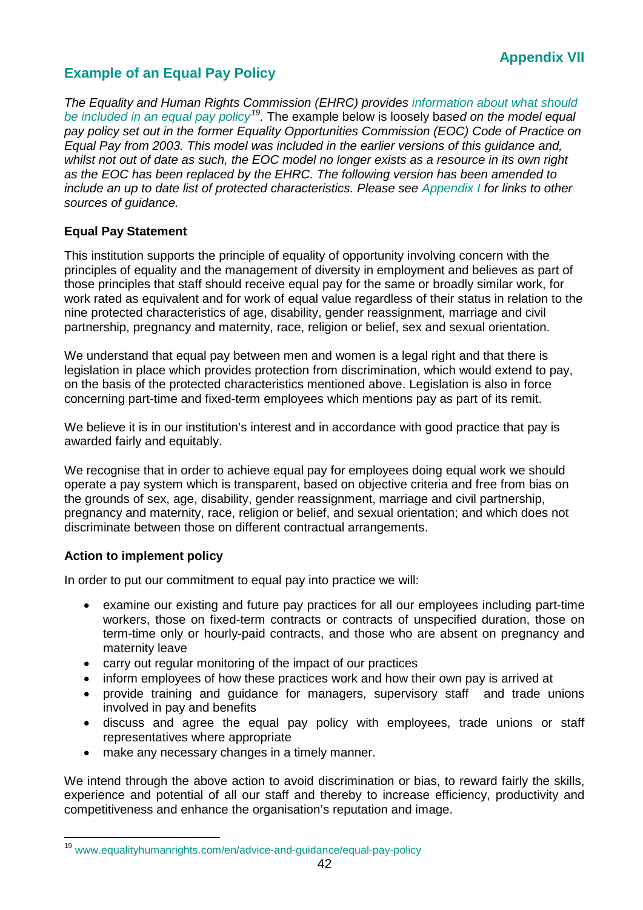# Appendix VII

## Example of an Equal Pay Policy

*The Equality and Human Rights Commission (EHRC) provides information about what should be included in an equal pay policy[19].* The example below is loosely b*ased on the model equal pay policy set out in the former Equality Opportunities Commission (EOC) Code of Practice on Equal Pay from 2003. This model was included in the earlier versions of this guidance and, whilst not out of date as such, the EOC model no longer exists as a resource in its own right as the EOC has been replaced by the EHRC. The following version has been amended to include an up to date list of protected characteristics. Please see Appendix I for links to other sources of guidance.*

### Equal Pay Statement

This institution supports the principle of equality of opportunity involving concern with the principles of equality and the management of diversity in employment and believes as part of those principles that staff should receive equal pay for the same or broadly similar work, for work rated as equivalent and for work of equal value regardless of their status in relation to the nine protected characteristics of age, disability, gender reassignment, marriage and civil partnership, pregnancy and maternity, race, religion or belief, sex and sexual orientation.

We understand that equal pay between men and women is a legal right and that there is legislation in place which provides protection from discrimination, which would extend to pay, on the basis of the protected characteristics mentioned above. Legislation is also in force concerning part-time and fixed-term employees which mentions pay as part of its remit.

We believe it is in our institution's interest and in accordance with good practice that pay is awarded fairly and equitably.

We recognise that in order to achieve equal pay for employees doing equal work we should operate a pay system which is transparent, based on objective criteria and free from bias on the grounds of sex, age, disability, gender reassignment, marriage and civil partnership, pregnancy and maternity, race, religion or belief, and sexual orientation; and which does not discriminate between those on different contractual arrangements.

### Action to implement policy

In order to put our commitment to equal pay into practice we will:

- examine our existing and future pay practices for all our employees including part-time workers, those on fixed-term contracts or contracts of unspecified duration, those on term-time only or hourly-paid contracts, and those who are absent on pregnancy and maternity leave
- carry out regular monitoring of the impact of our practices
- inform employees of how these practices work and how their own pay is arrived at
- provide training and guidance for managers, supervisory staff and trade unions involved in pay and benefits
- discuss and agree the equal pay policy with employees, trade unions or staff representatives where appropriate
- make any necessary changes in a timely manner.

We intend through the above action to avoid discrimination or bias, to reward fairly the skills, experience and potential of all our staff and thereby to increase efficiency, productivity and competitiveness and enhance the organisation's reputation and image.

---

[19] www.equalityhumanrights.com/en/advice-and-guidance/equal-pay-policy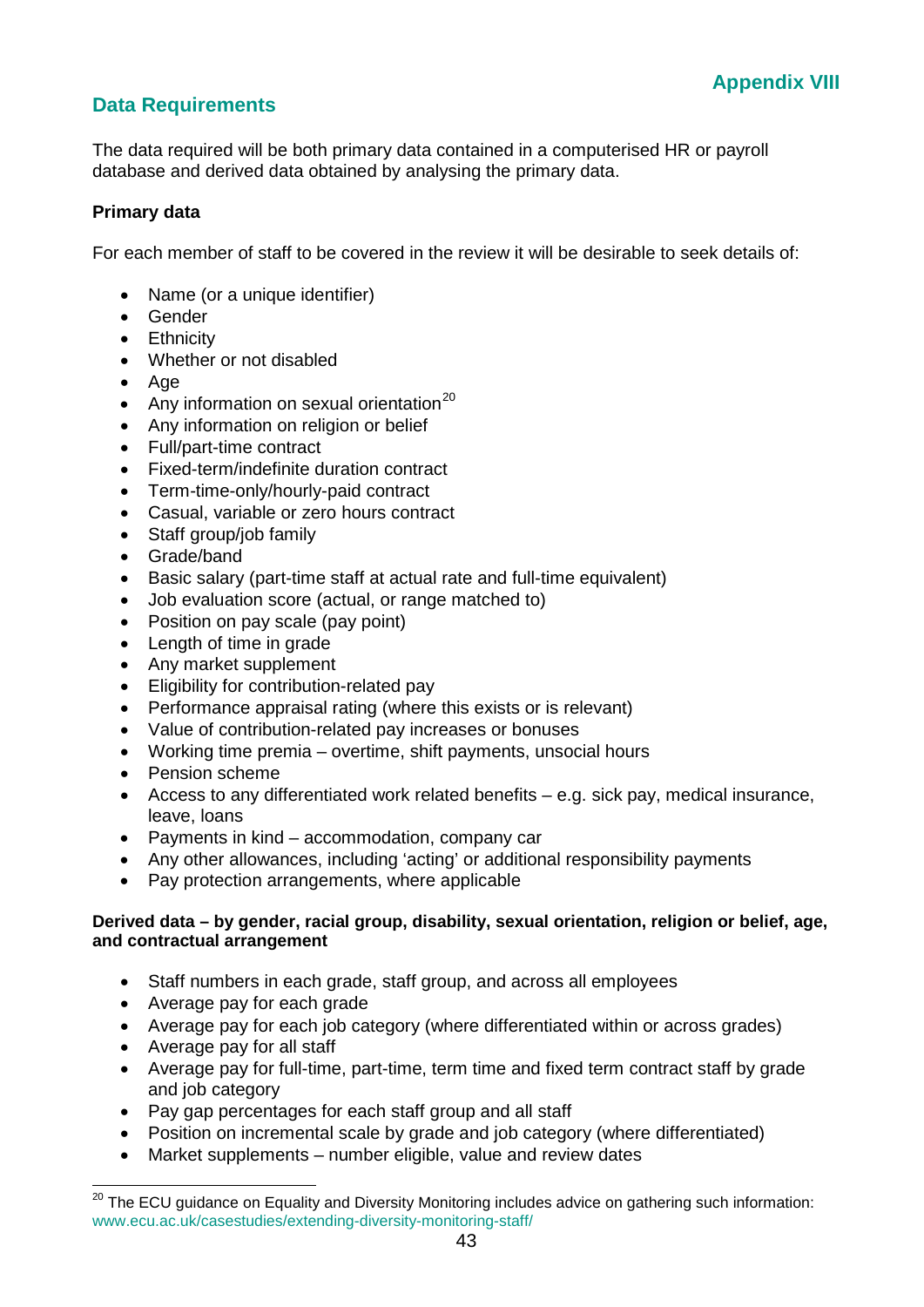# Appendix VIII

## Data Requirements

The data required will be both primary data contained in a computerised HR or payroll database and derived data obtained by analysing the primary data.

**Primary data**

For each member of staff to be covered in the review it will be desirable to seek details of:

- Name (or a unique identifier)
- Gender
- Ethnicity
- Whether or not disabled
- Age
- Any information on sexual orientation[20]
- Any information on religion or belief
- Full/part-time contract
- Fixed-term/indefinite duration contract
- Term-time-only/hourly-paid contract
- Casual, variable or zero hours contract
- Staff group/job family
- Grade/band
- Basic salary (part-time staff at actual rate and full-time equivalent)
- Job evaluation score (actual, or range matched to)
- Position on pay scale (pay point)
- Length of time in grade
- Any market supplement
- Eligibility for contribution-related pay
- Performance appraisal rating (where this exists or is relevant)
- Value of contribution-related pay increases or bonuses
- Working time premia – overtime, shift payments, unsocial hours
- Pension scheme
- Access to any differentiated work related benefits – e.g. sick pay, medical insurance, leave, loans
- Payments in kind – accommodation, company car
- Any other allowances, including 'acting' or additional responsibility payments
- Pay protection arrangements, where applicable

**Derived data – by gender, racial group, disability, sexual orientation, religion or belief, age, and contractual arrangement**

- Staff numbers in each grade, staff group, and across all employees
- Average pay for each grade
- Average pay for each job category (where differentiated within or across grades)
- Average pay for all staff
- Average pay for full-time, part-time, term time and fixed term contract staff by grade and job category
- Pay gap percentages for each staff group and all staff
- Position on incremental scale by grade and job category (where differentiated)
- Market supplements – number eligible, value and review dates

[20] The ECU guidance on Equality and Diversity Monitoring includes advice on gathering such information: www.ecu.ac.uk/casestudies/extending-diversity-monitoring-staff/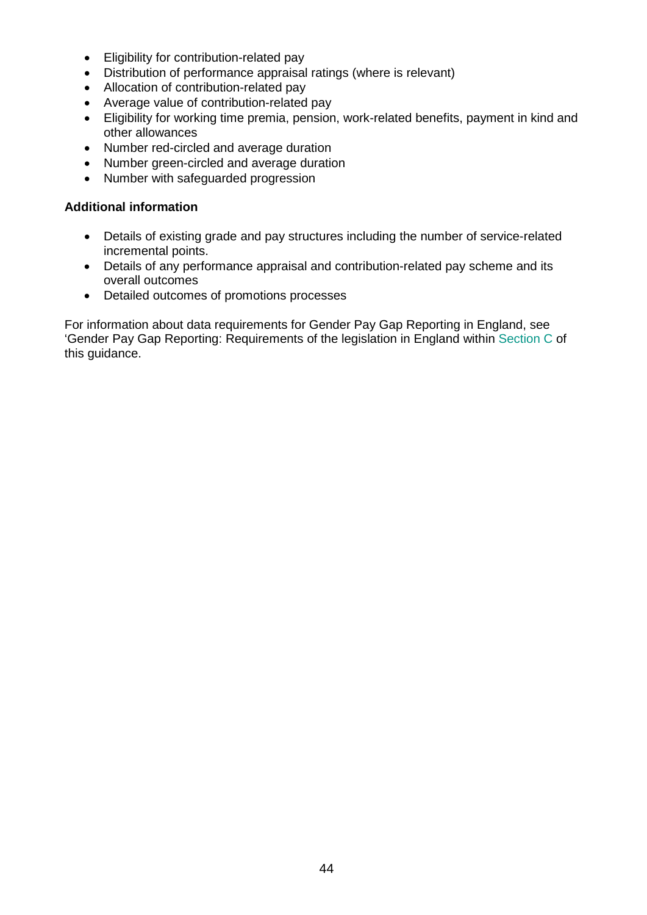- Eligibility for contribution-related pay
- Distribution of performance appraisal ratings (where is relevant)
- Allocation of contribution-related pay
- Average value of contribution-related pay
- Eligibility for working time premia, pension, work-related benefits, payment in kind and other allowances
- Number red-circled and average duration
- Number green-circled and average duration
- Number with safeguarded progression

**Additional information**

- Details of existing grade and pay structures including the number of service-related incremental points.
- Details of any performance appraisal and contribution-related pay scheme and its overall outcomes
- Detailed outcomes of promotions processes

For information about data requirements for Gender Pay Gap Reporting in England, see 'Gender Pay Gap Reporting: Requirements of the legislation in England within Section C of this guidance.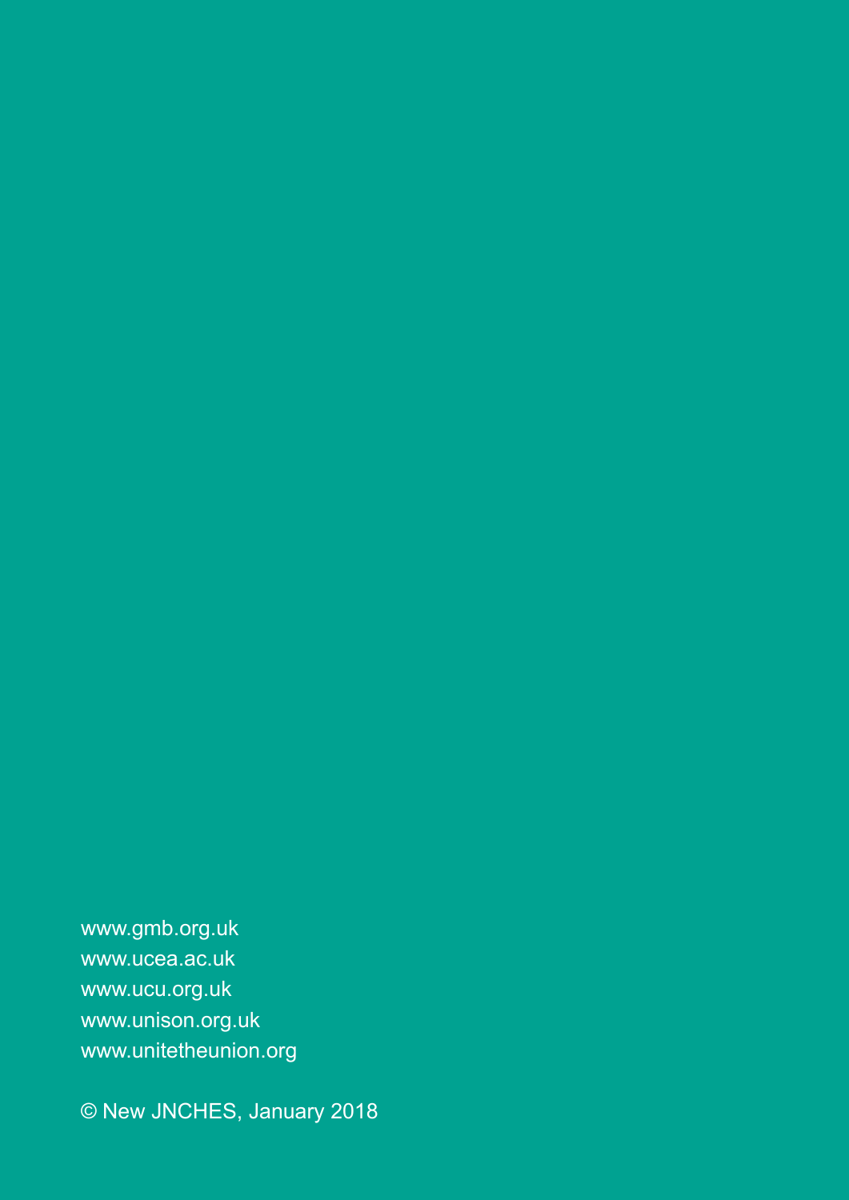www.gmb.org.uk
www.ucea.ac.uk
www.ucu.org.uk
www.unison.org.uk
www.unitetheunion.org

© New JNCHES, January 2018